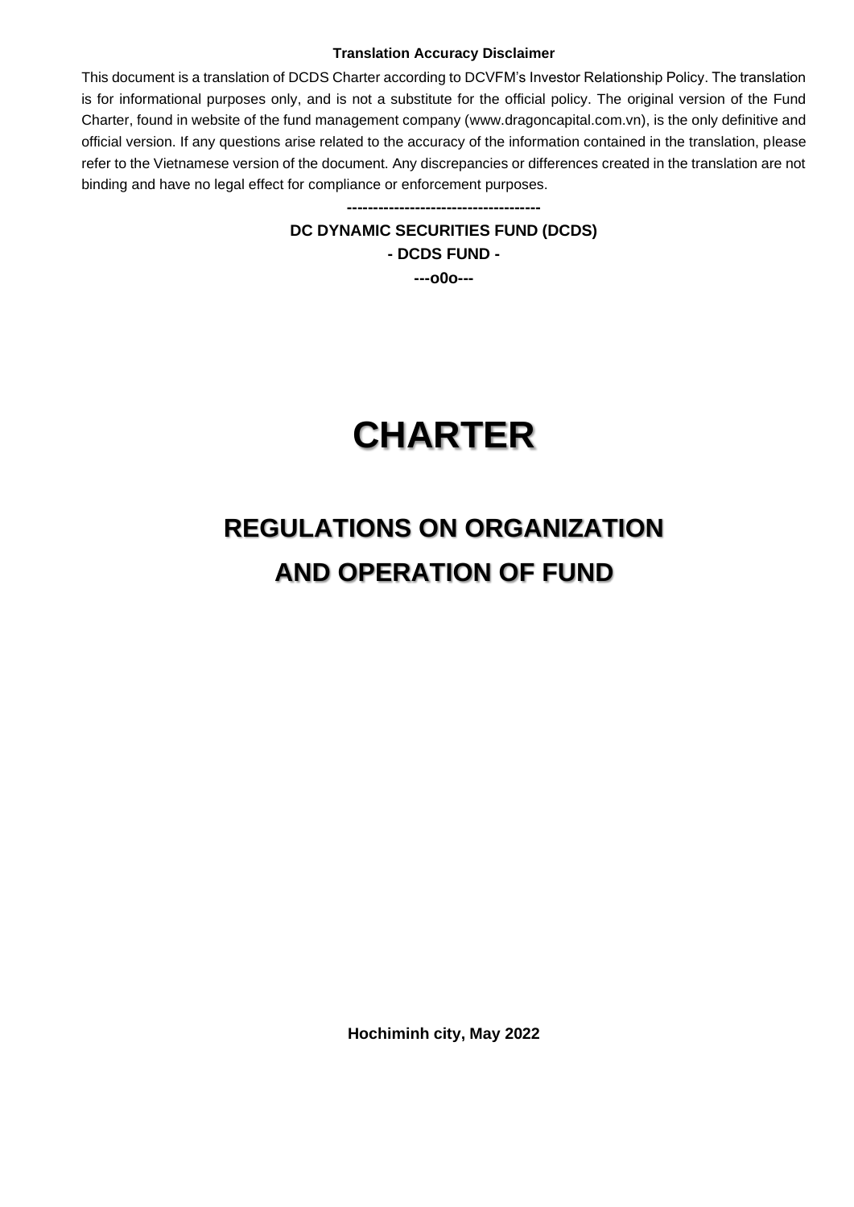**Translation Accuracy Disclaimer**

This document is a translation of DCDS Charter according to DCVFM's Investor Relationship Policy. The translation is for informational purposes only, and is not a substitute for the official policy. The original version of the Fund Charter, found in website of the fund management company (www.dragoncapital.com.vn), is the only definitive and official version. If any questions arise related to the accuracy of the information contained in the translation, please refer to the Vietnamese version of the document. Any discrepancies or differences created in the translation are not binding and have no legal effect for compliance or enforcement purposes.

-------------------------------------

**DC DYNAMIC SECURITIES FUND (DCDS)**

**- DCDS FUND -**

**---o0o---**

# CHARTER

## REGULATIONS ON ORGANIZATION AND OPERATION OF FUND

**Hochiminh city, May 2022**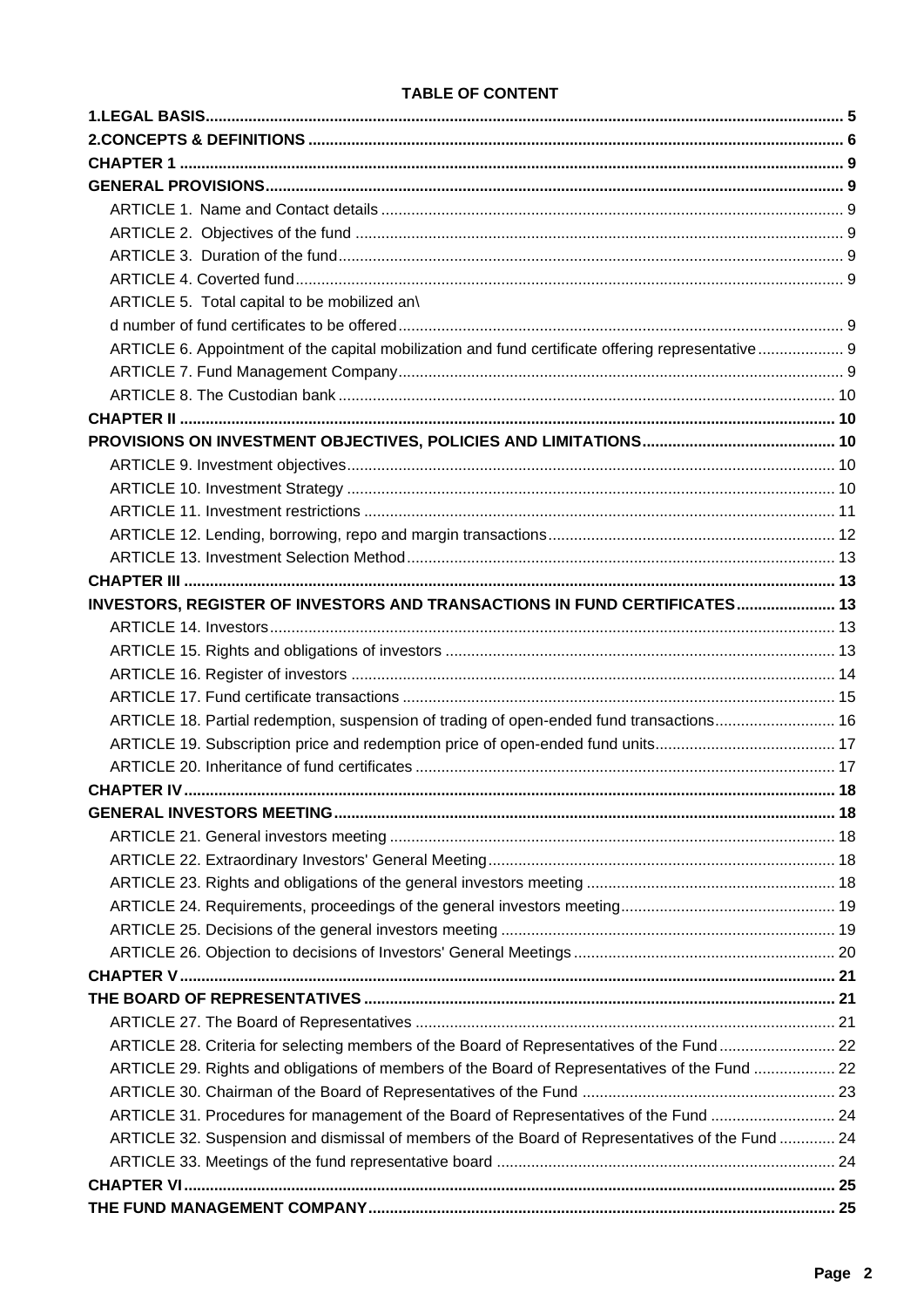**TABLE OF CONTENT**

**1.LEGAL BASIS** ..... 5

**2.CONCEPTS & DEFINITIONS** ..... 6

**CHAPTER 1** ..... 9

**GENERAL PROVISIONS** ..... 9

ARTICLE 1. Name and Contact details ..... 9

ARTICLE 2. Objectives of the fund ..... 9

ARTICLE 3. Duration of the fund ..... 9

ARTICLE 4. Coverted fund ..... 9

ARTICLE 5. Total capital to be mobilized an\
d number of fund certificates to be offered ..... 9

ARTICLE 6. Appointment of the capital mobilization and fund certificate offering representative ..... 9

ARTICLE 7. Fund Management Company ..... 9

ARTICLE 8. The Custodian bank ..... 10

**CHAPTER II** ..... 10

**PROVISIONS ON INVESTMENT OBJECTIVES, POLICIES AND LIMITATIONS** ..... 10

ARTICLE 9. Investment objectives ..... 10

ARTICLE 10. Investment Strategy ..... 10

ARTICLE 11. Investment restrictions ..... 11

ARTICLE 12. Lending, borrowing, repo and margin transactions ..... 12

ARTICLE 13. Investment Selection Method ..... 13

**CHAPTER III** ..... 13

**INVESTORS, REGISTER OF INVESTORS AND TRANSACTIONS IN FUND CERTIFICATES** ..... 13

ARTICLE 14. Investors ..... 13

ARTICLE 15. Rights and obligations of investors ..... 13

ARTICLE 16. Register of investors ..... 14

ARTICLE 17. Fund certificate transactions ..... 15

ARTICLE 18. Partial redemption, suspension of trading of open-ended fund transactions ..... 16

ARTICLE 19. Subscription price and redemption price of open-ended fund units ..... 17

ARTICLE 20. Inheritance of fund certificates ..... 17

**CHAPTER IV** ..... 18

**GENERAL INVESTORS MEETING** ..... 18

ARTICLE 21. General investors meeting ..... 18

ARTICLE 22. Extraordinary Investors' General Meeting ..... 18

ARTICLE 23. Rights and obligations of the general investors meeting ..... 18

ARTICLE 24. Requirements, proceedings of the general investors meeting ..... 19

ARTICLE 25. Decisions of the general investors meeting ..... 19

ARTICLE 26. Objection to decisions of Investors' General Meetings ..... 20

**CHAPTER V** ..... 21

**THE BOARD OF REPRESENTATIVES** ..... 21

ARTICLE 27. The Board of Representatives ..... 21

ARTICLE 28. Criteria for selecting members of the Board of Representatives of the Fund ..... 22

ARTICLE 29. Rights and obligations of members of the Board of Representatives of the Fund ..... 22

ARTICLE 30. Chairman of the Board of Representatives of the Fund ..... 23

ARTICLE 31. Procedures for management of the Board of Representatives of the Fund ..... 24

ARTICLE 32. Suspension and dismissal of members of the Board of Representatives of the Fund ..... 24

ARTICLE 33. Meetings of the fund representative board ..... 24

**CHAPTER VI** ..... 25

**THE FUND MANAGEMENT COMPANY** ..... 25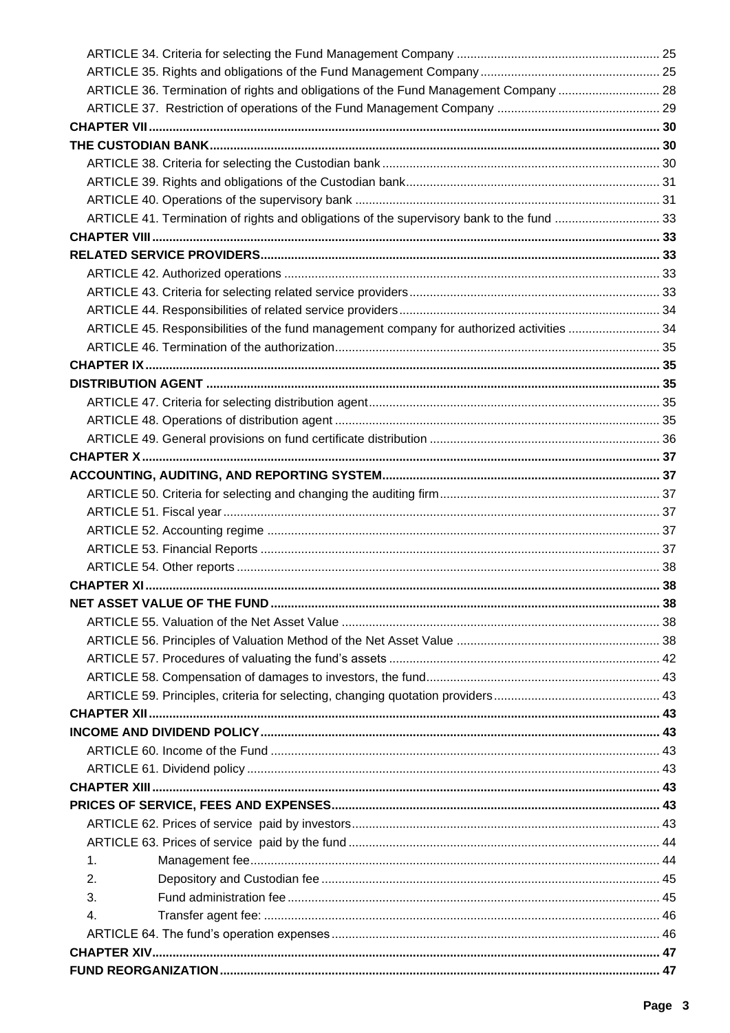ARTICLE 34. Criteria for selecting the Fund Management Company ........................................................... 25

ARTICLE 35. Rights and obligations of the Fund Management Company .................................................... 25

ARTICLE 36. Termination of rights and obligations of the Fund Management Company ............................. 28

ARTICLE 37. Restriction of operations of the Fund Management Company ............................................... 29

**CHAPTER VII** ..................................................................................................................................... 30

**THE CUSTODIAN BANK** ...................................................................................................................... 30

ARTICLE 38. Criteria for selecting the Custodian bank ................................................................................ 30

ARTICLE 39. Rights and obligations of the Custodian bank .......................................................................... 31

ARTICLE 40. Operations of the supervisory bank ........................................................................................ 31

ARTICLE 41. Termination of rights and obligations of the supervisory bank to the fund .............................. 33

**CHAPTER VIII** .................................................................................................................................... 33

**RELATED SERVICE PROVIDERS** ........................................................................................................ 33

ARTICLE 42. Authorized operations ............................................................................................................. 33

ARTICLE 43. Criteria for selecting related service providers ......................................................................... 33

ARTICLE 44. Responsibilities of related service providers ............................................................................ 34

ARTICLE 45. Responsibilities of the fund management company for authorized activities .......................... 34

ARTICLE 46. Termination of the authorization .............................................................................................. 35

**CHAPTER IX** ...................................................................................................................................... 35

**DISTRIBUTION AGENT** ....................................................................................................................... 35

ARTICLE 47. Criteria for selecting distribution agent ..................................................................................... 35

ARTICLE 48. Operations of distribution agent ............................................................................................... 35

ARTICLE 49. General provisions on fund certificate distribution ................................................................... 36

**CHAPTER X** ....................................................................................................................................... 37

**ACCOUNTING, AUDITING, AND REPORTING SYSTEM** ...................................................................... 37

ARTICLE 50. Criteria for selecting and changing the auditing firm ................................................................ 37

ARTICLE 51. Fiscal year ............................................................................................................................... 37

ARTICLE 52. Accounting regime .................................................................................................................. 37

ARTICLE 53. Financial Reports .................................................................................................................... 37

ARTICLE 54. Other reports ........................................................................................................................... 38

**CHAPTER XI** ...................................................................................................................................... 38

**NET ASSET VALUE OF THE FUND** ..................................................................................................... 38

ARTICLE 55. Valuation of the Net Asset Value ............................................................................................. 38

ARTICLE 56. Principles of Valuation Method of the Net Asset Value ........................................................... 38

ARTICLE 57. Procedures of valuating the fund's assets ............................................................................... 42

ARTICLE 58. Compensation of damages to investors, the fund .................................................................... 43

ARTICLE 59. Principles, criteria for selecting, changing quotation providers ................................................ 43

**CHAPTER XII** ..................................................................................................................................... 43

**INCOME AND DIVIDEND POLICY** ........................................................................................................ 43

ARTICLE 60. Income of the Fund ................................................................................................................. 43

ARTICLE 61. Dividend policy ........................................................................................................................ 43

**CHAPTER XIII** .................................................................................................................................... 43

**PRICES OF SERVICE, FEES AND EXPENSES** .................................................................................... 43

ARTICLE 62. Prices of service paid by investors .......................................................................................... 43

ARTICLE 63. Prices of service paid by the fund ........................................................................................... 44

1. Management fee ....................................................................................................................... 44
2. Depository and Custodian fee .................................................................................................. 45
3. Fund administration fee ............................................................................................................ 45
4. Transfer agent fee: ................................................................................................................... 46

ARTICLE 64. The fund's operation expenses ............................................................................................... 46

**CHAPTER XIV** .................................................................................................................................... 47

**FUND REORGANIZATION** ................................................................................................................... 47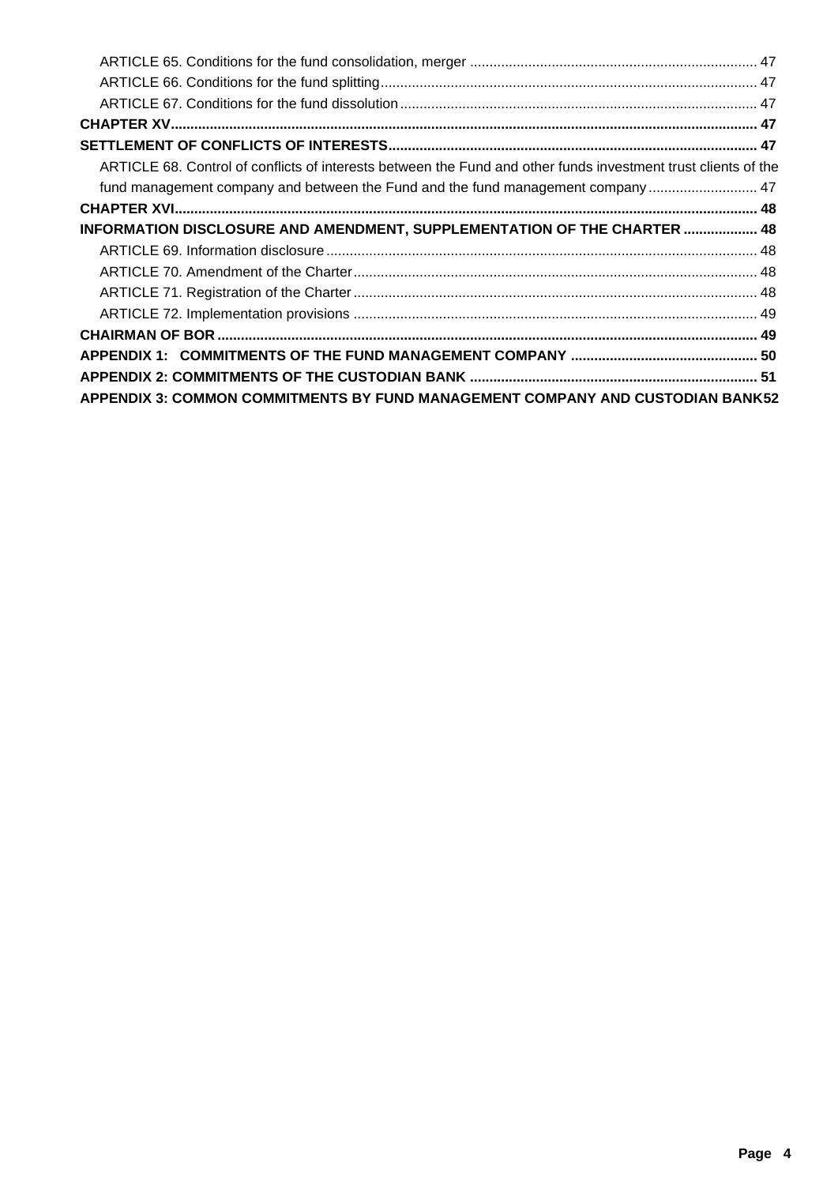ARTICLE 65. Conditions for the fund consolidation, merger ........................................................................ 47
ARTICLE 66. Conditions for the fund splitting................................................................................................ 47
ARTICLE 67. Conditions for the fund dissolution.......................................................................................... 47
**CHAPTER XV.................................................................................................................................................... 47**
**SETTLEMENT OF CONFLICTS OF INTERESTS............................................................................................ 47**
ARTICLE 68. Control of conflicts of interests between the Fund and other funds investment trust clients of the fund management company and between the Fund and the fund management company ........................... 47
**CHAPTER XVI................................................................................................................................................... 48**
**INFORMATION DISCLOSURE AND AMENDMENT, SUPPLEMENTATION OF THE CHARTER ................... 48**
ARTICLE 69. Information disclosure............................................................................................................. 48
ARTICLE 70. Amendment of the Charter...................................................................................................... 48
ARTICLE 71. Registration of the Charter...................................................................................................... 48
ARTICLE 72. Implementation provisions ...................................................................................................... 49
**CHAIRMAN OF BOR ........................................................................................................................................ 49**
**APPENDIX 1: COMMITMENTS OF THE FUND MANAGEMENT COMPANY ............................................... 50**
**APPENDIX 2: COMMITMENTS OF THE CUSTODIAN BANK ........................................................................ 51**
**APPENDIX 3: COMMON COMMITMENTS BY FUND MANAGEMENT COMPANY AND CUSTODIAN BANK52**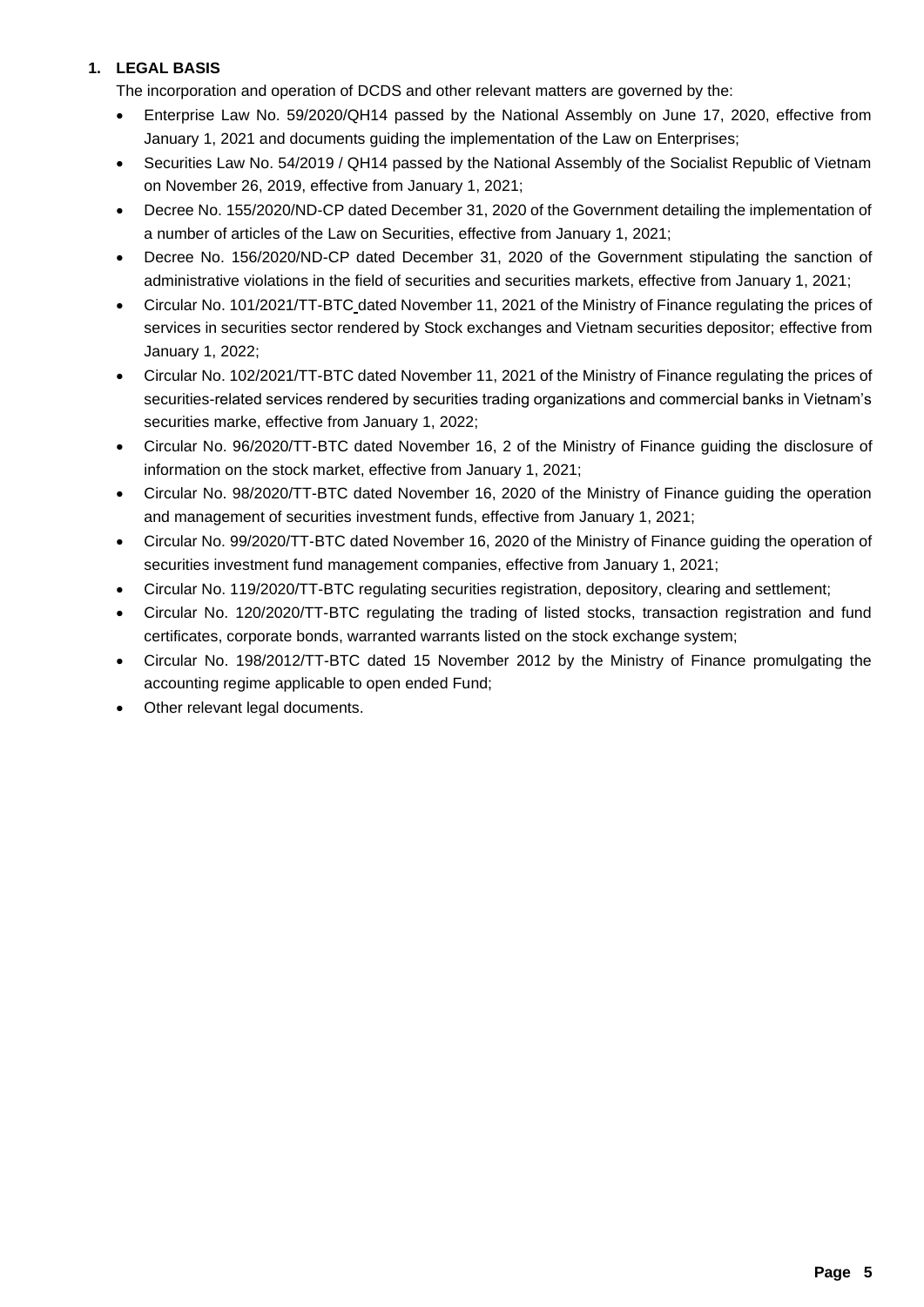## 1. LEGAL BASIS

The incorporation and operation of DCDS and other relevant matters are governed by the:

- Enterprise Law No. 59/2020/QH14 passed by the National Assembly on June 17, 2020, effective from January 1, 2021 and documents guiding the implementation of the Law on Enterprises;
- Securities Law No. 54/2019 / QH14 passed by the National Assembly of the Socialist Republic of Vietnam on November 26, 2019, effective from January 1, 2021;
- Decree No. 155/2020/ND-CP dated December 31, 2020 of the Government detailing the implementation of a number of articles of the Law on Securities, effective from January 1, 2021;
- Decree No. 156/2020/ND-CP dated December 31, 2020 of the Government stipulating the sanction of administrative violations in the field of securities and securities markets, effective from January 1, 2021;
- Circular No. 101/2021/TT-BTC dated November 11, 2021 of the Ministry of Finance regulating the prices of services in securities sector rendered by Stock exchanges and Vietnam securities depositor; effective from January 1, 2022;
- Circular No. 102/2021/TT-BTC dated November 11, 2021 of the Ministry of Finance regulating the prices of securities-related services rendered by securities trading organizations and commercial banks in Vietnam's securities marke, effective from January 1, 2022;
- Circular No. 96/2020/TT-BTC dated November 16, 2 of the Ministry of Finance guiding the disclosure of information on the stock market, effective from January 1, 2021;
- Circular No. 98/2020/TT-BTC dated November 16, 2020 of the Ministry of Finance guiding the operation and management of securities investment funds, effective from January 1, 2021;
- Circular No. 99/2020/TT-BTC dated November 16, 2020 of the Ministry of Finance guiding the operation of securities investment fund management companies, effective from January 1, 2021;
- Circular No. 119/2020/TT-BTC regulating securities registration, depository, clearing and settlement;
- Circular No. 120/2020/TT-BTC regulating the trading of listed stocks, transaction registration and fund certificates, corporate bonds, warranted warrants listed on the stock exchange system;
- Circular No. 198/2012/TT-BTC dated 15 November 2012 by the Ministry of Finance promulgating the accounting regime applicable to open ended Fund;
- Other relevant legal documents.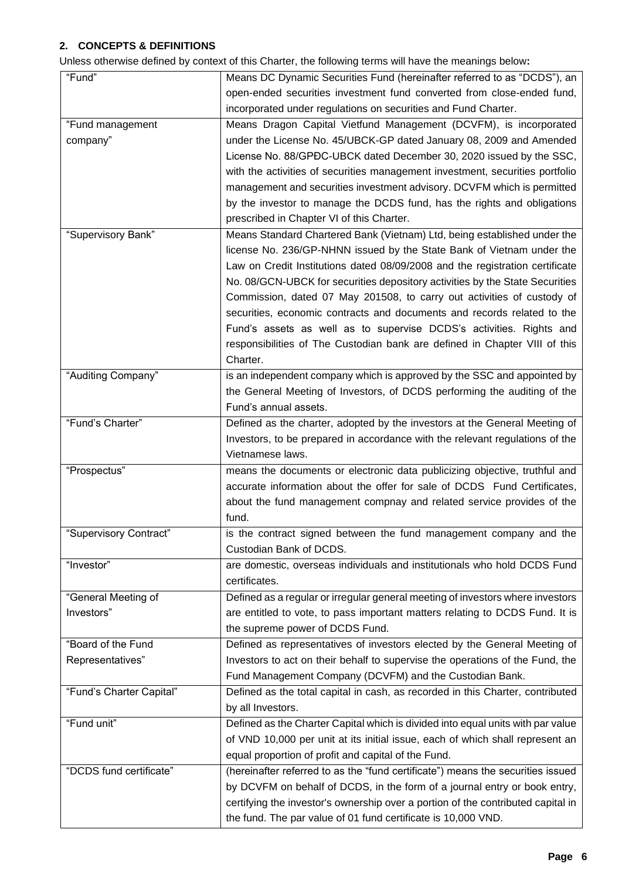## 2. CONCEPTS & DEFINITIONS

Unless otherwise defined by context of this Charter, the following terms will have the meanings below**:**

| | |
|---|---|
| "Fund" | Means DC Dynamic Securities Fund (hereinafter referred to as "DCDS"), an open-ended securities investment fund converted from close-ended fund, incorporated under regulations on securities and Fund Charter. |
| "Fund management company" | Means Dragon Capital Vietfund Management (DCVFM), is incorporated under the License No. 45/UBCK-GP dated January 08, 2009 and Amended License No. 88/GPĐC-UBCK dated December 30, 2020 issued by the SSC, with the activities of securities management investment, securities portfolio management and securities investment advisory. DCVFM which is permitted by the investor to manage the DCDS fund, has the rights and obligations prescribed in Chapter VI of this Charter. |
| "Supervisory Bank" | Means Standard Chartered Bank (Vietnam) Ltd, being established under the license No. 236/GP-NHNN issued by the State Bank of Vietnam under the Law on Credit Institutions dated 08/09/2008 and the registration certificate No. 08/GCN-UBCK for securities depository activities by the State Securities Commission, dated 07 May 201508, to carry out activities of custody of securities, economic contracts and documents and records related to the Fund's assets as well as to supervise DCDS's activities. Rights and responsibilities of The Custodian bank are defined in Chapter VIII of this Charter. |
| "Auditing Company" | is an independent company which is approved by the SSC and appointed by the General Meeting of Investors, of DCDS performing the auditing of the Fund's annual assets. |
| "Fund's Charter" | Defined as the charter, adopted by the investors at the General Meeting of Investors, to be prepared in accordance with the relevant regulations of the Vietnamese laws. |
| "Prospectus" | means the documents or electronic data publicizing objective, truthful and accurate information about the offer for sale of DCDS Fund Certificates, about the fund management compnay and related service provides of the fund. |
| "Supervisory Contract" | is the contract signed between the fund management company and the Custodian Bank of DCDS. |
| "Investor" | are domestic, overseas individuals and institutionals who hold DCDS Fund certificates. |
| "General Meeting of Investors" | Defined as a regular or irregular general meeting of investors where investors are entitled to vote, to pass important matters relating to DCDS Fund. It is the supreme power of DCDS Fund. |
| "Board of the Fund Representatives" | Defined as representatives of investors elected by the General Meeting of Investors to act on their behalf to supervise the operations of the Fund, the Fund Management Company (DCVFM) and the Custodian Bank. |
| "Fund's Charter Capital" | Defined as the total capital in cash, as recorded in this Charter, contributed by all Investors. |
| "Fund unit" | Defined as the Charter Capital which is divided into equal units with par value of VND 10,000 per unit at its initial issue, each of which shall represent an equal proportion of profit and capital of the Fund. |
| "DCDS fund certificate" | (hereinafter referred to as the "fund certificate") means the securities issued by DCVFM on behalf of DCDS, in the form of a journal entry or book entry, certifying the investor's ownership over a portion of the contributed capital in the fund. The par value of 01 fund certificate is 10,000 VND. |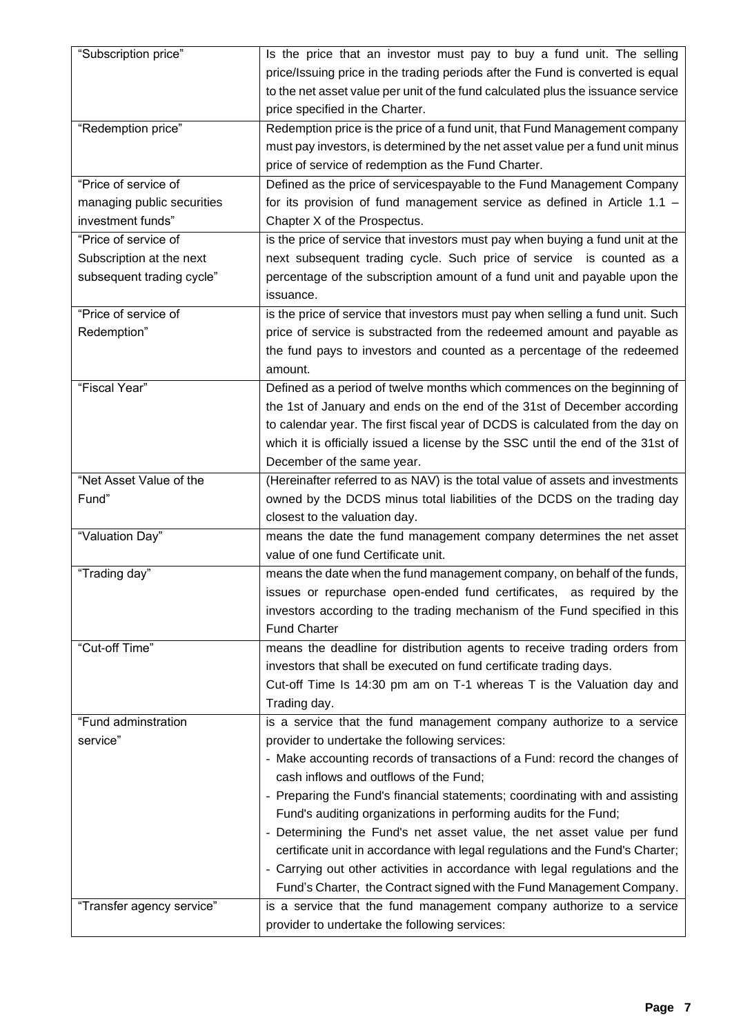| | |
|---|---|
| "Subscription price" | Is the price that an investor must pay to buy a fund unit. The selling price/Issuing price in the trading periods after the Fund is converted is equal to the net asset value per unit of the fund calculated plus the issuance service price specified in the Charter. |
| "Redemption price" | Redemption price is the price of a fund unit, that Fund Management company must pay investors, is determined by the net asset value per a fund unit minus price of service of redemption as the Fund Charter. |
| "Price of service of managing public securities investment funds" | Defined as the price of servicespayable to the Fund Management Company for its provision of fund management service as defined in Article 1.1 – Chapter X of the Prospectus. |
| "Price of service of Subscription at the next subsequent trading cycle" | is the price of service that investors must pay when buying a fund unit at the next subsequent trading cycle. Such price of service is counted as a percentage of the subscription amount of a fund unit and payable upon the issuance. |
| "Price of service of Redemption" | is the price of service that investors must pay when selling a fund unit. Such price of service is substracted from the redeemed amount and payable as the fund pays to investors and counted as a percentage of the redeemed amount. |
| "Fiscal Year" | Defined as a period of twelve months which commences on the beginning of the 1st of January and ends on the end of the 31st of December according to calendar year. The first fiscal year of DCDS is calculated from the day on which it is officially issued a license by the SSC until the end of the 31st of December of the same year. |
| "Net Asset Value of the Fund" | (Hereinafter referred to as NAV) is the total value of assets and investments owned by the DCDS minus total liabilities of the DCDS on the trading day closest to the valuation day. |
| "Valuation Day" | means the date the fund management company determines the net asset value of one fund Certificate unit. |
| "Trading day" | means the date when the fund management company, on behalf of the funds, issues or repurchase open-ended fund certificates, as required by the investors according to the trading mechanism of the Fund specified in this Fund Charter |
| "Cut-off Time" | means the deadline for distribution agents to receive trading orders from investors that shall be executed on fund certificate trading days.<br>Cut-off Time Is 14:30 pm am on T-1 whereas T is the Valuation day and Trading day. |
| "Fund adminstration service" | is a service that the fund management company authorize to a service provider to undertake the following services:<br>- Make accounting records of transactions of a Fund: record the changes of cash inflows and outflows of the Fund;<br>- Preparing the Fund's financial statements; coordinating with and assisting Fund's auditing organizations in performing audits for the Fund;<br>- Determining the Fund's net asset value, the net asset value per fund certificate unit in accordance with legal regulations and the Fund's Charter;<br>- Carrying out other activities in accordance with legal regulations and the Fund's Charter, the Contract signed with the Fund Management Company. |
| "Transfer agency service" | is a service that the fund management company authorize to a service provider to undertake the following services: |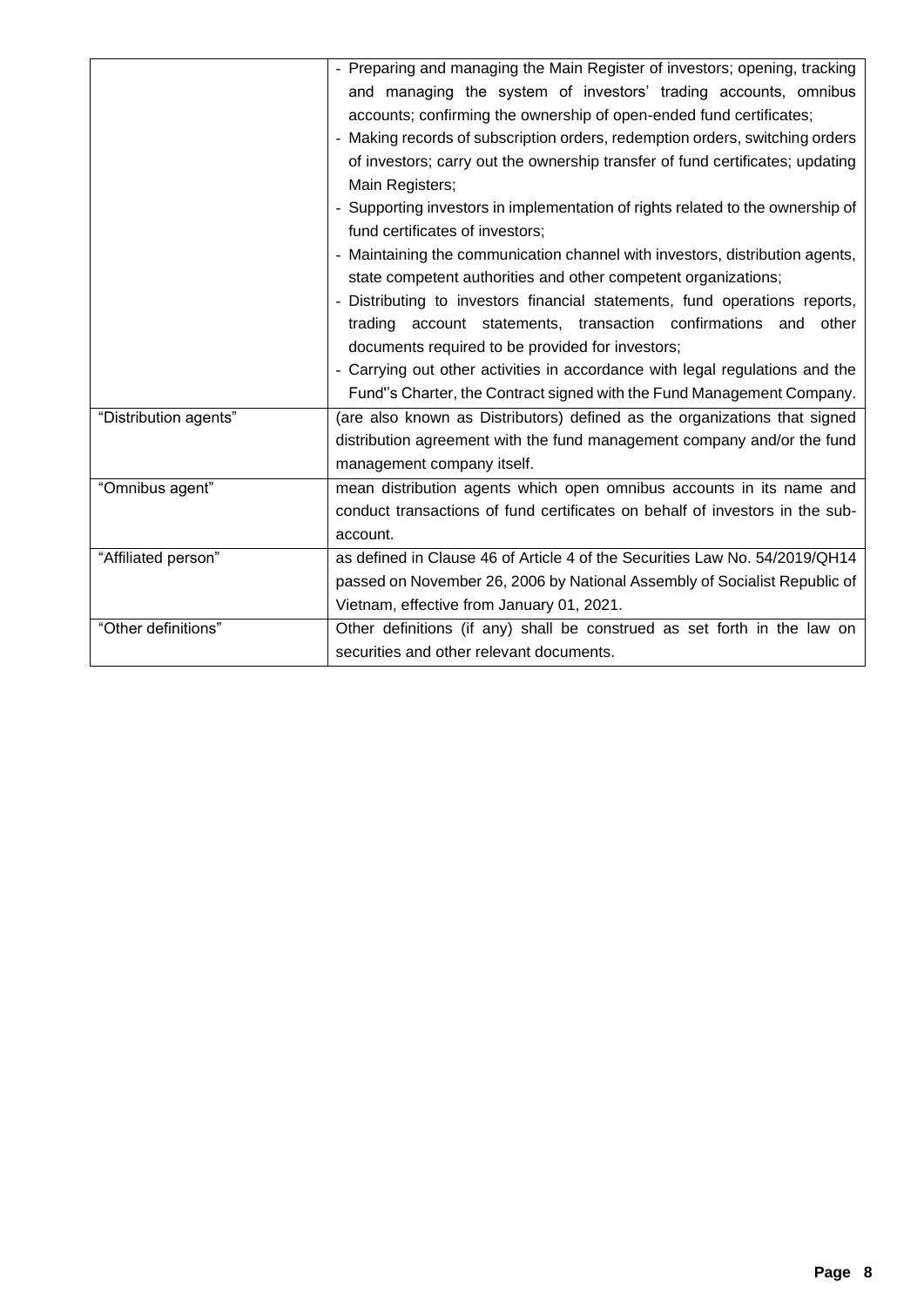| | |
|---|---|
| | - Preparing and managing the Main Register of investors; opening, tracking and managing the system of investors' trading accounts, omnibus accounts; confirming the ownership of open-ended fund certificates;<br>- Making records of subscription orders, redemption orders, switching orders of investors; carry out the ownership transfer of fund certificates; updating Main Registers;<br>- Supporting investors in implementation of rights related to the ownership of fund certificates of investors;<br>- Maintaining the communication channel with investors, distribution agents, state competent authorities and other competent organizations;<br>- Distributing to investors financial statements, fund operations reports, trading account statements, transaction confirmations and other documents required to be provided for investors;<br>- Carrying out other activities in accordance with legal regulations and the Fund''s Charter, the Contract signed with the Fund Management Company. |
| "Distribution agents" | (are also known as Distributors) defined as the organizations that signed distribution agreement with the fund management company and/or the fund management company itself. |
| "Omnibus agent" | mean distribution agents which open omnibus accounts in its name and conduct transactions of fund certificates on behalf of investors in the sub-account. |
| "Affiliated person" | as defined in Clause 46 of Article 4 of the Securities Law No. 54/2019/QH14 passed on November 26, 2006 by National Assembly of Socialist Republic of Vietnam, effective from January 01, 2021. |
| "Other definitions" | Other definitions (if any) shall be construed as set forth in the law on securities and other relevant documents. |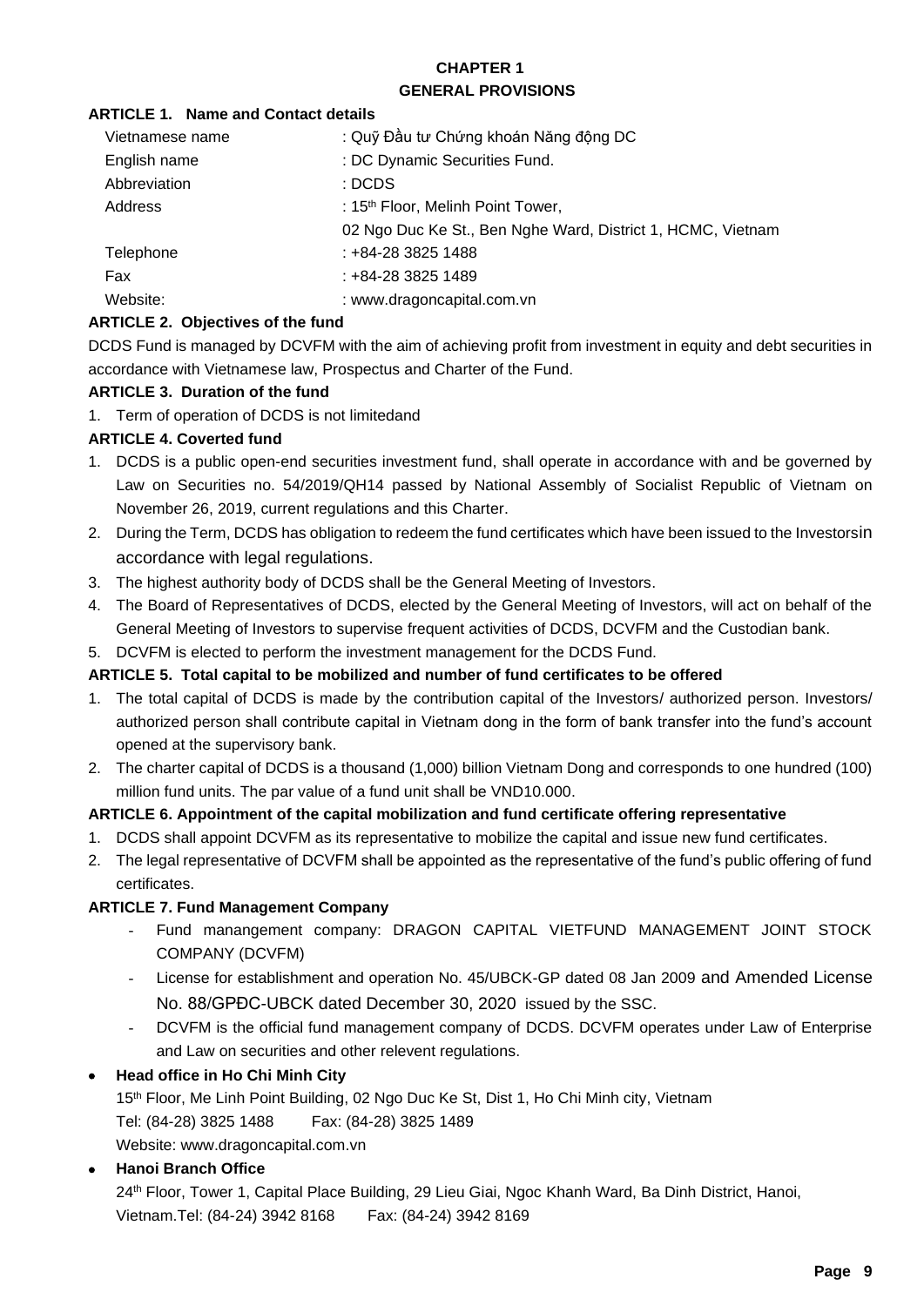# CHAPTER 1
# GENERAL PROVISIONS

## ARTICLE 1. Name and Contact details

| | |
|---|---|
| Vietnamese name | : Quỹ Đầu tư Chứng khoán Năng động DC |
| English name | : DC Dynamic Securities Fund. |
| Abbreviation | : DCDS |
| Address | : 15th Floor, Melinh Point Tower, 02 Ngo Duc Ke St., Ben Nghe Ward, District 1, HCMC, Vietnam |
| Telephone | : +84-28 3825 1488 |
| Fax | : +84-28 3825 1489 |
| Website: | : www.dragoncapital.com.vn |

## ARTICLE 2. Objectives of the fund

DCDS Fund is managed by DCVFM with the aim of achieving profit from investment in equity and debt securities in accordance with Vietnamese law, Prospectus and Charter of the Fund.

## ARTICLE 3. Duration of the fund

1. Term of operation of DCDS is not limitedand

## ARTICLE 4. Coverted fund

1. DCDS is a public open-end securities investment fund, shall operate in accordance with and be governed by Law on Securities no. 54/2019/QH14 passed by National Assembly of Socialist Republic of Vietnam on November 26, 2019, current regulations and this Charter.
2. During the Term, DCDS has obligation to redeem the fund certificates which have been issued to the Investorsin accordance with legal regulations.
3. The highest authority body of DCDS shall be the General Meeting of Investors.
4. The Board of Representatives of DCDS, elected by the General Meeting of Investors, will act on behalf of the General Meeting of Investors to supervise frequent activities of DCDS, DCVFM and the Custodian bank.
5. DCVFM is elected to perform the investment management for the DCDS Fund.

## ARTICLE 5. Total capital to be mobilized and number of fund certificates to be offered

1. The total capital of DCDS is made by the contribution capital of the Investors/ authorized person. Investors/ authorized person shall contribute capital in Vietnam dong in the form of bank transfer into the fund's account opened at the supervisory bank.
2. The charter capital of DCDS is a thousand (1,000) billion Vietnam Dong and corresponds to one hundred (100) million fund units. The par value of a fund unit shall be VND10.000.

## ARTICLE 6. Appointment of the capital mobilization and fund certificate offering representative

1. DCDS shall appoint DCVFM as its representative to mobilize the capital and issue new fund certificates.
2. The legal representative of DCVFM shall be appointed as the representative of the fund's public offering of fund certificates.

## ARTICLE 7. Fund Management Company

- Fund manangement company: DRAGON CAPITAL VIETFUND MANAGEMENT JOINT STOCK COMPANY (DCVFM)
- License for establishment and operation No. 45/UBCK-GP dated 08 Jan 2009 and Amended License No. 88/GPĐC-UBCK dated December 30, 2020 issued by the SSC.
- DCVFM is the official fund management company of DCDS. DCVFM operates under Law of Enterprise and Law on securities and other relevent regulations.

- **Head office in Ho Chi Minh City**

  15th Floor, Me Linh Point Building, 02 Ngo Duc Ke St, Dist 1, Ho Chi Minh city, Vietnam
  Tel: (84-28) 3825 1488 Fax: (84-28) 3825 1489
  Website: www.dragoncapital.com.vn

- **Hanoi Branch Office**

  24th Floor, Tower 1, Capital Place Building, 29 Lieu Giai, Ngoc Khanh Ward, Ba Dinh District, Hanoi, Vietnam.Tel: (84-24) 3942 8168 Fax: (84-24) 3942 8169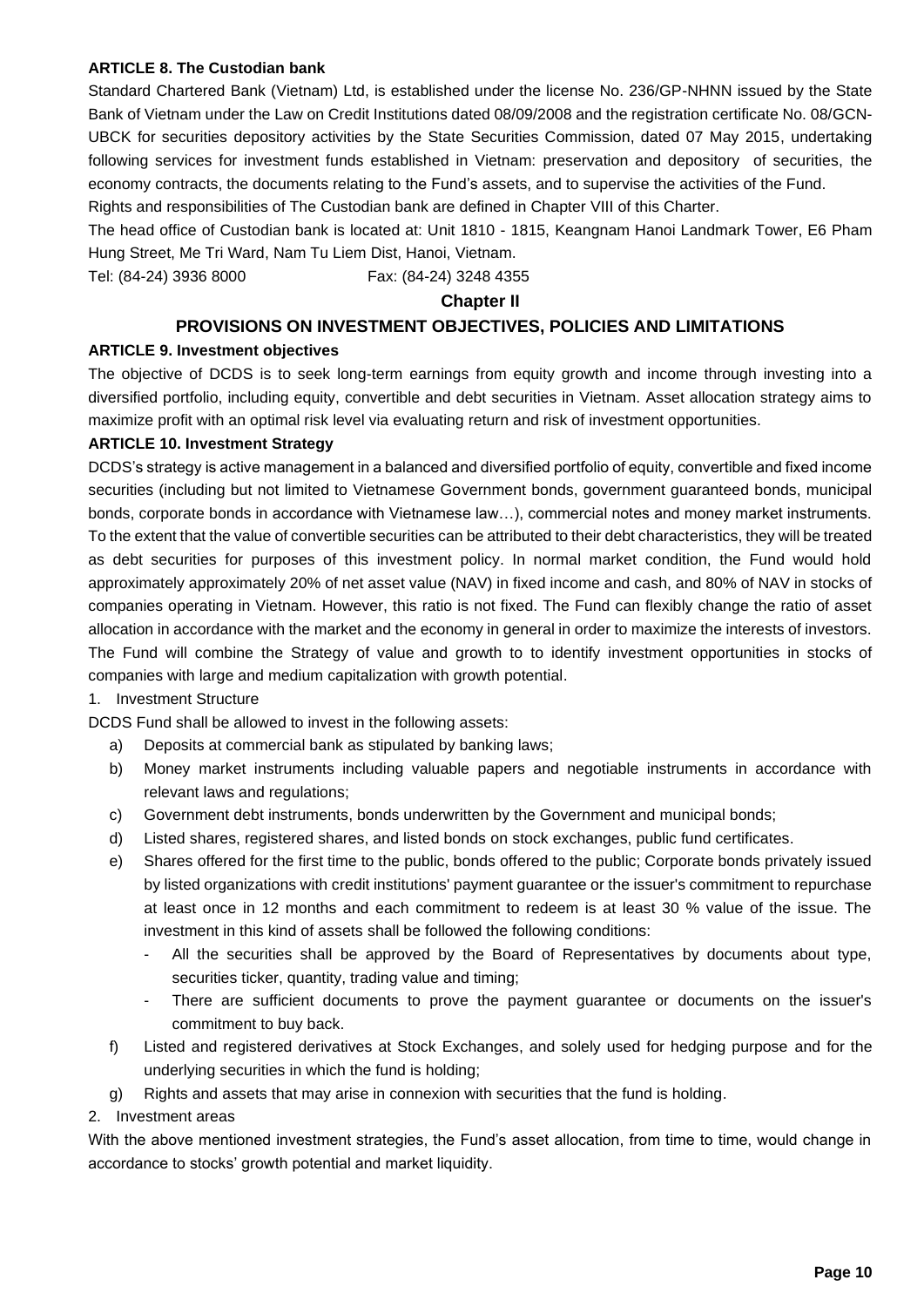**ARTICLE 8. The Custodian bank**

Standard Chartered Bank (Vietnam) Ltd, is established under the license No. 236/GP-NHNN issued by the State Bank of Vietnam under the Law on Credit Institutions dated 08/09/2008 and the registration certificate No. 08/GCN-UBCK for securities depository activities by the State Securities Commission, dated 07 May 2015, undertaking following services for investment funds established in Vietnam: preservation and depository of securities, the economy contracts, the documents relating to the Fund's assets, and to supervise the activities of the Fund.

Rights and responsibilities of The Custodian bank are defined in Chapter VIII of this Charter.

The head office of Custodian bank is located at: Unit 1810 - 1815, Keangnam Hanoi Landmark Tower, E6 Pham Hung Street, Me Tri Ward, Nam Tu Liem Dist, Hanoi, Vietnam.

Tel: (84-24) 3936 8000 Fax: (84-24) 3248 4355

## Chapter II

## PROVISIONS ON INVESTMENT OBJECTIVES, POLICIES AND LIMITATIONS

**ARTICLE 9. Investment objectives**

The objective of DCDS is to seek long-term earnings from equity growth and income through investing into a diversified portfolio, including equity, convertible and debt securities in Vietnam. Asset allocation strategy aims to maximize profit with an optimal risk level via evaluating return and risk of investment opportunities.

**ARTICLE 10. Investment Strategy**

DCDS's strategy is active management in a balanced and diversified portfolio of equity, convertible and fixed income securities (including but not limited to Vietnamese Government bonds, government guaranteed bonds, municipal bonds, corporate bonds in accordance with Vietnamese law…), commercial notes and money market instruments. To the extent that the value of convertible securities can be attributed to their debt characteristics, they will be treated as debt securities for purposes of this investment policy. In normal market condition, the Fund would hold approximately approximately 20% of net asset value (NAV) in fixed income and cash, and 80% of NAV in stocks of companies operating in Vietnam. However, this ratio is not fixed. The Fund can flexibly change the ratio of asset allocation in accordance with the market and the economy in general in order to maximize the interests of investors. The Fund will combine the Strategy of value and growth to to identify investment opportunities in stocks of companies with large and medium capitalization with growth potential.

1. Investment Structure

DCDS Fund shall be allowed to invest in the following assets:

a) Deposits at commercial bank as stipulated by banking laws;
b) Money market instruments including valuable papers and negotiable instruments in accordance with relevant laws and regulations;
c) Government debt instruments, bonds underwritten by the Government and municipal bonds;
d) Listed shares, registered shares, and listed bonds on stock exchanges, public fund certificates.
e) Shares offered for the first time to the public, bonds offered to the public; Corporate bonds privately issued by listed organizations with credit institutions' payment guarantee or the issuer's commitment to repurchase at least once in 12 months and each commitment to redeem is at least 30 % value of the issue. The investment in this kind of assets shall be followed the following conditions:
    - All the securities shall be approved by the Board of Representatives by documents about type, securities ticker, quantity, trading value and timing;
    - There are sufficient documents to prove the payment guarantee or documents on the issuer's commitment to buy back.
f) Listed and registered derivatives at Stock Exchanges, and solely used for hedging purpose and for the underlying securities in which the fund is holding;
g) Rights and assets that may arise in connexion with securities that the fund is holding.

2. Investment areas

With the above mentioned investment strategies, the Fund's asset allocation, from time to time, would change in accordance to stocks' growth potential and market liquidity.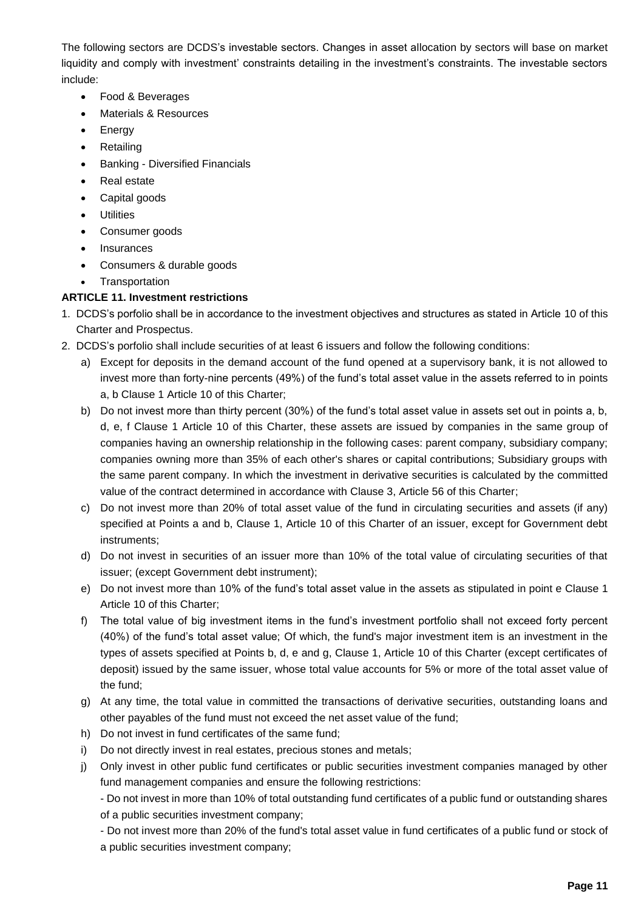The following sectors are DCDS's investable sectors. Changes in asset allocation by sectors will base on market liquidity and comply with investment' constraints detailing in the investment's constraints. The investable sectors include:

- Food & Beverages
- Materials & Resources
- Energy
- Retailing
- Banking - Diversified Financials
- Real estate
- Capital goods
- Utilities
- Consumer goods
- Insurances
- Consumers & durable goods
- Transportation

**ARTICLE 11. Investment restrictions**

1. DCDS's porfolio shall be in accordance to the investment objectives and structures as stated in Article 10 of this Charter and Prospectus.
2. DCDS's porfolio shall include securities of at least 6 issuers and follow the following conditions:
   a) Except for deposits in the demand account of the fund opened at a supervisory bank, it is not allowed to invest more than forty-nine percents (49%) of the fund's total asset value in the assets referred to in points a, b Clause 1 Article 10 of this Charter;
   b) Do not invest more than thirty percent (30%) of the fund's total asset value in assets set out in points a, b, d, e, f Clause 1 Article 10 of this Charter, these assets are issued by companies in the same group of companies having an ownership relationship in the following cases: parent company, subsidiary company; companies owning more than 35% of each other's shares or capital contributions; Subsidiary groups with the same parent company. In which the investment in derivative securities is calculated by the committed value of the contract determined in accordance with Clause 3, Article 56 of this Charter;
   c) Do not invest more than 20% of total asset value of the fund in circulating securities and assets (if any) specified at Points a and b, Clause 1, Article 10 of this Charter of an issuer, except for Government debt instruments;
   d) Do not invest in securities of an issuer more than 10% of the total value of circulating securities of that issuer; (except Government debt instrument);
   e) Do not invest more than 10% of the fund's total asset value in the assets as stipulated in point e Clause 1 Article 10 of this Charter;
   f) The total value of big investment items in the fund's investment portfolio shall not exceed forty percent (40%) of the fund's total asset value; Of which, the fund's major investment item is an investment in the types of assets specified at Points b, d, e and g, Clause 1, Article 10 of this Charter (except certificates of deposit) issued by the same issuer, whose total value accounts for 5% or more of the total asset value of the fund;
   g) At any time, the total value in committed the transactions of derivative securities, outstanding loans and other payables of the fund must not exceed the net asset value of the fund;
   h) Do not invest in fund certificates of the same fund;
   i) Do not directly invest in real estates, precious stones and metals;
   j) Only invest in other public fund certificates or public securities investment companies managed by other fund management companies and ensure the following restrictions:

      - Do not invest in more than 10% of total outstanding fund certificates of a public fund or outstanding shares of a public securities investment company;

      - Do not invest more than 20% of the fund's total asset value in fund certificates of a public fund or stock of a public securities investment company;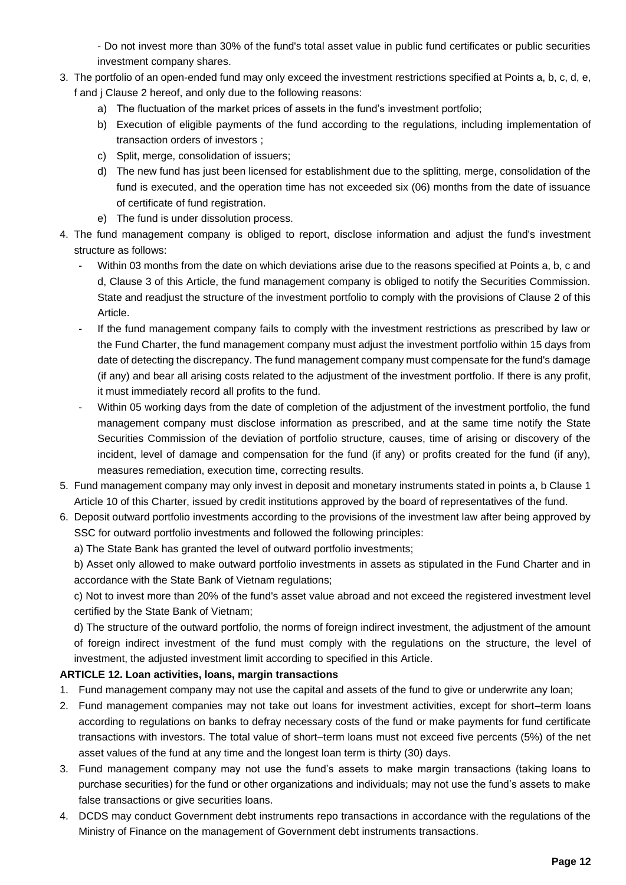- Do not invest more than 30% of the fund's total asset value in public fund certificates or public securities investment company shares.

3. The portfolio of an open-ended fund may only exceed the investment restrictions specified at Points a, b, c, d, e, f and j Clause 2 hereof, and only due to the following reasons:
    a) The fluctuation of the market prices of assets in the fund's investment portfolio;
    b) Execution of eligible payments of the fund according to the regulations, including implementation of transaction orders of investors ;
    c) Split, merge, consolidation of issuers;
    d) The new fund has just been licensed for establishment due to the splitting, merge, consolidation of the fund is executed, and the operation time has not exceeded six (06) months from the date of issuance of certificate of fund registration.
    e) The fund is under dissolution process.
4. The fund management company is obliged to report, disclose information and adjust the fund's investment structure as follows:
    - Within 03 months from the date on which deviations arise due to the reasons specified at Points a, b, c and d, Clause 3 of this Article, the fund management company is obliged to notify the Securities Commission. State and readjust the structure of the investment portfolio to comply with the provisions of Clause 2 of this Article.
    - If the fund management company fails to comply with the investment restrictions as prescribed by law or the Fund Charter, the fund management company must adjust the investment portfolio within 15 days from date of detecting the discrepancy. The fund management company must compensate for the fund's damage (if any) and bear all arising costs related to the adjustment of the investment portfolio. If there is any profit, it must immediately record all profits to the fund.
    - Within 05 working days from the date of completion of the adjustment of the investment portfolio, the fund management company must disclose information as prescribed, and at the same time notify the State Securities Commission of the deviation of portfolio structure, causes, time of arising or discovery of the incident, level of damage and compensation for the fund (if any) or profits created for the fund (if any), measures remediation, execution time, correcting results.
5. Fund management company may only invest in deposit and monetary instruments stated in points a, b Clause 1 Article 10 of this Charter, issued by credit institutions approved by the board of representatives of the fund.
6. Deposit outward portfolio investments according to the provisions of the investment law after being approved by SSC for outward portfolio investments and followed the following principles:

    a) The State Bank has granted the level of outward portfolio investments;

    b) Asset only allowed to make outward portfolio investments in assets as stipulated in the Fund Charter and in accordance with the State Bank of Vietnam regulations;

    c) Not to invest more than 20% of the fund's asset value abroad and not exceed the registered investment level certified by the State Bank of Vietnam;

    d) The structure of the outward portfolio, the norms of foreign indirect investment, the adjustment of the amount of foreign indirect investment of the fund must comply with the regulations on the structure, the level of investment, the adjusted investment limit according to specified in this Article.

**ARTICLE 12. Loan activities, loans, margin transactions**

1. Fund management company may not use the capital and assets of the fund to give or underwrite any loan;
2. Fund management companies may not take out loans for investment activities, except for short–term loans according to regulations on banks to defray necessary costs of the fund or make payments for fund certificate transactions with investors. The total value of short–term loans must not exceed five percents (5%) of the net asset values of the fund at any time and the longest loan term is thirty (30) days.
3. Fund management company may not use the fund's assets to make margin transactions (taking loans to purchase securities) for the fund or other organizations and individuals; may not use the fund's assets to make false transactions or give securities loans.
4. DCDS may conduct Government debt instruments repo transactions in accordance with the regulations of the Ministry of Finance on the management of Government debt instruments transactions.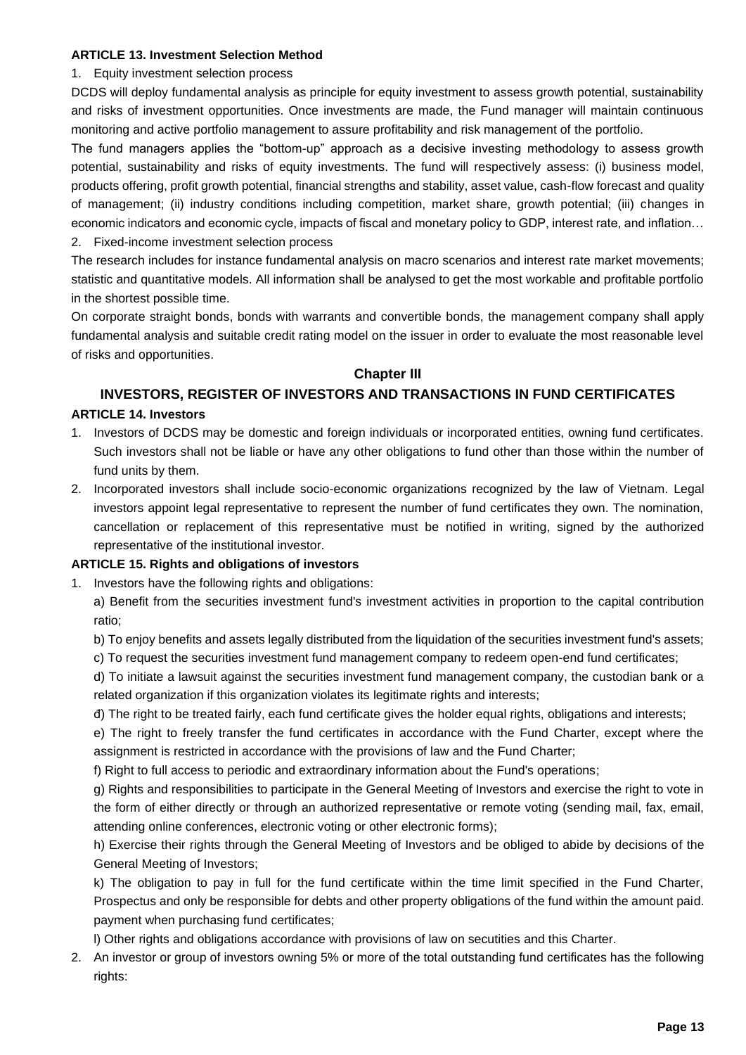**ARTICLE 13. Investment Selection Method**

1. Equity investment selection process

DCDS will deploy fundamental analysis as principle for equity investment to assess growth potential, sustainability and risks of investment opportunities. Once investments are made, the Fund manager will maintain continuous monitoring and active portfolio management to assure profitability and risk management of the portfolio.

The fund managers applies the "bottom-up" approach as a decisive investing methodology to assess growth potential, sustainability and risks of equity investments. The fund will respectively assess: (i) business model, products offering, profit growth potential, financial strengths and stability, asset value, cash-flow forecast and quality of management; (ii) industry conditions including competition, market share, growth potential; (iii) changes in economic indicators and economic cycle, impacts of fiscal and monetary policy to GDP, interest rate, and inflation…

2. Fixed-income investment selection process

The research includes for instance fundamental analysis on macro scenarios and interest rate market movements; statistic and quantitative models. All information shall be analysed to get the most workable and profitable portfolio in the shortest possible time.

On corporate straight bonds, bonds with warrants and convertible bonds, the management company shall apply fundamental analysis and suitable credit rating model on the issuer in order to evaluate the most reasonable level of risks and opportunities.

## Chapter III

## INVESTORS, REGISTER OF INVESTORS AND TRANSACTIONS IN FUND CERTIFICATES

**ARTICLE 14. Investors**

1. Investors of DCDS may be domestic and foreign individuals or incorporated entities, owning fund certificates. Such investors shall not be liable or have any other obligations to fund other than those within the number of fund units by them.
2. Incorporated investors shall include socio-economic organizations recognized by the law of Vietnam. Legal investors appoint legal representative to represent the number of fund certificates they own. The nomination, cancellation or replacement of this representative must be notified in writing, signed by the authorized representative of the institutional investor.

**ARTICLE 15. Rights and obligations of investors**

1. Investors have the following rights and obligations:

   a) Benefit from the securities investment fund's investment activities in proportion to the capital contribution ratio;

   b) To enjoy benefits and assets legally distributed from the liquidation of the securities investment fund's assets;

   c) To request the securities investment fund management company to redeem open-end fund certificates;

   d) To initiate a lawsuit against the securities investment fund management company, the custodian bank or a related organization if this organization violates its legitimate rights and interests;

   đ) The right to be treated fairly, each fund certificate gives the holder equal rights, obligations and interests;

   e) The right to freely transfer the fund certificates in accordance with the Fund Charter, except where the assignment is restricted in accordance with the provisions of law and the Fund Charter;

   f) Right to full access to periodic and extraordinary information about the Fund's operations;

   g) Rights and responsibilities to participate in the General Meeting of Investors and exercise the right to vote in the form of either directly or through an authorized representative or remote voting (sending mail, fax, email, attending online conferences, electronic voting or other electronic forms);

   h) Exercise their rights through the General Meeting of Investors and be obliged to abide by decisions of the General Meeting of Investors;

   k) The obligation to pay in full for the fund certificate within the time limit specified in the Fund Charter, Prospectus and only be responsible for debts and other property obligations of the fund within the amount paid. payment when purchasing fund certificates;

   l) Other rights and obligations accordance with provisions of law on secutities and this Charter.

2. An investor or group of investors owning 5% or more of the total outstanding fund certificates has the following rights: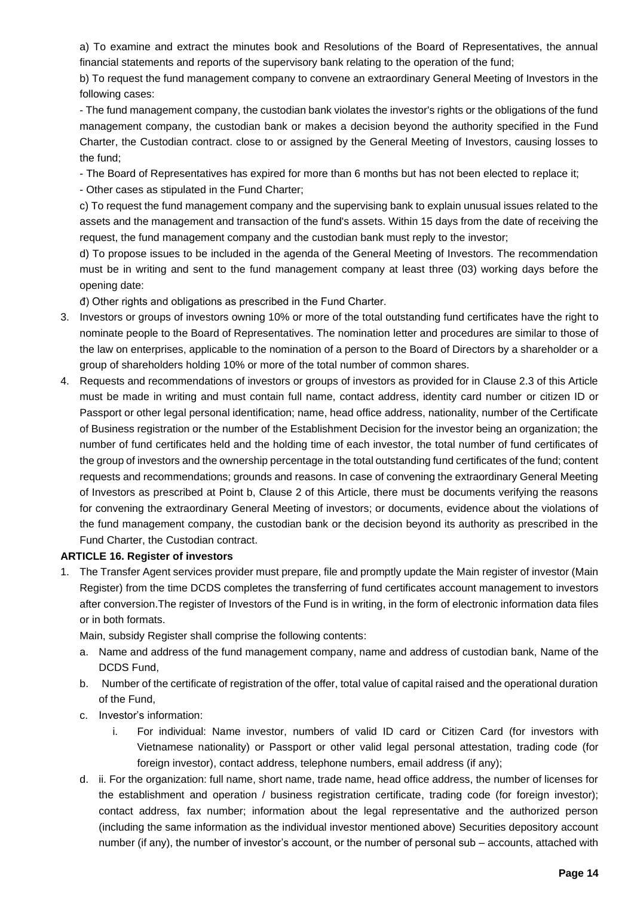a) To examine and extract the minutes book and Resolutions of the Board of Representatives, the annual financial statements and reports of the supervisory bank relating to the operation of the fund;

b) To request the fund management company to convene an extraordinary General Meeting of Investors in the following cases:

- The fund management company, the custodian bank violates the investor's rights or the obligations of the fund management company, the custodian bank or makes a decision beyond the authority specified in the Fund Charter, the Custodian contract. close to or assigned by the General Meeting of Investors, causing losses to the fund;
- The Board of Representatives has expired for more than 6 months but has not been elected to replace it;
- Other cases as stipulated in the Fund Charter;

c) To request the fund management company and the supervising bank to explain unusual issues related to the assets and the management and transaction of the fund's assets. Within 15 days from the date of receiving the request, the fund management company and the custodian bank must reply to the investor;

d) To propose issues to be included in the agenda of the General Meeting of Investors. The recommendation must be in writing and sent to the fund management company at least three (03) working days before the opening date:

đ) Other rights and obligations as prescribed in the Fund Charter.

3. Investors or groups of investors owning 10% or more of the total outstanding fund certificates have the right to nominate people to the Board of Representatives. The nomination letter and procedures are similar to those of the law on enterprises, applicable to the nomination of a person to the Board of Directors by a shareholder or a group of shareholders holding 10% or more of the total number of common shares.
4. Requests and recommendations of investors or groups of investors as provided for in Clause 2.3 of this Article must be made in writing and must contain full name, contact address, identity card number or citizen ID or Passport or other legal personal identification; name, head office address, nationality, number of the Certificate of Business registration or the number of the Establishment Decision for the investor being an organization; the number of fund certificates held and the holding time of each investor, the total number of fund certificates of the group of investors and the ownership percentage in the total outstanding fund certificates of the fund; content requests and recommendations; grounds and reasons. In case of convening the extraordinary General Meeting of Investors as prescribed at Point b, Clause 2 of this Article, there must be documents verifying the reasons for convening the extraordinary General Meeting of investors; or documents, evidence about the violations of the fund management company, the custodian bank or the decision beyond its authority as prescribed in the Fund Charter, the Custodian contract.

**ARTICLE 16. Register of investors**

1. The Transfer Agent services provider must prepare, file and promptly update the Main register of investor (Main Register) from the time DCDS completes the transferring of fund certificates account management to investors after conversion.The register of Investors of the Fund is in writing, in the form of electronic information data files or in both formats.

   Main, subsidy Register shall comprise the following contents:

   a. Name and address of the fund management company, name and address of custodian bank, Name of the DCDS Fund,
   b. Number of the certificate of registration of the offer, total value of capital raised and the operational duration of the Fund,
   c. Investor's information:
      i. For individual: Name investor, numbers of valid ID card or Citizen Card (for investors with Vietnamese nationality) or Passport or other valid legal personal attestation, trading code (for foreign investor), contact address, telephone numbers, email address (if any);
   d. ii. For the organization: full name, short name, trade name, head office address, the number of licenses for the establishment and operation / business registration certificate, trading code (for foreign investor); contact address, fax number; information about the legal representative and the authorized person (including the same information as the individual investor mentioned above) Securities depository account number (if any), the number of investor's account, or the number of personal sub – accounts, attached with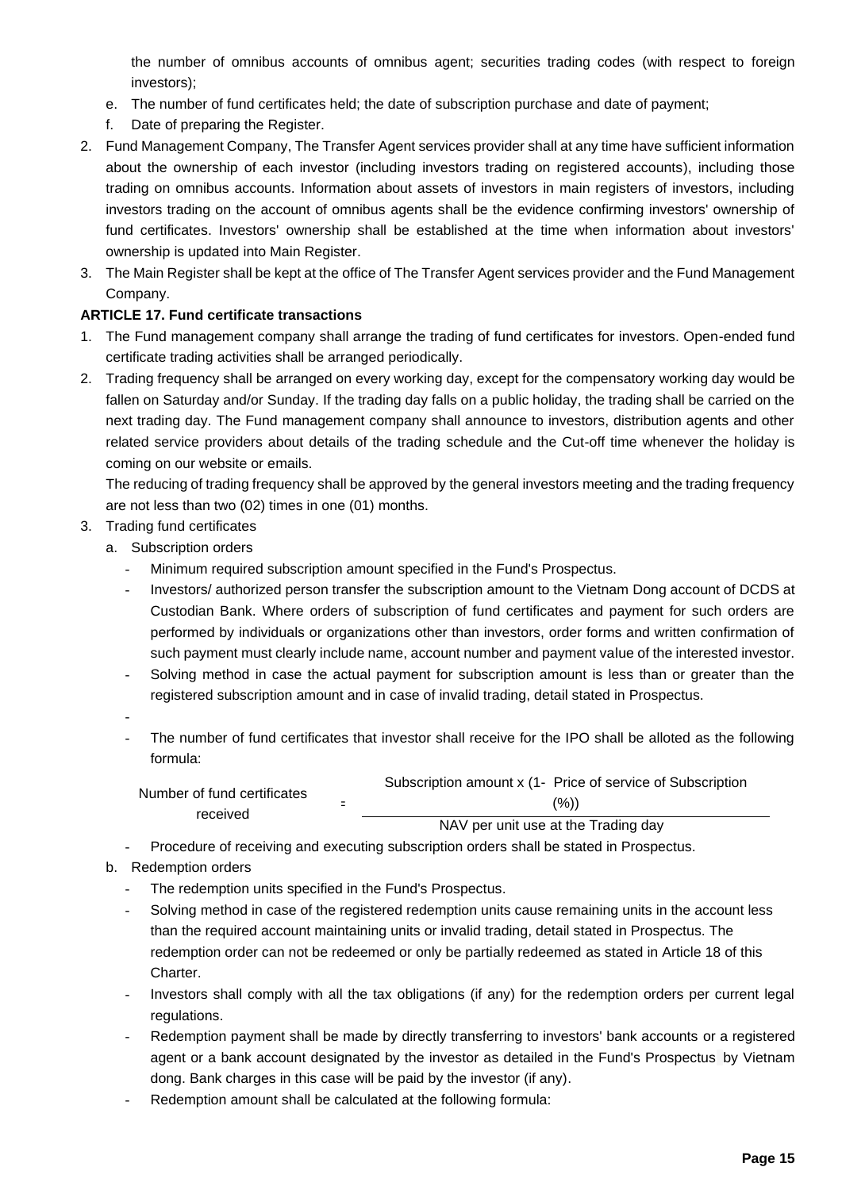the number of omnibus accounts of omnibus agent; securities trading codes (with respect to foreign investors);

e. The number of fund certificates held; the date of subscription purchase and date of payment;
f. Date of preparing the Register.

2. Fund Management Company, The Transfer Agent services provider shall at any time have sufficient information about the ownership of each investor (including investors trading on registered accounts), including those trading on omnibus accounts. Information about assets of investors in main registers of investors, including investors trading on the account of omnibus agents shall be the evidence confirming investors' ownership of fund certificates. Investors' ownership shall be established at the time when information about investors' ownership is updated into Main Register.
3. The Main Register shall be kept at the office of The Transfer Agent services provider and the Fund Management Company.

**ARTICLE 17. Fund certificate transactions**

1. The Fund management company shall arrange the trading of fund certificates for investors. Open-ended fund certificate trading activities shall be arranged periodically.
2. Trading frequency shall be arranged on every working day, except for the compensatory working day would be fallen on Saturday and/or Sunday. If the trading day falls on a public holiday, the trading shall be carried on the next trading day. The Fund management company shall announce to investors, distribution agents and other related service providers about details of the trading schedule and the Cut-off time whenever the holiday is coming on our website or emails.

   The reducing of trading frequency shall be approved by the general investors meeting and the trading frequency are not less than two (02) times in one (01) months.
3. Trading fund certificates
   a. Subscription orders
      - Minimum required subscription amount specified in the Fund's Prospectus.
      - Investors/ authorized person transfer the subscription amount to the Vietnam Dong account of DCDS at Custodian Bank. Where orders of subscription of fund certificates and payment for such orders are performed by individuals or organizations other than investors, order forms and written confirmation of such payment must clearly include name, account number and payment value of the interested investor.
      - Solving method in case the actual payment for subscription amount is less than or greater than the registered subscription amount and in case of invalid trading, detail stated in Prospectus.
      -
      - The number of fund certificates that investor shall receive for the IPO shall be alloted as the following formula:

$$\text{Number of fund certificates received} = \frac{\text{Subscription amount x (1- Price of service of Subscription (\%))}}{\text{NAV per unit use at the Trading day}}$$

      - Procedure of receiving and executing subscription orders shall be stated in Prospectus.

   b. Redemption orders
      - The redemption units specified in the Fund's Prospectus.
      - Solving method in case of the registered redemption units cause remaining units in the account less than the required account maintaining units or invalid trading, detail stated in Prospectus. The redemption order can not be redeemed or only be partially redeemed as stated in Article 18 of this Charter.
      - Investors shall comply with all the tax obligations (if any) for the redemption orders per current legal regulations.
      - Redemption payment shall be made by directly transferring to investors' bank accounts or a registered agent or a bank account designated by the investor as detailed in the Fund's Prospectus by Vietnam dong. Bank charges in this case will be paid by the investor (if any).
      - Redemption amount shall be calculated at the following formula: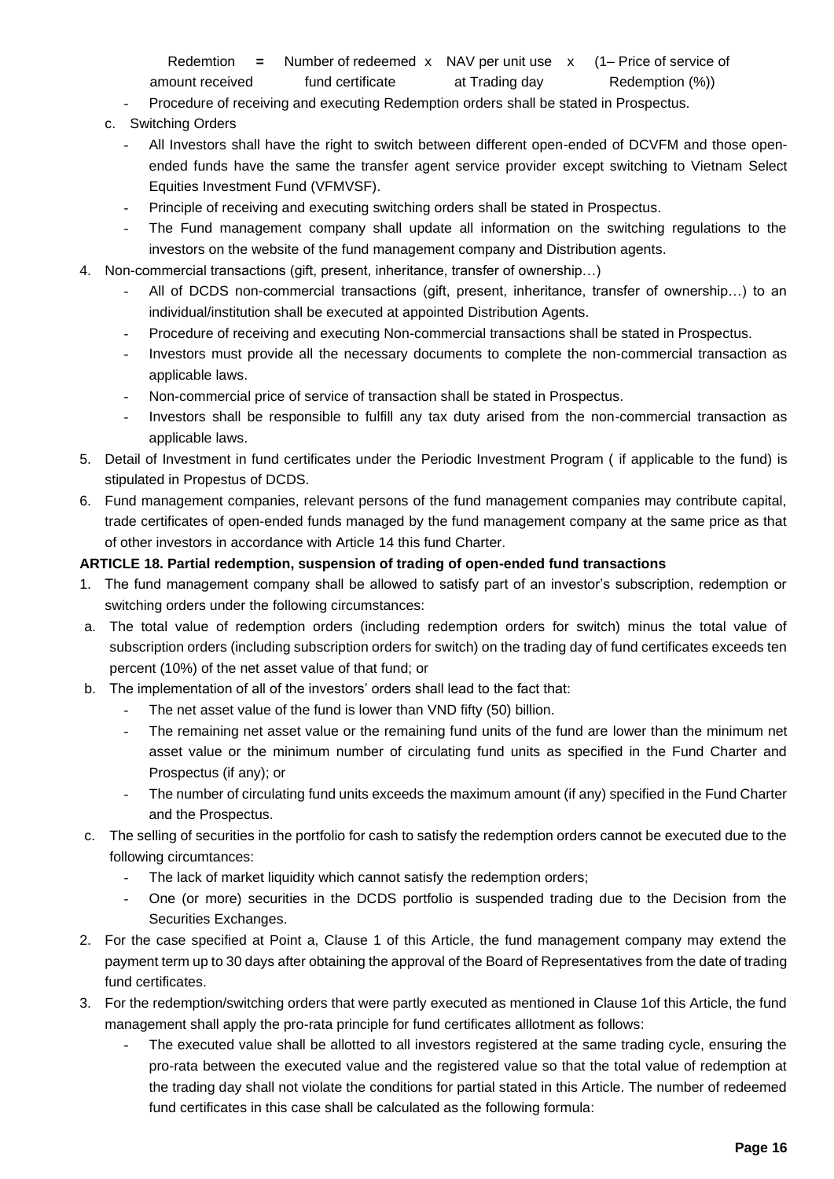$$\text{Redemtion amount received} = \text{Number of redeemed fund certificate} \times \text{NAV per unit use at Trading day} \times (1 - \text{Price of service of Redemption (\%)})$$

- Procedure of receiving and executing Redemption orders shall be stated in Prospectus.

c. Switching Orders

- All Investors shall have the right to switch between different open-ended of DCVFM and those open-ended funds have the same the transfer agent service provider except switching to Vietnam Select Equities Investment Fund (VFMVSF).
- Principle of receiving and executing switching orders shall be stated in Prospectus.
- The Fund management company shall update all information on the switching regulations to the investors on the website of the fund management company and Distribution agents.

4. Non-commercial transactions (gift, present, inheritance, transfer of ownership…)
   - All of DCDS non-commercial transactions (gift, present, inheritance, transfer of ownership…) to an individual/institution shall be executed at appointed Distribution Agents.
   - Procedure of receiving and executing Non-commercial transactions shall be stated in Prospectus.
   - Investors must provide all the necessary documents to complete the non-commercial transaction as applicable laws.
   - Non-commercial price of service of transaction shall be stated in Prospectus.
   - Investors shall be responsible to fulfill any tax duty arised from the non-commercial transaction as applicable laws.
5. Detail of Investment in fund certificates under the Periodic Investment Program ( if applicable to the fund) is stipulated in Propestus of DCDS.
6. Fund management companies, relevant persons of the fund management companies may contribute capital, trade certificates of open-ended funds managed by the fund management company at the same price as that of other investors in accordance with Article 14 this fund Charter.

**ARTICLE 18. Partial redemption, suspension of trading of open-ended fund transactions**

1. The fund management company shall be allowed to satisfy part of an investor's subscription, redemption or switching orders under the following circumstances:

a. The total value of redemption orders (including redemption orders for switch) minus the total value of subscription orders (including subscription orders for switch) on the trading day of fund certificates exceeds ten percent (10%) of the net asset value of that fund; or

b. The implementation of all of the investors' orders shall lead to the fact that:
   - The net asset value of the fund is lower than VND fifty (50) billion.
   - The remaining net asset value or the remaining fund units of the fund are lower than the minimum net asset value or the minimum number of circulating fund units as specified in the Fund Charter and Prospectus (if any); or
   - The number of circulating fund units exceeds the maximum amount (if any) specified in the Fund Charter and the Prospectus.

c. The selling of securities in the portfolio for cash to satisfy the redemption orders cannot be executed due to the following circumtances:
   - The lack of market liquidity which cannot satisfy the redemption orders;
   - One (or more) securities in the DCDS portfolio is suspended trading due to the Decision from the Securities Exchanges.

2. For the case specified at Point a, Clause 1 of this Article, the fund management company may extend the payment term up to 30 days after obtaining the approval of the Board of Representatives from the date of trading fund certificates.
3. For the redemption/switching orders that were partly executed as mentioned in Clause 1of this Article, the fund management shall apply the pro-rata principle for fund certificates alllotment as follows:
   - The executed value shall be allotted to all investors registered at the same trading cycle, ensuring the pro-rata between the executed value and the registered value so that the total value of redemption at the trading day shall not violate the conditions for partial stated in this Article. The number of redeemed fund certificates in this case shall be calculated as the following formula: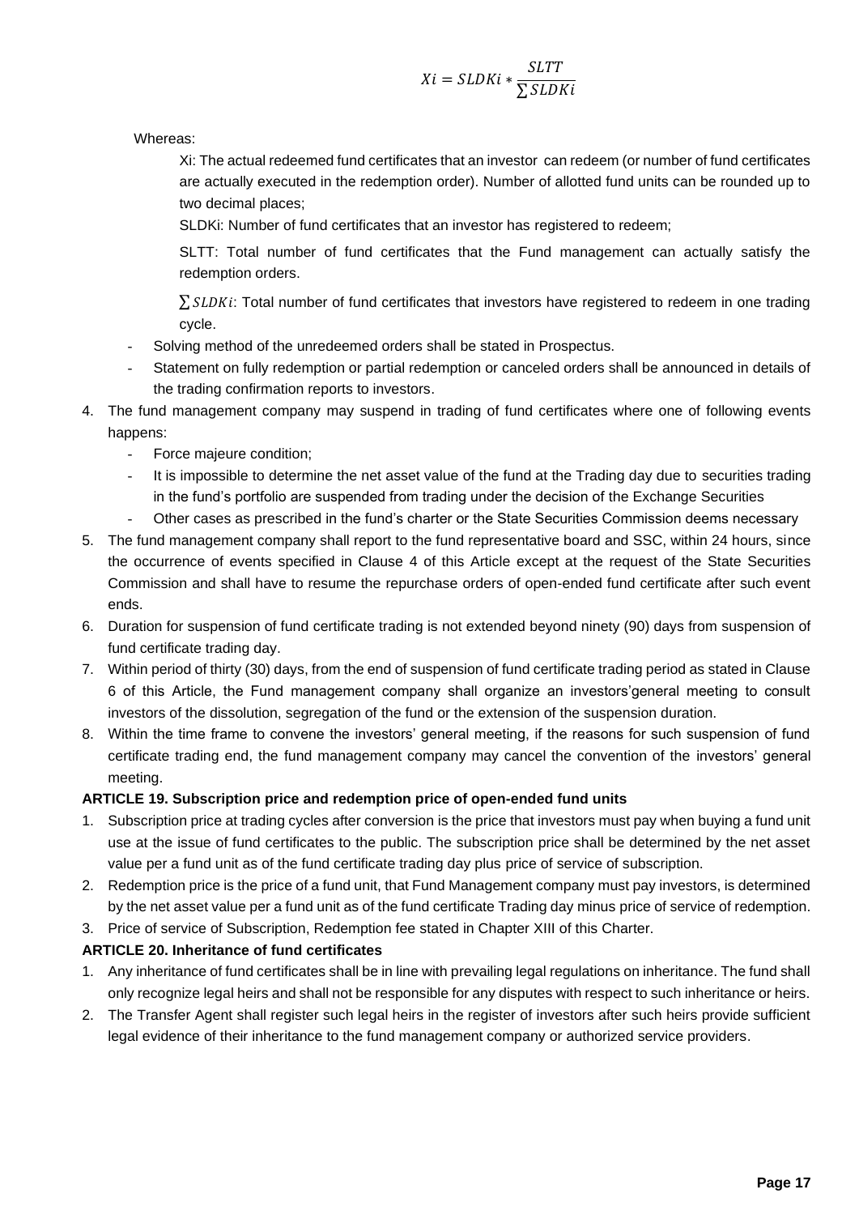$$Xi = SLDKi * \frac{SLTT}{\sum SLDKi}$$

Whereas:

Xi: The actual redeemed fund certificates that an investor can redeem (or number of fund certificates are actually executed in the redemption order). Number of allotted fund units can be rounded up to two decimal places;

SLDKi: Number of fund certificates that an investor has registered to redeem;

SLTT: Total number of fund certificates that the Fund management can actually satisfy the redemption orders.

$\sum SLDKi$: Total number of fund certificates that investors have registered to redeem in one trading cycle.

- Solving method of the unredeemed orders shall be stated in Prospectus.
- Statement on fully redemption or partial redemption or canceled orders shall be announced in details of the trading confirmation reports to investors.

4. The fund management company may suspend in trading of fund certificates where one of following events happens:
   - Force majeure condition;
   - It is impossible to determine the net asset value of the fund at the Trading day due to securities trading in the fund's portfolio are suspended from trading under the decision of the Exchange Securities
   - Other cases as prescribed in the fund's charter or the State Securities Commission deems necessary
5. The fund management company shall report to the fund representative board and SSC, within 24 hours, since the occurrence of events specified in Clause 4 of this Article except at the request of the State Securities Commission and shall have to resume the repurchase orders of open-ended fund certificate after such event ends.
6. Duration for suspension of fund certificate trading is not extended beyond ninety (90) days from suspension of fund certificate trading day.
7. Within period of thirty (30) days, from the end of suspension of fund certificate trading period as stated in Clause 6 of this Article, the Fund management company shall organize an investors'general meeting to consult investors of the dissolution, segregation of the fund or the extension of the suspension duration.
8. Within the time frame to convene the investors' general meeting, if the reasons for such suspension of fund certificate trading end, the fund management company may cancel the convention of the investors' general meeting.

**ARTICLE 19. Subscription price and redemption price of open-ended fund units**

1. Subscription price at trading cycles after conversion is the price that investors must pay when buying a fund unit use at the issue of fund certificates to the public. The subscription price shall be determined by the net asset value per a fund unit as of the fund certificate trading day plus price of service of subscription.
2. Redemption price is the price of a fund unit, that Fund Management company must pay investors, is determined by the net asset value per a fund unit as of the fund certificate Trading day minus price of service of redemption.
3. Price of service of Subscription, Redemption fee stated in Chapter XIII of this Charter.

**ARTICLE 20. Inheritance of fund certificates**

1. Any inheritance of fund certificates shall be in line with prevailing legal regulations on inheritance. The fund shall only recognize legal heirs and shall not be responsible for any disputes with respect to such inheritance or heirs.
2. The Transfer Agent shall register such legal heirs in the register of investors after such heirs provide sufficient legal evidence of their inheritance to the fund management company or authorized service providers.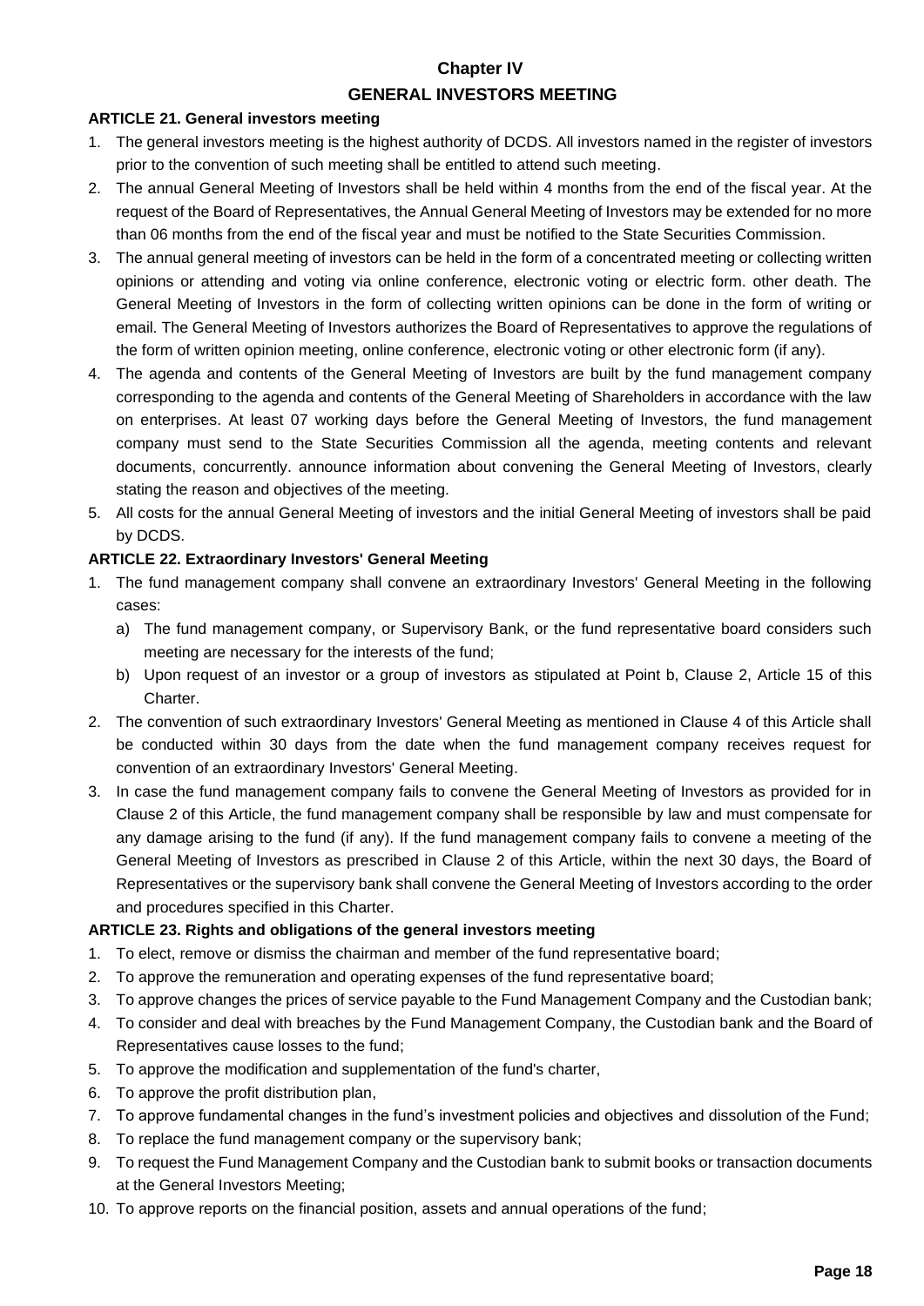# Chapter IV

# GENERAL INVESTORS MEETING

### ARTICLE 21. General investors meeting

1. The general investors meeting is the highest authority of DCDS. All investors named in the register of investors prior to the convention of such meeting shall be entitled to attend such meeting.
2. The annual General Meeting of Investors shall be held within 4 months from the end of the fiscal year. At the request of the Board of Representatives, the Annual General Meeting of Investors may be extended for no more than 06 months from the end of the fiscal year and must be notified to the State Securities Commission.
3. The annual general meeting of investors can be held in the form of a concentrated meeting or collecting written opinions or attending and voting via online conference, electronic voting or electric form. other death. The General Meeting of Investors in the form of collecting written opinions can be done in the form of writing or email. The General Meeting of Investors authorizes the Board of Representatives to approve the regulations of the form of written opinion meeting, online conference, electronic voting or other electronic form (if any).
4. The agenda and contents of the General Meeting of Investors are built by the fund management company corresponding to the agenda and contents of the General Meeting of Shareholders in accordance with the law on enterprises. At least 07 working days before the General Meeting of Investors, the fund management company must send to the State Securities Commission all the agenda, meeting contents and relevant documents, concurrently. announce information about convening the General Meeting of Investors, clearly stating the reason and objectives of the meeting.
5. All costs for the annual General Meeting of investors and the initial General Meeting of investors shall be paid by DCDS.

### ARTICLE 22. Extraordinary Investors' General Meeting

1. The fund management company shall convene an extraordinary Investors' General Meeting in the following cases:
   a) The fund management company, or Supervisory Bank, or the fund representative board considers such meeting are necessary for the interests of the fund;
   b) Upon request of an investor or a group of investors as stipulated at Point b, Clause 2, Article 15 of this Charter.
2. The convention of such extraordinary Investors' General Meeting as mentioned in Clause 4 of this Article shall be conducted within 30 days from the date when the fund management company receives request for convention of an extraordinary Investors' General Meeting.
3. In case the fund management company fails to convene the General Meeting of Investors as provided for in Clause 2 of this Article, the fund management company shall be responsible by law and must compensate for any damage arising to the fund (if any). If the fund management company fails to convene a meeting of the General Meeting of Investors as prescribed in Clause 2 of this Article, within the next 30 days, the Board of Representatives or the supervisory bank shall convene the General Meeting of Investors according to the order and procedures specified in this Charter.

### ARTICLE 23. Rights and obligations of the general investors meeting

1. To elect, remove or dismiss the chairman and member of the fund representative board;
2. To approve the remuneration and operating expenses of the fund representative board;
3. To approve changes the prices of service payable to the Fund Management Company and the Custodian bank;
4. To consider and deal with breaches by the Fund Management Company, the Custodian bank and the Board of Representatives cause losses to the fund;
5. To approve the modification and supplementation of the fund's charter,
6. To approve the profit distribution plan,
7. To approve fundamental changes in the fund's investment policies and objectives and dissolution of the Fund;
8. To replace the fund management company or the supervisory bank;
9. To request the Fund Management Company and the Custodian bank to submit books or transaction documents at the General Investors Meeting;
10. To approve reports on the financial position, assets and annual operations of the fund;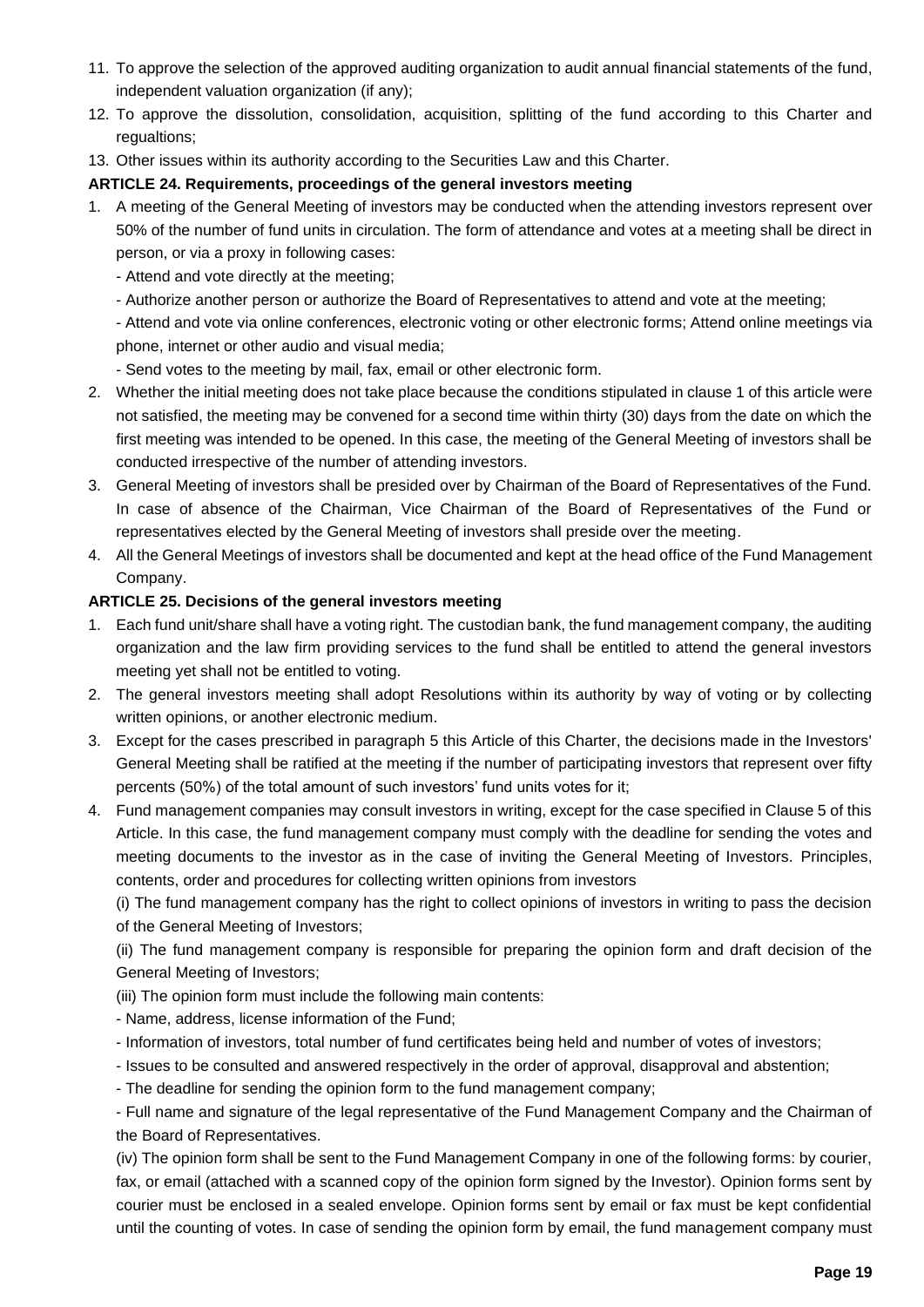11. To approve the selection of the approved auditing organization to audit annual financial statements of the fund, independent valuation organization (if any);
12. To approve the dissolution, consolidation, acquisition, splitting of the fund according to this Charter and regualtions;
13. Other issues within its authority according to the Securities Law and this Charter.

**ARTICLE 24. Requirements, proceedings of the general investors meeting**

1. A meeting of the General Meeting of investors may be conducted when the attending investors represent over 50% of the number of fund units in circulation. The form of attendance and votes at a meeting shall be direct in person, or via a proxy in following cases:
   - Attend and vote directly at the meeting;
   - Authorize another person or authorize the Board of Representatives to attend and vote at the meeting;
   - Attend and vote via online conferences, electronic voting or other electronic forms; Attend online meetings via phone, internet or other audio and visual media;
   - Send votes to the meeting by mail, fax, email or other electronic form.
2. Whether the initial meeting does not take place because the conditions stipulated in clause 1 of this article were not satisfied, the meeting may be convened for a second time within thirty (30) days from the date on which the first meeting was intended to be opened. In this case, the meeting of the General Meeting of investors shall be conducted irrespective of the number of attending investors.
3. General Meeting of investors shall be presided over by Chairman of the Board of Representatives of the Fund. In case of absence of the Chairman, Vice Chairman of the Board of Representatives of the Fund or representatives elected by the General Meeting of investors shall preside over the meeting.
4. All the General Meetings of investors shall be documented and kept at the head office of the Fund Management Company.

**ARTICLE 25. Decisions of the general investors meeting**

1. Each fund unit/share shall have a voting right. The custodian bank, the fund management company, the auditing organization and the law firm providing services to the fund shall be entitled to attend the general investors meeting yet shall not be entitled to voting.
2. The general investors meeting shall adopt Resolutions within its authority by way of voting or by collecting written opinions, or another electronic medium.
3. Except for the cases prescribed in paragraph 5 this Article of this Charter, the decisions made in the Investors' General Meeting shall be ratified at the meeting if the number of participating investors that represent over fifty percents (50%) of the total amount of such investors' fund units votes for it;
4. Fund management companies may consult investors in writing, except for the case specified in Clause 5 of this Article. In this case, the fund management company must comply with the deadline for sending the votes and meeting documents to the investor as in the case of inviting the General Meeting of Investors. Principles, contents, order and procedures for collecting written opinions from investors

   (i) The fund management company has the right to collect opinions of investors in writing to pass the decision of the General Meeting of Investors;

   (ii) The fund management company is responsible for preparing the opinion form and draft decision of the General Meeting of Investors;

   (iii) The opinion form must include the following main contents:
   - Name, address, license information of the Fund;
   - Information of investors, total number of fund certificates being held and number of votes of investors;
   - Issues to be consulted and answered respectively in the order of approval, disapproval and abstention;
   - The deadline for sending the opinion form to the fund management company;
   - Full name and signature of the legal representative of the Fund Management Company and the Chairman of the Board of Representatives.

   (iv) The opinion form shall be sent to the Fund Management Company in one of the following forms: by courier, fax, or email (attached with a scanned copy of the opinion form signed by the Investor). Opinion forms sent by courier must be enclosed in a sealed envelope. Opinion forms sent by email or fax must be kept confidential until the counting of votes. In case of sending the opinion form by email, the fund management company must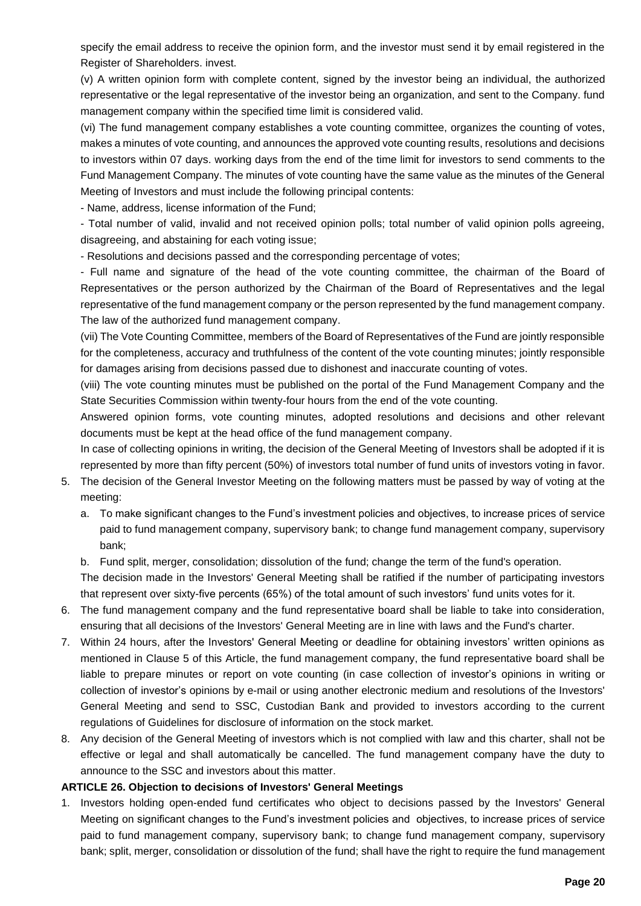specify the email address to receive the opinion form, and the investor must send it by email registered in the Register of Shareholders. invest.

(v) A written opinion form with complete content, signed by the investor being an individual, the authorized representative or the legal representative of the investor being an organization, and sent to the Company. fund management company within the specified time limit is considered valid.

(vi) The fund management company establishes a vote counting committee, organizes the counting of votes, makes a minutes of vote counting, and announces the approved vote counting results, resolutions and decisions to investors within 07 days. working days from the end of the time limit for investors to send comments to the Fund Management Company. The minutes of vote counting have the same value as the minutes of the General Meeting of Investors and must include the following principal contents:

- Name, address, license information of the Fund;
- Total number of valid, invalid and not received opinion polls; total number of valid opinion polls agreeing, disagreeing, and abstaining for each voting issue;
- Resolutions and decisions passed and the corresponding percentage of votes;
- Full name and signature of the head of the vote counting committee, the chairman of the Board of Representatives or the person authorized by the Chairman of the Board of Representatives and the legal representative of the fund management company or the person represented by the fund management company. The law of the authorized fund management company.

(vii) The Vote Counting Committee, members of the Board of Representatives of the Fund are jointly responsible for the completeness, accuracy and truthfulness of the content of the vote counting minutes; jointly responsible for damages arising from decisions passed due to dishonest and inaccurate counting of votes.

(viii) The vote counting minutes must be published on the portal of the Fund Management Company and the State Securities Commission within twenty-four hours from the end of the vote counting.

Answered opinion forms, vote counting minutes, adopted resolutions and decisions and other relevant documents must be kept at the head office of the fund management company.

In case of collecting opinions in writing, the decision of the General Meeting of Investors shall be adopted if it is represented by more than fifty percent (50%) of investors total number of fund units of investors voting in favor.

5. The decision of the General Investor Meeting on the following matters must be passed by way of voting at the meeting:
   a. To make significant changes to the Fund's investment policies and objectives, to increase prices of service paid to fund management company, supervisory bank; to change fund management company, supervisory bank;
   b. Fund split, merger, consolidation; dissolution of the fund; change the term of the fund's operation.

   The decision made in the Investors' General Meeting shall be ratified if the number of participating investors that represent over sixty-five percents (65%) of the total amount of such investors' fund units votes for it.
6. The fund management company and the fund representative board shall be liable to take into consideration, ensuring that all decisions of the Investors' General Meeting are in line with laws and the Fund's charter.
7. Within 24 hours, after the Investors' General Meeting or deadline for obtaining investors' written opinions as mentioned in Clause 5 of this Article, the fund management company, the fund representative board shall be liable to prepare minutes or report on vote counting (in case collection of investor's opinions in writing or collection of investor's opinions by e-mail or using another electronic medium and resolutions of the Investors' General Meeting and send to SSC, Custodian Bank and provided to investors according to the current regulations of Guidelines for disclosure of information on the stock market.
8. Any decision of the General Meeting of investors which is not complied with law and this charter, shall not be effective or legal and shall automatically be cancelled. The fund management company have the duty to announce to the SSC and investors about this matter.

### ARTICLE 26. Objection to decisions of Investors' General Meetings

1. Investors holding open-ended fund certificates who object to decisions passed by the Investors' General Meeting on significant changes to the Fund's investment policies and objectives, to increase prices of service paid to fund management company, supervisory bank; to change fund management company, supervisory bank; split, merger, consolidation or dissolution of the fund; shall have the right to require the fund management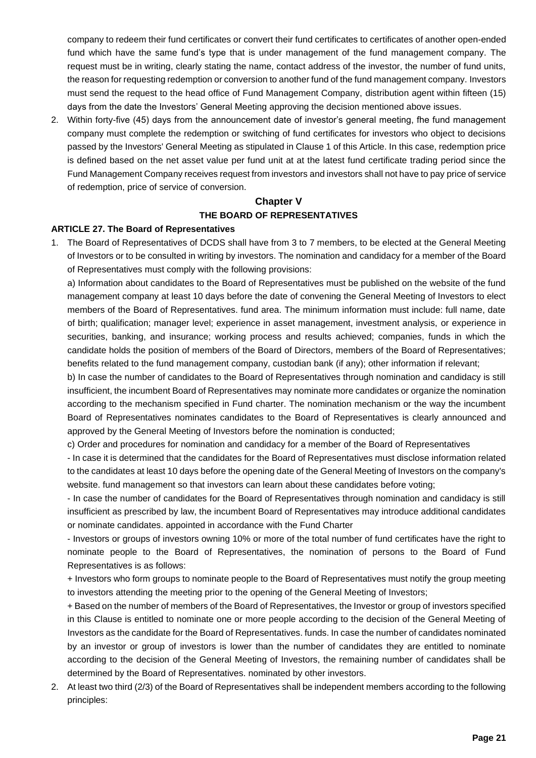company to redeem their fund certificates or convert their fund certificates to certificates of another open-ended fund which have the same fund's type that is under management of the fund management company. The request must be in writing, clearly stating the name, contact address of the investor, the number of fund units, the reason for requesting redemption or conversion to another fund of the fund management company. Investors must send the request to the head office of Fund Management Company, distribution agent within fifteen (15) days from the date the Investors' General Meeting approving the decision mentioned above issues.

2. Within forty-five (45) days from the announcement date of investor's general meeting, fhe fund management company must complete the redemption or switching of fund certificates for investors who object to decisions passed by the Investors' General Meeting as stipulated in Clause 1 of this Article. In this case, redemption price is defined based on the net asset value per fund unit at at the latest fund certificate trading period since the Fund Management Company receives request from investors and investors shall not have to pay price of service of redemption, price of service of conversion.

## Chapter V
## THE BOARD OF REPRESENTATIVES

### ARTICLE 27. The Board of Representatives

1. The Board of Representatives of DCDS shall have from 3 to 7 members, to be elected at the General Meeting of Investors or to be consulted in writing by investors. The nomination and candidacy for a member of the Board of Representatives must comply with the following provisions:

   a) Information about candidates to the Board of Representatives must be published on the website of the fund management company at least 10 days before the date of convening the General Meeting of Investors to elect members of the Board of Representatives. fund area. The minimum information must include: full name, date of birth; qualification; manager level; experience in asset management, investment analysis, or experience in securities, banking, and insurance; working process and results achieved; companies, funds in which the candidate holds the position of members of the Board of Directors, members of the Board of Representatives; benefits related to the fund management company, custodian bank (if any); other information if relevant;

   b) In case the number of candidates to the Board of Representatives through nomination and candidacy is still insufficient, the incumbent Board of Representatives may nominate more candidates or organize the nomination according to the mechanism specified in Fund charter. The nomination mechanism or the way the incumbent Board of Representatives nominates candidates to the Board of Representatives is clearly announced and approved by the General Meeting of Investors before the nomination is conducted;

   c) Order and procedures for nomination and candidacy for a member of the Board of Representatives

   - In case it is determined that the candidates for the Board of Representatives must disclose information related to the candidates at least 10 days before the opening date of the General Meeting of Investors on the company's website. fund management so that investors can learn about these candidates before voting;

   - In case the number of candidates for the Board of Representatives through nomination and candidacy is still insufficient as prescribed by law, the incumbent Board of Representatives may introduce additional candidates or nominate candidates. appointed in accordance with the Fund Charter

   - Investors or groups of investors owning 10% or more of the total number of fund certificates have the right to nominate people to the Board of Representatives, the nomination of persons to the Board of Fund Representatives is as follows:

     + Investors who form groups to nominate people to the Board of Representatives must notify the group meeting to investors attending the meeting prior to the opening of the General Meeting of Investors;

     + Based on the number of members of the Board of Representatives, the Investor or group of investors specified in this Clause is entitled to nominate one or more people according to the decision of the General Meeting of Investors as the candidate for the Board of Representatives. funds. In case the number of candidates nominated by an investor or group of investors is lower than the number of candidates they are entitled to nominate according to the decision of the General Meeting of Investors, the remaining number of candidates shall be determined by the Board of Representatives. nominated by other investors.

2. At least two third (2/3) of the Board of Representatives shall be independent members according to the following principles: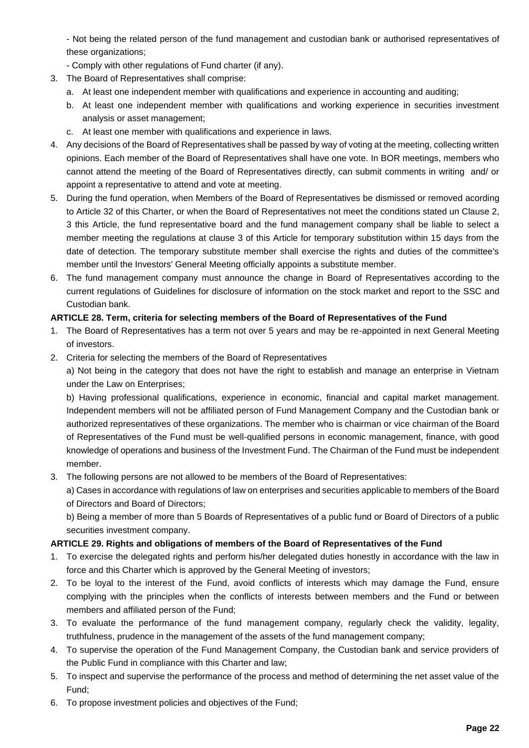- Not being the related person of the fund management and custodian bank or authorised representatives of these organizations;

- Comply with other regulations of Fund charter (if any).

3. The Board of Representatives shall comprise:
   a. At least one independent member with qualifications and experience in accounting and auditing;
   b. At least one independent member with qualifications and working experience in securities investment analysis or asset management;
   c. At least one member with qualifications and experience in laws.
4. Any decisions of the Board of Representatives shall be passed by way of voting at the meeting, collecting written opinions. Each member of the Board of Representatives shall have one vote. In BOR meetings, members who cannot attend the meeting of the Board of Representatives directly, can submit comments in writing and/ or appoint a representative to attend and vote at meeting.
5. During the fund operation, when Members of the Board of Representatives be dismissed or removed acording to Article 32 of this Charter, or when the Board of Representatives not meet the conditions stated un Clause 2, 3 this Article, the fund representative board and the fund management company shall be liable to select a member meeting the regulations at clause 3 of this Article for temporary substitution within 15 days from the date of detection. The temporary substitute member shall exercise the rights and duties of the committee's member until the Investors' General Meeting officially appoints a substitute member.
6. The fund management company must announce the change in Board of Representatives according to the current regulations of Guidelines for disclosure of information on the stock market and report to the SSC and Custodian bank.

**ARTICLE 28. Term, criteria for selecting members of the Board of Representatives of the Fund**

1. The Board of Representatives has a term not over 5 years and may be re-appointed in next General Meeting of investors.
2. Criteria for selecting the members of the Board of Representatives

   a) Not being in the category that does not have the right to establish and manage an enterprise in Vietnam under the Law on Enterprises;

   b) Having professional qualifications, experience in economic, financial and capital market management. Independent members will not be affiliated person of Fund Management Company and the Custodian bank or authorized representatives of these organizations. The member who is chairman or vice chairman of the Board of Representatives of the Fund must be well-qualified persons in economic management, finance, with good knowledge of operations and business of the Investment Fund. The Chairman of the Fund must be independent member.
3. The following persons are not allowed to be members of the Board of Representatives:

   a) Cases in accordance with regulations of law on enterprises and securities applicable to members of the Board of Directors and Board of Directors;

   b) Being a member of more than 5 Boards of Representatives of a public fund or Board of Directors of a public securities investment company.

**ARTICLE 29. Rights and obligations of members of the Board of Representatives of the Fund**

1. To exercise the delegated rights and perform his/her delegated duties honestly in accordance with the law in force and this Charter which is approved by the General Meeting of investors;
2. To be loyal to the interest of the Fund, avoid conflicts of interests which may damage the Fund, ensure complying with the principles when the conflicts of interests between members and the Fund or between members and affiliated person of the Fund;
3. To evaluate the performance of the fund management company, regularly check the validity, legality, truthfulness, prudence in the management of the assets of the fund management company;
4. To supervise the operation of the Fund Management Company, the Custodian bank and service providers of the Public Fund in compliance with this Charter and law;
5. To inspect and supervise the performance of the process and method of determining the net asset value of the Fund;
6. To propose investment policies and objectives of the Fund;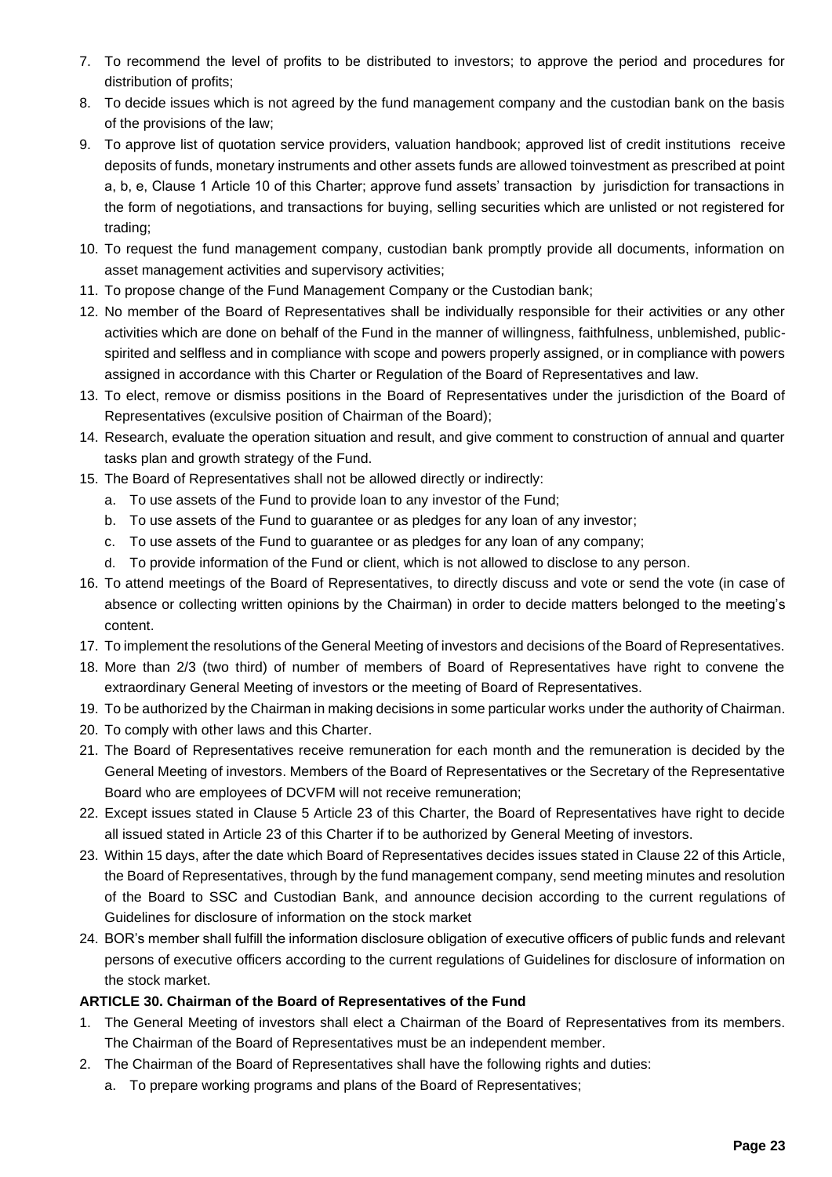7. To recommend the level of profits to be distributed to investors; to approve the period and procedures for distribution of profits;
8. To decide issues which is not agreed by the fund management company and the custodian bank on the basis of the provisions of the law;
9. To approve list of quotation service providers, valuation handbook; approved list of credit institutions receive deposits of funds, monetary instruments and other assets funds are allowed toinvestment as prescribed at point a, b, e, Clause 1 Article 10 of this Charter; approve fund assets' transaction by jurisdiction for transactions in the form of negotiations, and transactions for buying, selling securities which are unlisted or not registered for trading;
10. To request the fund management company, custodian bank promptly provide all documents, information on asset management activities and supervisory activities;
11. To propose change of the Fund Management Company or the Custodian bank;
12. No member of the Board of Representatives shall be individually responsible for their activities or any other activities which are done on behalf of the Fund in the manner of willingness, faithfulness, unblemished, public-spirited and selfless and in compliance with scope and powers properly assigned, or in compliance with powers assigned in accordance with this Charter or Regulation of the Board of Representatives and law.
13. To elect, remove or dismiss positions in the Board of Representatives under the jurisdiction of the Board of Representatives (exculsive position of Chairman of the Board);
14. Research, evaluate the operation situation and result, and give comment to construction of annual and quarter tasks plan and growth strategy of the Fund.
15. The Board of Representatives shall not be allowed directly or indirectly:
    a. To use assets of the Fund to provide loan to any investor of the Fund;
    b. To use assets of the Fund to guarantee or as pledges for any loan of any investor;
    c. To use assets of the Fund to guarantee or as pledges for any loan of any company;
    d. To provide information of the Fund or client, which is not allowed to disclose to any person.
16. To attend meetings of the Board of Representatives, to directly discuss and vote or send the vote (in case of absence or collecting written opinions by the Chairman) in order to decide matters belonged to the meeting's content.
17. To implement the resolutions of the General Meeting of investors and decisions of the Board of Representatives.
18. More than 2/3 (two third) of number of members of Board of Representatives have right to convene the extraordinary General Meeting of investors or the meeting of Board of Representatives.
19. To be authorized by the Chairman in making decisions in some particular works under the authority of Chairman.
20. To comply with other laws and this Charter.
21. The Board of Representatives receive remuneration for each month and the remuneration is decided by the General Meeting of investors. Members of the Board of Representatives or the Secretary of the Representative Board who are employees of DCVFM will not receive remuneration;
22. Except issues stated in Clause 5 Article 23 of this Charter, the Board of Representatives have right to decide all issued stated in Article 23 of this Charter if to be authorized by General Meeting of investors.
23. Within 15 days, after the date which Board of Representatives decides issues stated in Clause 22 of this Article, the Board of Representatives, through by the fund management company, send meeting minutes and resolution of the Board to SSC and Custodian Bank, and announce decision according to the current regulations of Guidelines for disclosure of information on the stock market
24. BOR's member shall fulfill the information disclosure obligation of executive officers of public funds and relevant persons of executive officers according to the current regulations of Guidelines for disclosure of information on the stock market.

**ARTICLE 30. Chairman of the Board of Representatives of the Fund**

1. The General Meeting of investors shall elect a Chairman of the Board of Representatives from its members. The Chairman of the Board of Representatives must be an independent member.
2. The Chairman of the Board of Representatives shall have the following rights and duties:
    a. To prepare working programs and plans of the Board of Representatives;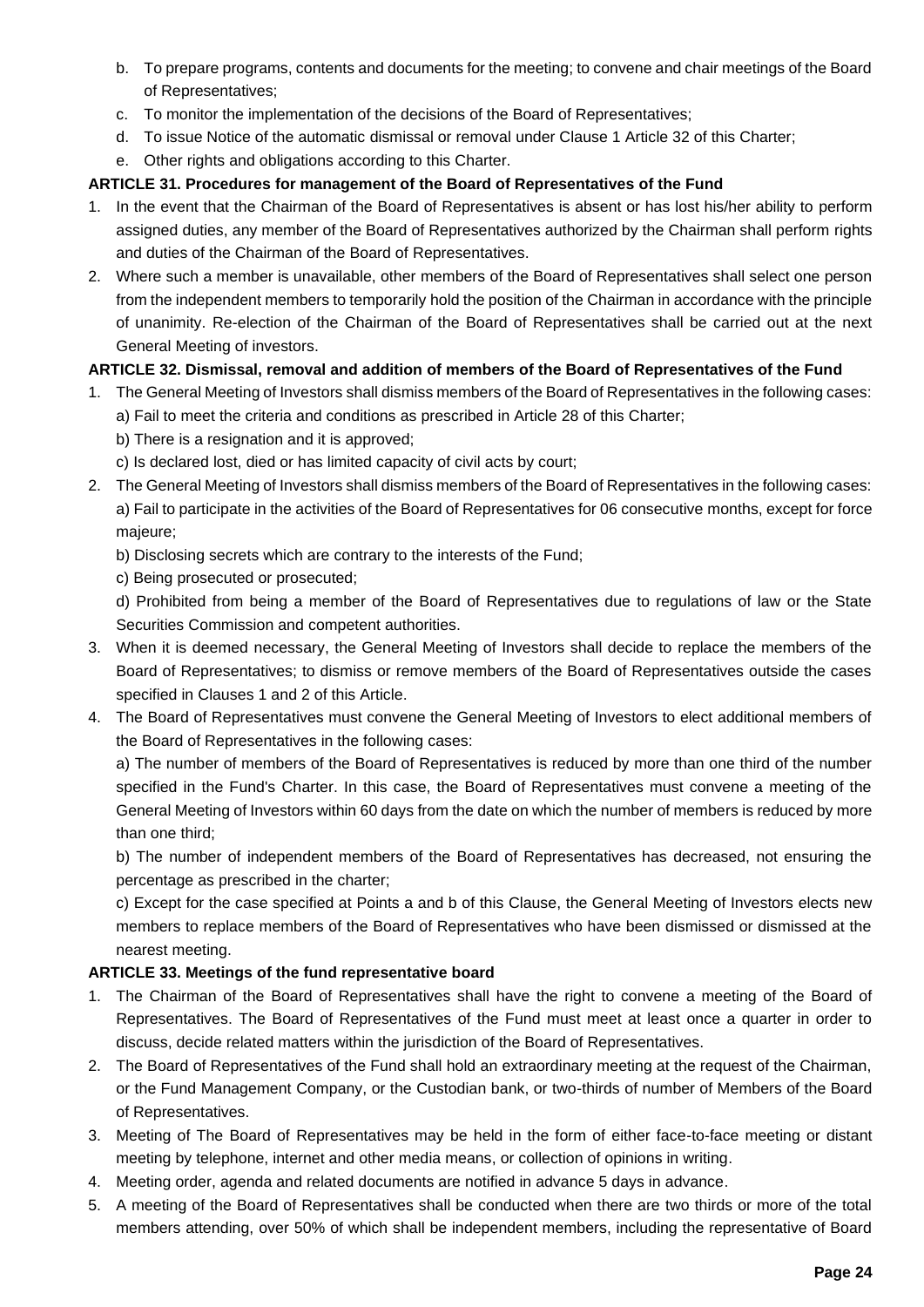b. To prepare programs, contents and documents for the meeting; to convene and chair meetings of the Board of Representatives;
c. To monitor the implementation of the decisions of the Board of Representatives;
d. To issue Notice of the automatic dismissal or removal under Clause 1 Article 32 of this Charter;
e. Other rights and obligations according to this Charter.

**ARTICLE 31. Procedures for management of the Board of Representatives of the Fund**

1. In the event that the Chairman of the Board of Representatives is absent or has lost his/her ability to perform assigned duties, any member of the Board of Representatives authorized by the Chairman shall perform rights and duties of the Chairman of the Board of Representatives.
2. Where such a member is unavailable, other members of the Board of Representatives shall select one person from the independent members to temporarily hold the position of the Chairman in accordance with the principle of unanimity. Re-election of the Chairman of the Board of Representatives shall be carried out at the next General Meeting of investors.

**ARTICLE 32. Dismissal, removal and addition of members of the Board of Representatives of the Fund**

1. The General Meeting of Investors shall dismiss members of the Board of Representatives in the following cases:
   a) Fail to meet the criteria and conditions as prescribed in Article 28 of this Charter;
   b) There is a resignation and it is approved;
   c) Is declared lost, died or has limited capacity of civil acts by court;
2. The General Meeting of Investors shall dismiss members of the Board of Representatives in the following cases:
   a) Fail to participate in the activities of the Board of Representatives for 06 consecutive months, except for force majeure;
   b) Disclosing secrets which are contrary to the interests of the Fund;
   c) Being prosecuted or prosecuted;
   d) Prohibited from being a member of the Board of Representatives due to regulations of law or the State Securities Commission and competent authorities.
3. When it is deemed necessary, the General Meeting of Investors shall decide to replace the members of the Board of Representatives; to dismiss or remove members of the Board of Representatives outside the cases specified in Clauses 1 and 2 of this Article.
4. The Board of Representatives must convene the General Meeting of Investors to elect additional members of the Board of Representatives in the following cases:
   a) The number of members of the Board of Representatives is reduced by more than one third of the number specified in the Fund's Charter. In this case, the Board of Representatives must convene a meeting of the General Meeting of Investors within 60 days from the date on which the number of members is reduced by more than one third;
   b) The number of independent members of the Board of Representatives has decreased, not ensuring the percentage as prescribed in the charter;
   c) Except for the case specified at Points a and b of this Clause, the General Meeting of Investors elects new members to replace members of the Board of Representatives who have been dismissed or dismissed at the nearest meeting.

**ARTICLE 33. Meetings of the fund representative board**

1. The Chairman of the Board of Representatives shall have the right to convene a meeting of the Board of Representatives. The Board of Representatives of the Fund must meet at least once a quarter in order to discuss, decide related matters within the jurisdiction of the Board of Representatives.
2. The Board of Representatives of the Fund shall hold an extraordinary meeting at the request of the Chairman, or the Fund Management Company, or the Custodian bank, or two-thirds of number of Members of the Board of Representatives.
3. Meeting of The Board of Representatives may be held in the form of either face-to-face meeting or distant meeting by telephone, internet and other media means, or collection of opinions in writing.
4. Meeting order, agenda and related documents are notified in advance 5 days in advance.
5. A meeting of the Board of Representatives shall be conducted when there are two thirds or more of the total members attending, over 50% of which shall be independent members, including the representative of Board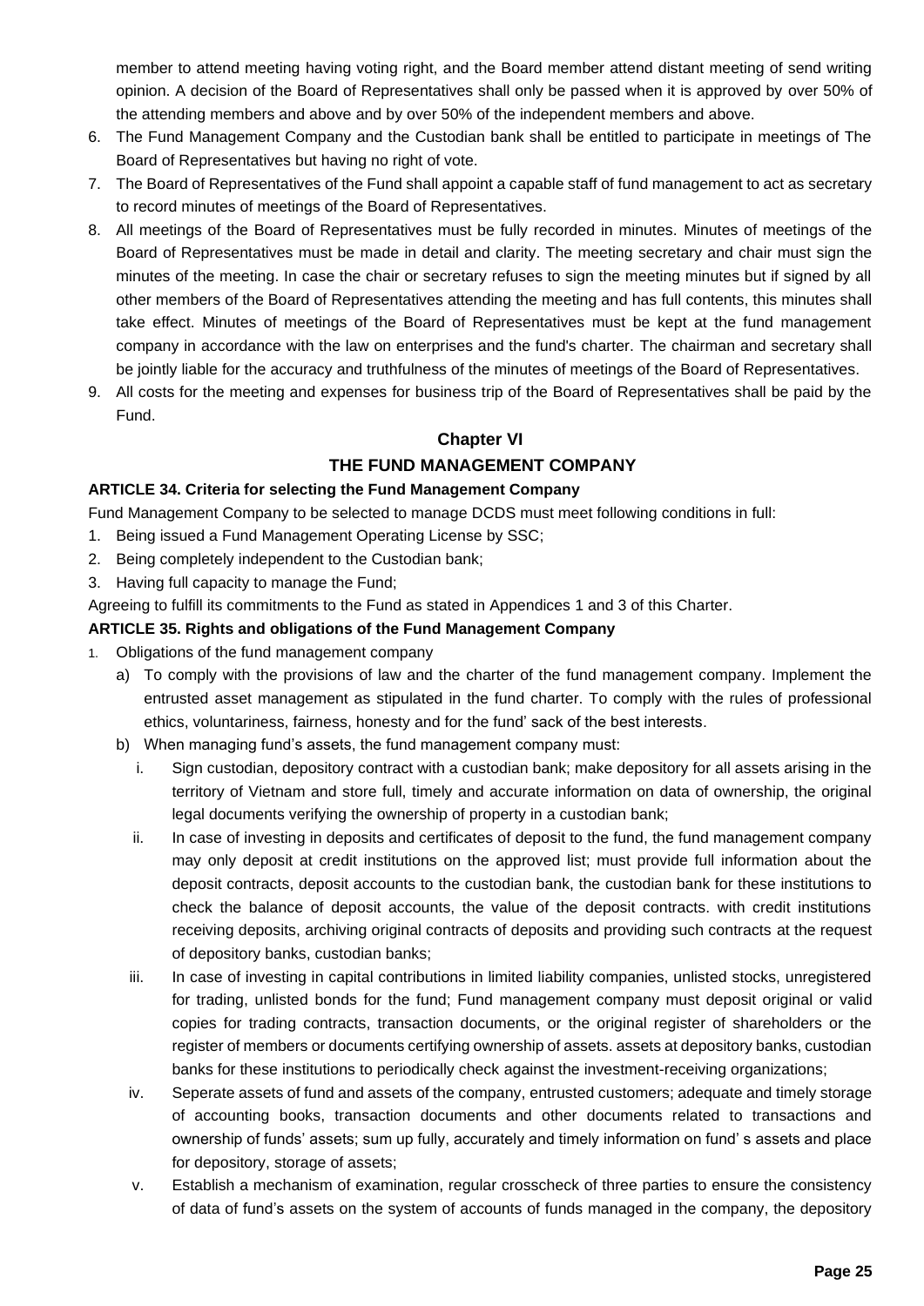member to attend meeting having voting right, and the Board member attend distant meeting of send writing opinion. A decision of the Board of Representatives shall only be passed when it is approved by over 50% of the attending members and above and by over 50% of the independent members and above.

6. The Fund Management Company and the Custodian bank shall be entitled to participate in meetings of The Board of Representatives but having no right of vote.
7. The Board of Representatives of the Fund shall appoint a capable staff of fund management to act as secretary to record minutes of meetings of the Board of Representatives.
8. All meetings of the Board of Representatives must be fully recorded in minutes. Minutes of meetings of the Board of Representatives must be made in detail and clarity. The meeting secretary and chair must sign the minutes of the meeting. In case the chair or secretary refuses to sign the meeting minutes but if signed by all other members of the Board of Representatives attending the meeting and has full contents, this minutes shall take effect. Minutes of meetings of the Board of Representatives must be kept at the fund management company in accordance with the law on enterprises and the fund's charter. The chairman and secretary shall be jointly liable for the accuracy and truthfulness of the minutes of meetings of the Board of Representatives.
9. All costs for the meeting and expenses for business trip of the Board of Representatives shall be paid by the Fund.

## Chapter VI

## THE FUND MANAGEMENT COMPANY

### ARTICLE 34. Criteria for selecting the Fund Management Company

Fund Management Company to be selected to manage DCDS must meet following conditions in full:

1. Being issued a Fund Management Operating License by SSC;
2. Being completely independent to the Custodian bank;
3. Having full capacity to manage the Fund;

Agreeing to fulfill its commitments to the Fund as stated in Appendices 1 and 3 of this Charter.

### ARTICLE 35. Rights and obligations of the Fund Management Company

1. Obligations of the fund management company
   a) To comply with the provisions of law and the charter of the fund management company. Implement the entrusted asset management as stipulated in the fund charter. To comply with the rules of professional ethics, voluntariness, fairness, honesty and for the fund' sack of the best interests.
   b) When managing fund's assets, the fund management company must:
      i. Sign custodian, depository contract with a custodian bank; make depository for all assets arising in the territory of Vietnam and store full, timely and accurate information on data of ownership, the original legal documents verifying the ownership of property in a custodian bank;
      ii. In case of investing in deposits and certificates of deposit to the fund, the fund management company may only deposit at credit institutions on the approved list; must provide full information about the deposit contracts, deposit accounts to the custodian bank, the custodian bank for these institutions to check the balance of deposit accounts, the value of the deposit contracts. with credit institutions receiving deposits, archiving original contracts of deposits and providing such contracts at the request of depository banks, custodian banks;
      iii. In case of investing in capital contributions in limited liability companies, unlisted stocks, unregistered for trading, unlisted bonds for the fund; Fund management company must deposit original or valid copies for trading contracts, transaction documents, or the original register of shareholders or the register of members or documents certifying ownership of assets. assets at depository banks, custodian banks for these institutions to periodically check against the investment-receiving organizations;
      iv. Seperate assets of fund and assets of the company, entrusted customers; adequate and timely storage of accounting books, transaction documents and other documents related to transactions and ownership of funds' assets; sum up fully, accurately and timely information on fund' s assets and place for depository, storage of assets;
      v. Establish a mechanism of examination, regular crosscheck of three parties to ensure the consistency of data of fund's assets on the system of accounts of funds managed in the company, the depository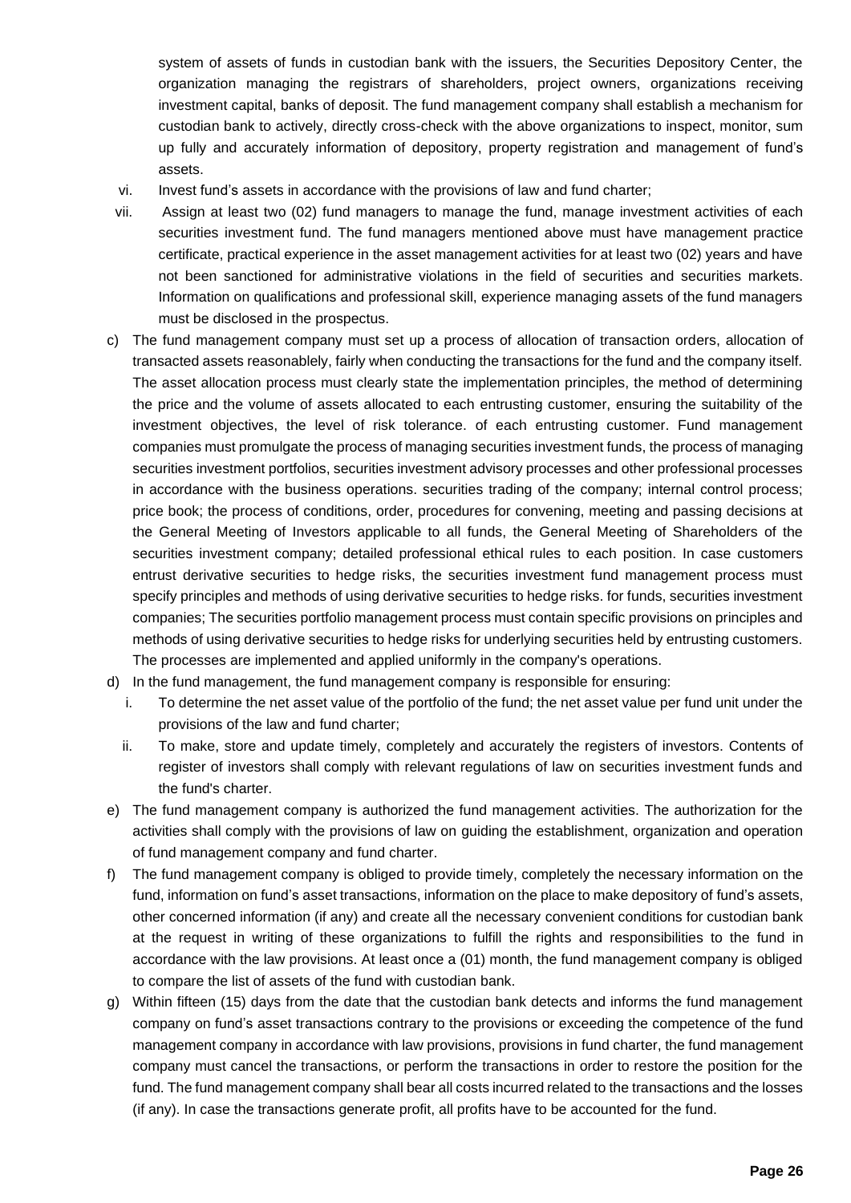system of assets of funds in custodian bank with the issuers, the Securities Depository Center, the organization managing the registrars of shareholders, project owners, organizations receiving investment capital, banks of deposit. The fund management company shall establish a mechanism for custodian bank to actively, directly cross-check with the above organizations to inspect, monitor, sum up fully and accurately information of depository, property registration and management of fund's assets.

vi. Invest fund's assets in accordance with the provisions of law and fund charter;

vii. Assign at least two (02) fund managers to manage the fund, manage investment activities of each securities investment fund. The fund managers mentioned above must have management practice certificate, practical experience in the asset management activities for at least two (02) years and have not been sanctioned for administrative violations in the field of securities and securities markets. Information on qualifications and professional skill, experience managing assets of the fund managers must be disclosed in the prospectus.

c) The fund management company must set up a process of allocation of transaction orders, allocation of transacted assets reasonablely, fairly when conducting the transactions for the fund and the company itself. The asset allocation process must clearly state the implementation principles, the method of determining the price and the volume of assets allocated to each entrusting customer, ensuring the suitability of the investment objectives, the level of risk tolerance. of each entrusting customer. Fund management companies must promulgate the process of managing securities investment funds, the process of managing securities investment portfolios, securities investment advisory processes and other professional processes in accordance with the business operations. securities trading of the company; internal control process; price book; the process of conditions, order, procedures for convening, meeting and passing decisions at the General Meeting of Investors applicable to all funds, the General Meeting of Shareholders of the securities investment company; detailed professional ethical rules to each position. In case customers entrust derivative securities to hedge risks, the securities investment fund management process must specify principles and methods of using derivative securities to hedge risks. for funds, securities investment companies; The securities portfolio management process must contain specific provisions on principles and methods of using derivative securities to hedge risks for underlying securities held by entrusting customers. The processes are implemented and applied uniformly in the company's operations.

d) In the fund management, the fund management company is responsible for ensuring:

i. To determine the net asset value of the portfolio of the fund; the net asset value per fund unit under the provisions of the law and fund charter;

ii. To make, store and update timely, completely and accurately the registers of investors. Contents of register of investors shall comply with relevant regulations of law on securities investment funds and the fund's charter.

e) The fund management company is authorized the fund management activities. The authorization for the activities shall comply with the provisions of law on guiding the establishment, organization and operation of fund management company and fund charter.

f) The fund management company is obliged to provide timely, completely the necessary information on the fund, information on fund's asset transactions, information on the place to make depository of fund's assets, other concerned information (if any) and create all the necessary convenient conditions for custodian bank at the request in writing of these organizations to fulfill the rights and responsibilities to the fund in accordance with the law provisions. At least once a (01) month, the fund management company is obliged to compare the list of assets of the fund with custodian bank.

g) Within fifteen (15) days from the date that the custodian bank detects and informs the fund management company on fund's asset transactions contrary to the provisions or exceeding the competence of the fund management company in accordance with law provisions, provisions in fund charter, the fund management company must cancel the transactions, or perform the transactions in order to restore the position for the fund. The fund management company shall bear all costs incurred related to the transactions and the losses (if any). In case the transactions generate profit, all profits have to be accounted for the fund.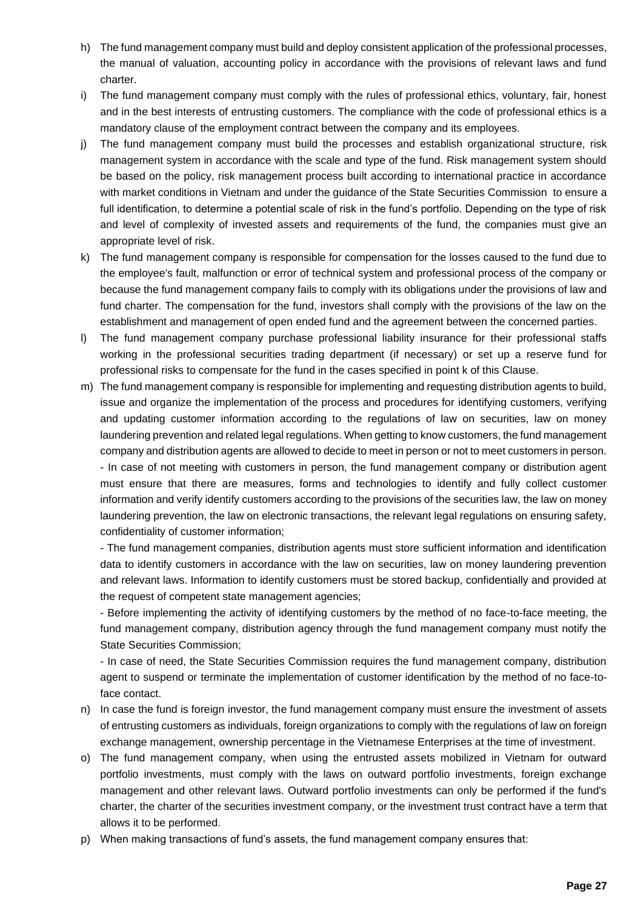h) The fund management company must build and deploy consistent application of the professional processes, the manual of valuation, accounting policy in accordance with the provisions of relevant laws and fund charter.

i) The fund management company must comply with the rules of professional ethics, voluntary, fair, honest and in the best interests of entrusting customers. The compliance with the code of professional ethics is a mandatory clause of the employment contract between the company and its employees.

j) The fund management company must build the processes and establish organizational structure, risk management system in accordance with the scale and type of the fund. Risk management system should be based on the policy, risk management process built according to international practice in accordance with market conditions in Vietnam and under the guidance of the State Securities Commission to ensure a full identification, to determine a potential scale of risk in the fund's portfolio. Depending on the type of risk and level of complexity of invested assets and requirements of the fund, the companies must give an appropriate level of risk.

k) The fund management company is responsible for compensation for the losses caused to the fund due to the employee's fault, malfunction or error of technical system and professional process of the company or because the fund management company fails to comply with its obligations under the provisions of law and fund charter. The compensation for the fund, investors shall comply with the provisions of the law on the establishment and management of open ended fund and the agreement between the concerned parties.

l) The fund management company purchase professional liability insurance for their professional staffs working in the professional securities trading department (if necessary) or set up a reserve fund for professional risks to compensate for the fund in the cases specified in point k of this Clause.

m) The fund management company is responsible for implementing and requesting distribution agents to build, issue and organize the implementation of the process and procedures for identifying customers, verifying and updating customer information according to the regulations of law on securities, law on money laundering prevention and related legal regulations. When getting to know customers, the fund management company and distribution agents are allowed to decide to meet in person or not to meet customers in person.
   - In case of not meeting with customers in person, the fund management company or distribution agent must ensure that there are measures, forms and technologies to identify and fully collect customer information and verify identify customers according to the provisions of the securities law, the law on money laundering prevention, the law on electronic transactions, the relevant legal regulations on ensuring safety, confidentiality of customer information;
   - The fund management companies, distribution agents must store sufficient information and identification data to identify customers in accordance with the law on securities, law on money laundering prevention and relevant laws. Information to identify customers must be stored backup, confidentially and provided at the request of competent state management agencies;
   - Before implementing the activity of identifying customers by the method of no face-to-face meeting, the fund management company, distribution agency through the fund management company must notify the State Securities Commission;
   - In case of need, the State Securities Commission requires the fund management company, distribution agent to suspend or terminate the implementation of customer identification by the method of no face-to-face contact.

n) In case the fund is foreign investor, the fund management company must ensure the investment of assets of entrusting customers as individuals, foreign organizations to comply with the regulations of law on foreign exchange management, ownership percentage in the Vietnamese Enterprises at the time of investment.

o) The fund management company, when using the entrusted assets mobilized in Vietnam for outward portfolio investments, must comply with the laws on outward portfolio investments, foreign exchange management and other relevant laws. Outward portfolio investments can only be performed if the fund's charter, the charter of the securities investment company, or the investment trust contract have a term that allows it to be performed.

p) When making transactions of fund's assets, the fund management company ensures that: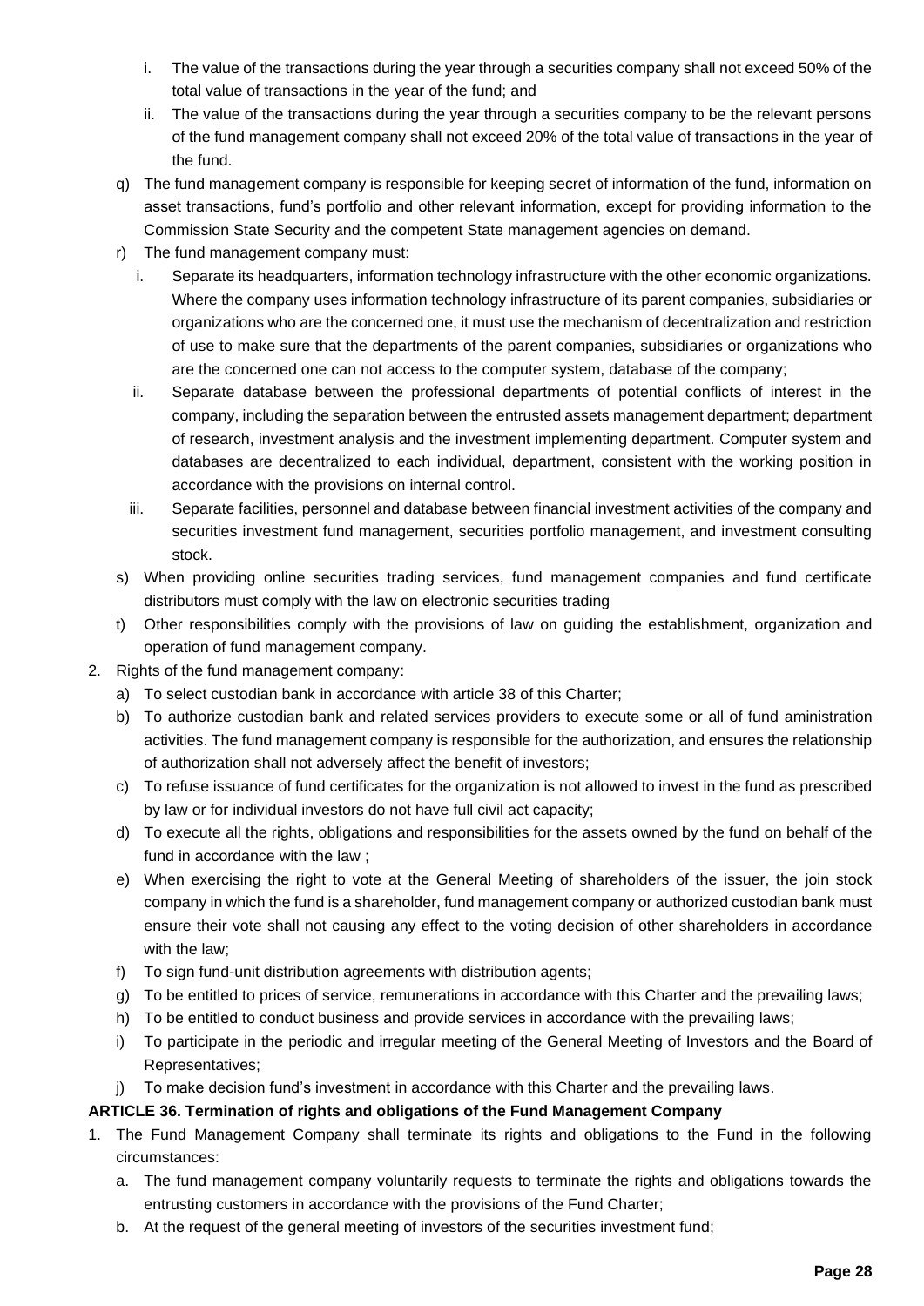i. The value of the transactions during the year through a securities company shall not exceed 50% of the total value of transactions in the year of the fund; and

ii. The value of the transactions during the year through a securities company to be the relevant persons of the fund management company shall not exceed 20% of the total value of transactions in the year of the fund.

q) The fund management company is responsible for keeping secret of information of the fund, information on asset transactions, fund's portfolio and other relevant information, except for providing information to the Commission State Security and the competent State management agencies on demand.

r) The fund management company must:

   i. Separate its headquarters, information technology infrastructure with the other economic organizations. Where the company uses information technology infrastructure of its parent companies, subsidiaries or organizations who are the concerned one, it must use the mechanism of decentralization and restriction of use to make sure that the departments of the parent companies, subsidiaries or organizations who are the concerned one can not access to the computer system, database of the company;

   ii. Separate database between the professional departments of potential conflicts of interest in the company, including the separation between the entrusted assets management department; department of research, investment analysis and the investment implementing department. Computer system and databases are decentralized to each individual, department, consistent with the working position in accordance with the provisions on internal control.

   iii. Separate facilities, personnel and database between financial investment activities of the company and securities investment fund management, securities portfolio management, and investment consulting stock.

s) When providing online securities trading services, fund management companies and fund certificate distributors must comply with the law on electronic securities trading

t) Other responsibilities comply with the provisions of law on guiding the establishment, organization and operation of fund management company.

2. Rights of the fund management company:

   a) To select custodian bank in accordance with article 38 of this Charter;

   b) To authorize custodian bank and related services providers to execute some or all of fund aministration activities. The fund management company is responsible for the authorization, and ensures the relationship of authorization shall not adversely affect the benefit of investors;

   c) To refuse issuance of fund certificates for the organization is not allowed to invest in the fund as prescribed by law or for individual investors do not have full civil act capacity;

   d) To execute all the rights, obligations and responsibilities for the assets owned by the fund on behalf of the fund in accordance with the law ;

   e) When exercising the right to vote at the General Meeting of shareholders of the issuer, the join stock company in which the fund is a shareholder, fund management company or authorized custodian bank must ensure their vote shall not causing any effect to the voting decision of other shareholders in accordance with the law;

   f) To sign fund-unit distribution agreements with distribution agents;

   g) To be entitled to prices of service, remunerations in accordance with this Charter and the prevailing laws;

   h) To be entitled to conduct business and provide services in accordance with the prevailing laws;

   i) To participate in the periodic and irregular meeting of the General Meeting of Investors and the Board of Representatives;

   j) To make decision fund's investment in accordance with this Charter and the prevailing laws.

**ARTICLE 36. Termination of rights and obligations of the Fund Management Company**

1. The Fund Management Company shall terminate its rights and obligations to the Fund in the following circumstances:

   a. The fund management company voluntarily requests to terminate the rights and obligations towards the entrusting customers in accordance with the provisions of the Fund Charter;

   b. At the request of the general meeting of investors of the securities investment fund;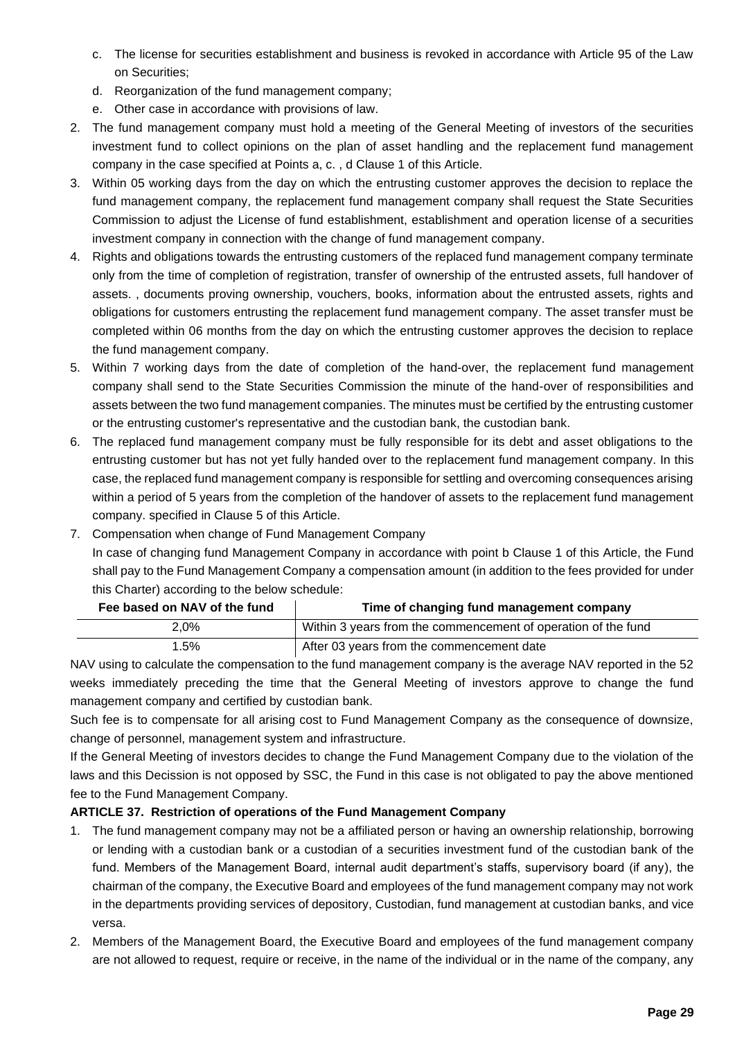c. The license for securities establishment and business is revoked in accordance with Article 95 of the Law on Securities;
d. Reorganization of the fund management company;
e. Other case in accordance with provisions of law.

2. The fund management company must hold a meeting of the General Meeting of investors of the securities investment fund to collect opinions on the plan of asset handling and the replacement fund management company in the case specified at Points a, c. , d Clause 1 of this Article.
3. Within 05 working days from the day on which the entrusting customer approves the decision to replace the fund management company, the replacement fund management company shall request the State Securities Commission to adjust the License of fund establishment, establishment and operation license of a securities investment company in connection with the change of fund management company.
4. Rights and obligations towards the entrusting customers of the replaced fund management company terminate only from the time of completion of registration, transfer of ownership of the entrusted assets, full handover of assets. , documents proving ownership, vouchers, books, information about the entrusted assets, rights and obligations for customers entrusting the replacement fund management company. The asset transfer must be completed within 06 months from the day on which the entrusting customer approves the decision to replace the fund management company.
5. Within 7 working days from the date of completion of the hand-over, the replacement fund management company shall send to the State Securities Commission the minute of the hand-over of responsibilities and assets between the two fund management companies. The minutes must be certified by the entrusting customer or the entrusting customer's representative and the custodian bank, the custodian bank.
6. The replaced fund management company must be fully responsible for its debt and asset obligations to the entrusting customer but has not yet fully handed over to the replacement fund management company. In this case, the replaced fund management company is responsible for settling and overcoming consequences arising within a period of 5 years from the completion of the handover of assets to the replacement fund management company. specified in Clause 5 of this Article.
7. Compensation when change of Fund Management Company

   In case of changing fund Management Company in accordance with point b Clause 1 of this Article, the Fund shall pay to the Fund Management Company a compensation amount (in addition to the fees provided for under this Charter) according to the below schedule:

| Fee based on NAV of the fund | Time of changing fund management company |
|---|---|
| 2,0% | Within 3 years from the commencement of operation of the fund |
| 1.5% | After 03 years from the commencement date |

   NAV using to calculate the compensation to the fund management company is the average NAV reported in the 52 weeks immediately preceding the time that the General Meeting of investors approve to change the fund management company and certified by custodian bank.

   Such fee is to compensate for all arising cost to Fund Management Company as the consequence of downsize, change of personnel, management system and infrastructure.

   If the General Meeting of investors decides to change the Fund Management Company due to the violation of the laws and this Decission is not opposed by SSC, the Fund in this case is not obligated to pay the above mentioned fee to the Fund Management Company.

**ARTICLE 37. Restriction of operations of the Fund Management Company**

1. The fund management company may not be a affiliated person or having an ownership relationship, borrowing or lending with a custodian bank or a custodian of a securities investment fund of the custodian bank of the fund. Members of the Management Board, internal audit department's staffs, supervisory board (if any), the chairman of the company, the Executive Board and employees of the fund management company may not work in the departments providing services of depository, Custodian, fund management at custodian banks, and vice versa.
2. Members of the Management Board, the Executive Board and employees of the fund management company are not allowed to request, require or receive, in the name of the individual or in the name of the company, any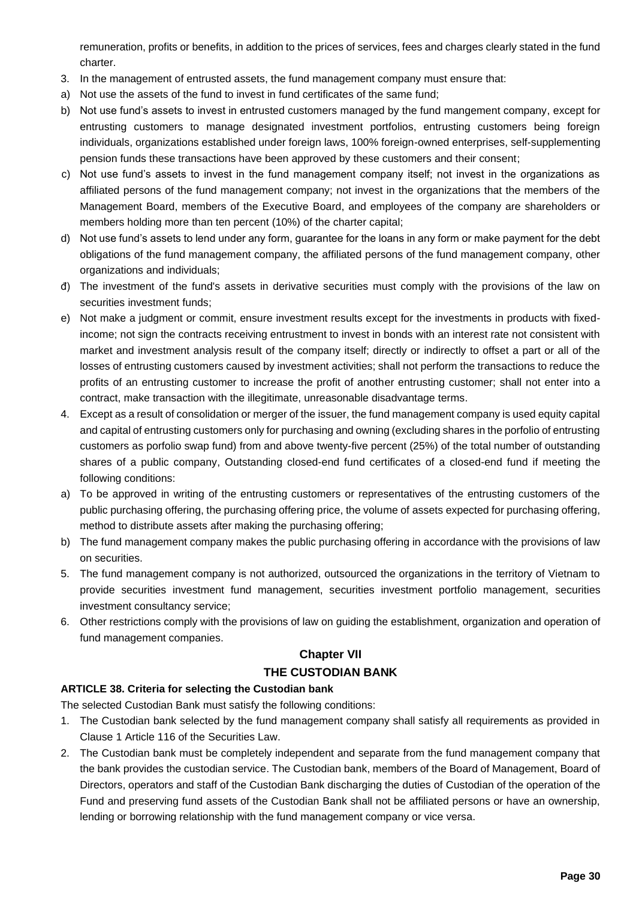remuneration, profits or benefits, in addition to the prices of services, fees and charges clearly stated in the fund charter.

3. In the management of entrusted assets, the fund management company must ensure that:

a) Not use the assets of the fund to invest in fund certificates of the same fund;

b) Not use fund's assets to invest in entrusted customers managed by the fund mangement company, except for entrusting customers to manage designated investment portfolios, entrusting customers being foreign individuals, organizations established under foreign laws, 100% foreign-owned enterprises, self-supplementing pension funds these transactions have been approved by these customers and their consent;

c) Not use fund's assets to invest in the fund management company itself; not invest in the organizations as affiliated persons of the fund management company; not invest in the organizations that the members of the Management Board, members of the Executive Board, and employees of the company are shareholders or members holding more than ten percent (10%) of the charter capital;

d) Not use fund's assets to lend under any form, guarantee for the loans in any form or make payment for the debt obligations of the fund management company, the affiliated persons of the fund management company, other organizations and individuals;

đ) The investment of the fund's assets in derivative securities must comply with the provisions of the law on securities investment funds;

e) Not make a judgment or commit, ensure investment results except for the investments in products with fixed-income; not sign the contracts receiving entrustment to invest in bonds with an interest rate not consistent with market and investment analysis result of the company itself; directly or indirectly to offset a part or all of the losses of entrusting customers caused by investment activities; shall not perform the transactions to reduce the profits of an entrusting customer to increase the profit of another entrusting customer; shall not enter into a contract, make transaction with the illegitimate, unreasonable disadvantage terms.

4. Except as a result of consolidation or merger of the issuer, the fund management company is used equity capital and capital of entrusting customers only for purchasing and owning (excluding shares in the porfolio of entrusting customers as porfolio swap fund) from and above twenty-five percent (25%) of the total number of outstanding shares of a public company, Outstanding closed-end fund certificates of a closed-end fund if meeting the following conditions:

a) To be approved in writing of the entrusting customers or representatives of the entrusting customers of the public purchasing offering, the purchasing offering price, the volume of assets expected for purchasing offering, method to distribute assets after making the purchasing offering;

b) The fund management company makes the public purchasing offering in accordance with the provisions of law on securities.

5. The fund management company is not authorized, outsourced the organizations in the territory of Vietnam to provide securities investment fund management, securities investment portfolio management, securities investment consultancy service;

6. Other restrictions comply with the provisions of law on guiding the establishment, organization and operation of fund management companies.

## Chapter VII
## THE CUSTODIAN BANK

### ARTICLE 38. Criteria for selecting the Custodian bank

The selected Custodian Bank must satisfy the following conditions:

1. The Custodian bank selected by the fund management company shall satisfy all requirements as provided in Clause 1 Article 116 of the Securities Law.
2. The Custodian bank must be completely independent and separate from the fund management company that the bank provides the custodian service. The Custodian bank, members of the Board of Management, Board of Directors, operators and staff of the Custodian Bank discharging the duties of Custodian of the operation of the Fund and preserving fund assets of the Custodian Bank shall not be affiliated persons or have an ownership, lending or borrowing relationship with the fund management company or vice versa.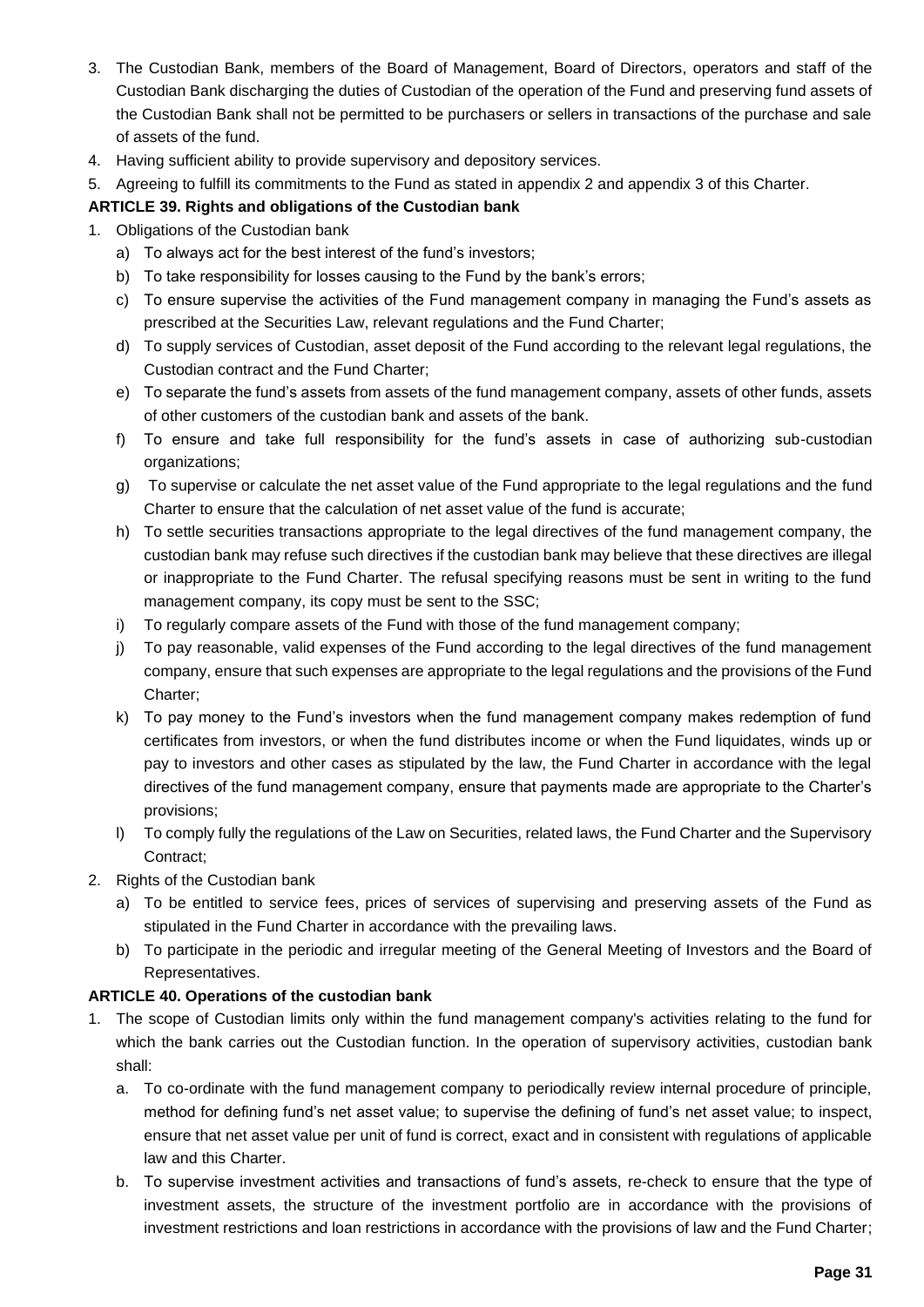3. The Custodian Bank, members of the Board of Management, Board of Directors, operators and staff of the Custodian Bank discharging the duties of Custodian of the operation of the Fund and preserving fund assets of the Custodian Bank shall not be permitted to be purchasers or sellers in transactions of the purchase and sale of assets of the fund.
4. Having sufficient ability to provide supervisory and depository services.
5. Agreeing to fulfill its commitments to the Fund as stated in appendix 2 and appendix 3 of this Charter.

**ARTICLE 39. Rights and obligations of the Custodian bank**

1. Obligations of the Custodian bank
   a) To always act for the best interest of the fund's investors;
   b) To take responsibility for losses causing to the Fund by the bank's errors;
   c) To ensure supervise the activities of the Fund management company in managing the Fund's assets as prescribed at the Securities Law, relevant regulations and the Fund Charter;
   d) To supply services of Custodian, asset deposit of the Fund according to the relevant legal regulations, the Custodian contract and the Fund Charter;
   e) To separate the fund's assets from assets of the fund management company, assets of other funds, assets of other customers of the custodian bank and assets of the bank.
   f) To ensure and take full responsibility for the fund's assets in case of authorizing sub-custodian organizations;
   g) To supervise or calculate the net asset value of the Fund appropriate to the legal regulations and the fund Charter to ensure that the calculation of net asset value of the fund is accurate;
   h) To settle securities transactions appropriate to the legal directives of the fund management company, the custodian bank may refuse such directives if the custodian bank may believe that these directives are illegal or inappropriate to the Fund Charter. The refusal specifying reasons must be sent in writing to the fund management company, its copy must be sent to the SSC;
   i) To regularly compare assets of the Fund with those of the fund management company;
   j) To pay reasonable, valid expenses of the Fund according to the legal directives of the fund management company, ensure that such expenses are appropriate to the legal regulations and the provisions of the Fund Charter;
   k) To pay money to the Fund's investors when the fund management company makes redemption of fund certificates from investors, or when the fund distributes income or when the Fund liquidates, winds up or pay to investors and other cases as stipulated by the law, the Fund Charter in accordance with the legal directives of the fund management company, ensure that payments made are appropriate to the Charter's provisions;
   l) To comply fully the regulations of the Law on Securities, related laws, the Fund Charter and the Supervisory Contract;
2. Rights of the Custodian bank
   a) To be entitled to service fees, prices of services of supervising and preserving assets of the Fund as stipulated in the Fund Charter in accordance with the prevailing laws.
   b) To participate in the periodic and irregular meeting of the General Meeting of Investors and the Board of Representatives.

**ARTICLE 40. Operations of the custodian bank**

1. The scope of Custodian limits only within the fund management company's activities relating to the fund for which the bank carries out the Custodian function. In the operation of supervisory activities, custodian bank shall:
   a. To co-ordinate with the fund management company to periodically review internal procedure of principle, method for defining fund's net asset value; to supervise the defining of fund's net asset value; to inspect, ensure that net asset value per unit of fund is correct, exact and in consistent with regulations of applicable law and this Charter.
   b. To supervise investment activities and transactions of fund's assets, re-check to ensure that the type of investment assets, the structure of the investment portfolio are in accordance with the provisions of investment restrictions and loan restrictions in accordance with the provisions of law and the Fund Charter;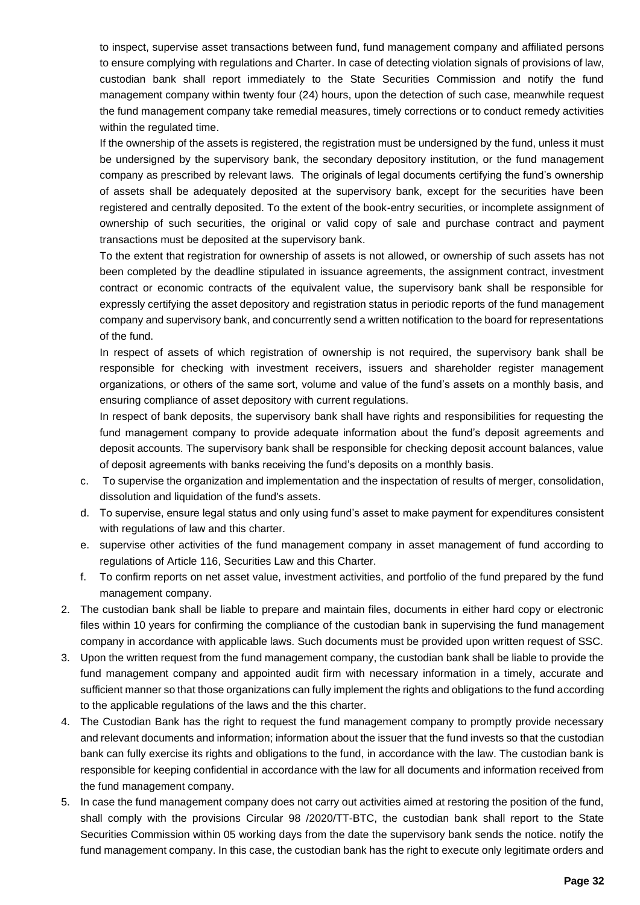to inspect, supervise asset transactions between fund, fund management company and affiliated persons to ensure complying with regulations and Charter. In case of detecting violation signals of provisions of law, custodian bank shall report immediately to the State Securities Commission and notify the fund management company within twenty four (24) hours, upon the detection of such case, meanwhile request the fund management company take remedial measures, timely corrections or to conduct remedy activities within the regulated time.

If the ownership of the assets is registered, the registration must be undersigned by the fund, unless it must be undersigned by the supervisory bank, the secondary depository institution, or the fund management company as prescribed by relevant laws. The originals of legal documents certifying the fund's ownership of assets shall be adequately deposited at the supervisory bank, except for the securities have been registered and centrally deposited. To the extent of the book-entry securities, or incomplete assignment of ownership of such securities, the original or valid copy of sale and purchase contract and payment transactions must be deposited at the supervisory bank.

To the extent that registration for ownership of assets is not allowed, or ownership of such assets has not been completed by the deadline stipulated in issuance agreements, the assignment contract, investment contract or economic contracts of the equivalent value, the supervisory bank shall be responsible for expressly certifying the asset depository and registration status in periodic reports of the fund management company and supervisory bank, and concurrently send a written notification to the board for representations of the fund.

In respect of assets of which registration of ownership is not required, the supervisory bank shall be responsible for checking with investment receivers, issuers and shareholder register management organizations, or others of the same sort, volume and value of the fund's assets on a monthly basis, and ensuring compliance of asset depository with current regulations.

In respect of bank deposits, the supervisory bank shall have rights and responsibilities for requesting the fund management company to provide adequate information about the fund's deposit agreements and deposit accounts. The supervisory bank shall be responsible for checking deposit account balances, value of deposit agreements with banks receiving the fund's deposits on a monthly basis.

c. To supervise the organization and implementation and the inspection of results of merger, consolidation, dissolution and liquidation of the fund's assets.
d. To supervise, ensure legal status and only using fund's asset to make payment for expenditures consistent with regulations of law and this charter.
e. supervise other activities of the fund management company in asset management of fund according to regulations of Article 116, Securities Law and this Charter.
f. To confirm reports on net asset value, investment activities, and portfolio of the fund prepared by the fund management company.

2. The custodian bank shall be liable to prepare and maintain files, documents in either hard copy or electronic files within 10 years for confirming the compliance of the custodian bank in supervising the fund management company in accordance with applicable laws. Such documents must be provided upon written request of SSC.
3. Upon the written request from the fund management company, the custodian bank shall be liable to provide the fund management company and appointed audit firm with necessary information in a timely, accurate and sufficient manner so that those organizations can fully implement the rights and obligations to the fund according to the applicable regulations of the laws and the this charter.
4. The Custodian Bank has the right to request the fund management company to promptly provide necessary and relevant documents and information; information about the issuer that the fund invests so that the custodian bank can fully exercise its rights and obligations to the fund, in accordance with the law. The custodian bank is responsible for keeping confidential in accordance with the law for all documents and information received from the fund management company.
5. In case the fund management company does not carry out activities aimed at restoring the position of the fund, shall comply with the provisions Circular 98 /2020/TT-BTC, the custodian bank shall report to the State Securities Commission within 05 working days from the date the supervisory bank sends the notice. notify the fund management company. In this case, the custodian bank has the right to execute only legitimate orders and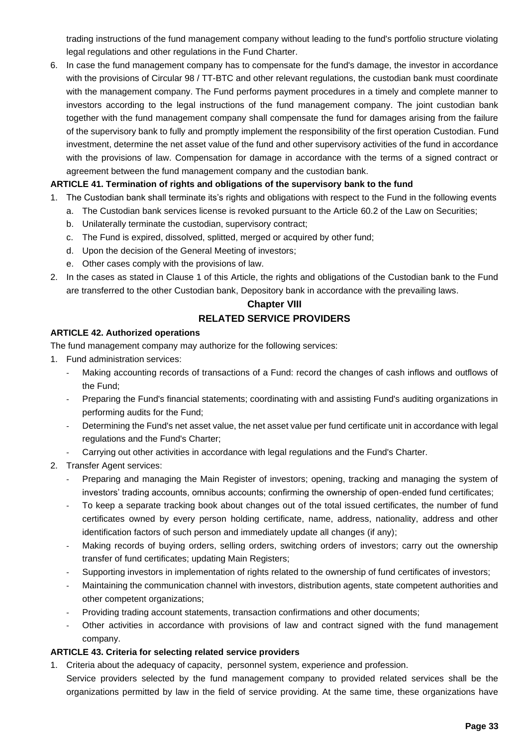trading instructions of the fund management company without leading to the fund's portfolio structure violating legal regulations and other regulations in the Fund Charter.

6. In case the fund management company has to compensate for the fund's damage, the investor in accordance with the provisions of Circular 98 / TT-BTC and other relevant regulations, the custodian bank must coordinate with the management company. The Fund performs payment procedures in a timely and complete manner to investors according to the legal instructions of the fund management company. The joint custodian bank together with the fund management company shall compensate the fund for damages arising from the failure of the supervisory bank to fully and promptly implement the responsibility of the first operation Custodian. Fund investment, determine the net asset value of the fund and other supervisory activities of the fund in accordance with the provisions of law. Compensation for damage in accordance with the terms of a signed contract or agreement between the fund management company and the custodian bank.

**ARTICLE 41. Termination of rights and obligations of the supervisory bank to the fund**

1. The Custodian bank shall terminate its's rights and obligations with respect to the Fund in the following events
   a. The Custodian bank services license is revoked pursuant to the Article 60.2 of the Law on Securities;
   b. Unilaterally terminate the custodian, supervisory contract;
   c. The Fund is expired, dissolved, splitted, merged or acquired by other fund;
   d. Upon the decision of the General Meeting of investors;
   e. Other cases comply with the provisions of law.
2. In the cases as stated in Clause 1 of this Article, the rights and obligations of the Custodian bank to the Fund are transferred to the other Custodian bank, Depository bank in accordance with the prevailing laws.

## Chapter VIII
## RELATED SERVICE PROVIDERS

**ARTICLE 42. Authorized operations**

The fund management company may authorize for the following services:

1. Fund administration services:
   - Making accounting records of transactions of a Fund: record the changes of cash inflows and outflows of the Fund;
   - Preparing the Fund's financial statements; coordinating with and assisting Fund's auditing organizations in performing audits for the Fund;
   - Determining the Fund's net asset value, the net asset value per fund certificate unit in accordance with legal regulations and the Fund's Charter;
   - Carrying out other activities in accordance with legal regulations and the Fund's Charter.
2. Transfer Agent services:
   - Preparing and managing the Main Register of investors; opening, tracking and managing the system of investors' trading accounts, omnibus accounts; confirming the ownership of open-ended fund certificates;
   - To keep a separate tracking book about changes out of the total issued certificates, the number of fund certificates owned by every person holding certificate, name, address, nationality, address and other identification factors of such person and immediately update all changes (if any);
   - Making records of buying orders, selling orders, switching orders of investors; carry out the ownership transfer of fund certificates; updating Main Registers;
   - Supporting investors in implementation of rights related to the ownership of fund certificates of investors;
   - Maintaining the communication channel with investors, distribution agents, state competent authorities and other competent organizations;
   - Providing trading account statements, transaction confirmations and other documents;
   - Other activities in accordance with provisions of law and contract signed with the fund management company.

**ARTICLE 43. Criteria for selecting related service providers**

1. Criteria about the adequacy of capacity, personnel system, experience and profession.

   Service providers selected by the fund management company to provided related services shall be the organizations permitted by law in the field of service providing. At the same time, these organizations have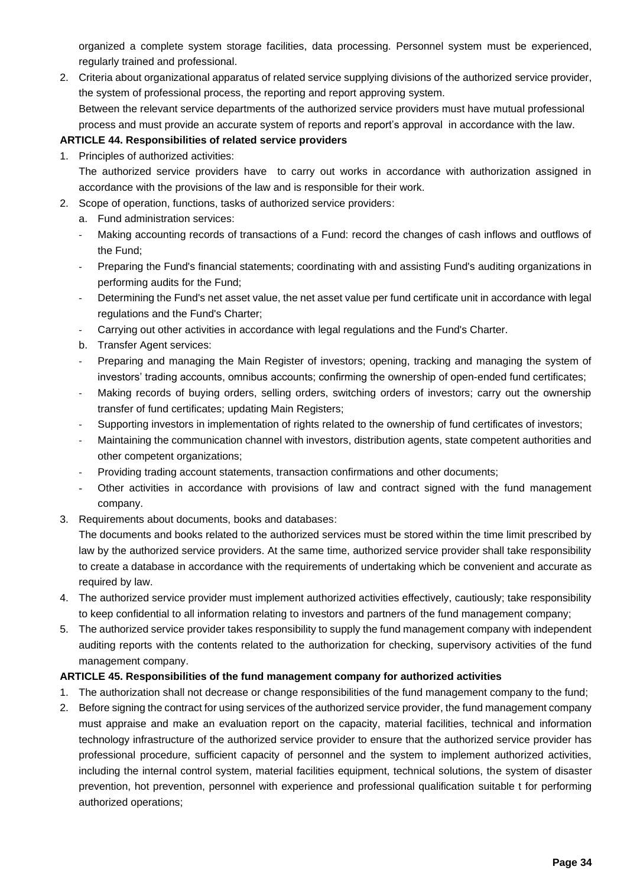organized a complete system storage facilities, data processing. Personnel system must be experienced, regularly trained and professional.

2. Criteria about organizational apparatus of related service supplying divisions of the authorized service provider, the system of professional process, the reporting and report approving system.

   Between the relevant service departments of the authorized service providers must have mutual professional process and must provide an accurate system of reports and report's approval in accordance with the law.

**ARTICLE 44. Responsibilities of related service providers**

1. Principles of authorized activities:

   The authorized service providers have to carry out works in accordance with authorization assigned in accordance with the provisions of the law and is responsible for their work.

2. Scope of operation, functions, tasks of authorized service providers:
   a. Fund administration services:
   - Making accounting records of transactions of a Fund: record the changes of cash inflows and outflows of the Fund;
   - Preparing the Fund's financial statements; coordinating with and assisting Fund's auditing organizations in performing audits for the Fund;
   - Determining the Fund's net asset value, the net asset value per fund certificate unit in accordance with legal regulations and the Fund's Charter;
   - Carrying out other activities in accordance with legal regulations and the Fund's Charter.

   b. Transfer Agent services:
   - Preparing and managing the Main Register of investors; opening, tracking and managing the system of investors' trading accounts, omnibus accounts; confirming the ownership of open-ended fund certificates;
   - Making records of buying orders, selling orders, switching orders of investors; carry out the ownership transfer of fund certificates; updating Main Registers;
   - Supporting investors in implementation of rights related to the ownership of fund certificates of investors;
   - Maintaining the communication channel with investors, distribution agents, state competent authorities and other competent organizations;
   - Providing trading account statements, transaction confirmations and other documents;
   - Other activities in accordance with provisions of law and contract signed with the fund management company.

3. Requirements about documents, books and databases:

   The documents and books related to the authorized services must be stored within the time limit prescribed by law by the authorized service providers. At the same time, authorized service provider shall take responsibility to create a database in accordance with the requirements of undertaking which be convenient and accurate as required by law.

4. The authorized service provider must implement authorized activities effectively, cautiously; take responsibility to keep confidential to all information relating to investors and partners of the fund management company;

5. The authorized service provider takes responsibility to supply the fund management company with independent auditing reports with the contents related to the authorization for checking, supervisory activities of the fund management company.

**ARTICLE 45. Responsibilities of the fund management company for authorized activities**

1. The authorization shall not decrease or change responsibilities of the fund management company to the fund;
2. Before signing the contract for using services of the authorized service provider, the fund management company must appraise and make an evaluation report on the capacity, material facilities, technical and information technology infrastructure of the authorized service provider to ensure that the authorized service provider has professional procedure, sufficient capacity of personnel and the system to implement authorized activities, including the internal control system, material facilities equipment, technical solutions, the system of disaster prevention, hot prevention, personnel with experience and professional qualification suitable t for performing authorized operations;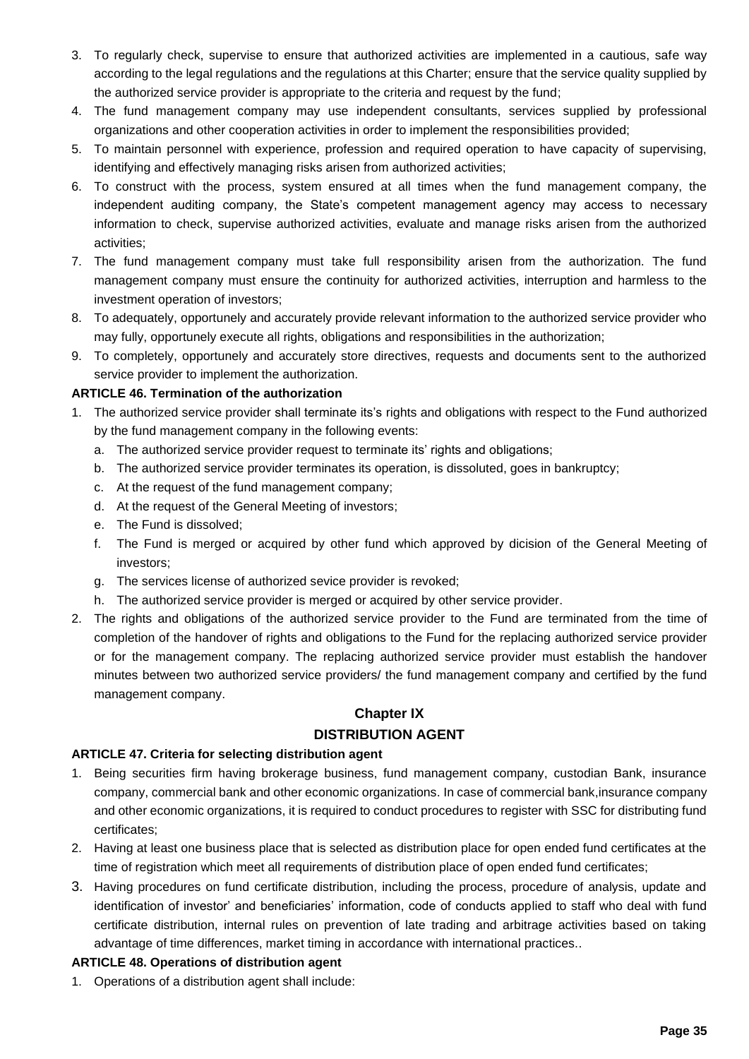3. To regularly check, supervise to ensure that authorized activities are implemented in a cautious, safe way according to the legal regulations and the regulations at this Charter; ensure that the service quality supplied by the authorized service provider is appropriate to the criteria and request by the fund;
4. The fund management company may use independent consultants, services supplied by professional organizations and other cooperation activities in order to implement the responsibilities provided;
5. To maintain personnel with experience, profession and required operation to have capacity of supervising, identifying and effectively managing risks arisen from authorized activities;
6. To construct with the process, system ensured at all times when the fund management company, the independent auditing company, the State's competent management agency may access to necessary information to check, supervise authorized activities, evaluate and manage risks arisen from the authorized activities;
7. The fund management company must take full responsibility arisen from the authorization. The fund management company must ensure the continuity for authorized activities, interruption and harmless to the investment operation of investors;
8. To adequately, opportunely and accurately provide relevant information to the authorized service provider who may fully, opportunely execute all rights, obligations and responsibilities in the authorization;
9. To completely, opportunely and accurately store directives, requests and documents sent to the authorized service provider to implement the authorization.

**ARTICLE 46. Termination of the authorization**

1. The authorized service provider shall terminate its's rights and obligations with respect to the Fund authorized by the fund management company in the following events:
   a. The authorized service provider request to terminate its' rights and obligations;
   b. The authorized service provider terminates its operation, is dissoluted, goes in bankruptcy;
   c. At the request of the fund management company;
   d. At the request of the General Meeting of investors;
   e. The Fund is dissolved;
   f. The Fund is merged or acquired by other fund which approved by dicision of the General Meeting of investors;
   g. The services license of authorized sevice provider is revoked;
   h. The authorized service provider is merged or acquired by other service provider.
2. The rights and obligations of the authorized service provider to the Fund are terminated from the time of completion of the handover of rights and obligations to the Fund for the replacing authorized service provider or for the management company. The replacing authorized service provider must establish the handover minutes between two authorized service providers/ the fund management company and certified by the fund management company.

## Chapter IX

## DISTRIBUTION AGENT

**ARTICLE 47. Criteria for selecting distribution agent**

1. Being securities firm having brokerage business, fund management company, custodian Bank, insurance company, commercial bank and other economic organizations. In case of commercial bank,insurance company and other economic organizations, it is required to conduct procedures to register with SSC for distributing fund certificates;
2. Having at least one business place that is selected as distribution place for open ended fund certificates at the time of registration which meet all requirements of distribution place of open ended fund certificates;
3. Having procedures on fund certificate distribution, including the process, procedure of analysis, update and identification of investor' and beneficiaries' information, code of conducts applied to staff who deal with fund certificate distribution, internal rules on prevention of late trading and arbitrage activities based on taking advantage of time differences, market timing in accordance with international practices..

**ARTICLE 48. Operations of distribution agent**

1. Operations of a distribution agent shall include: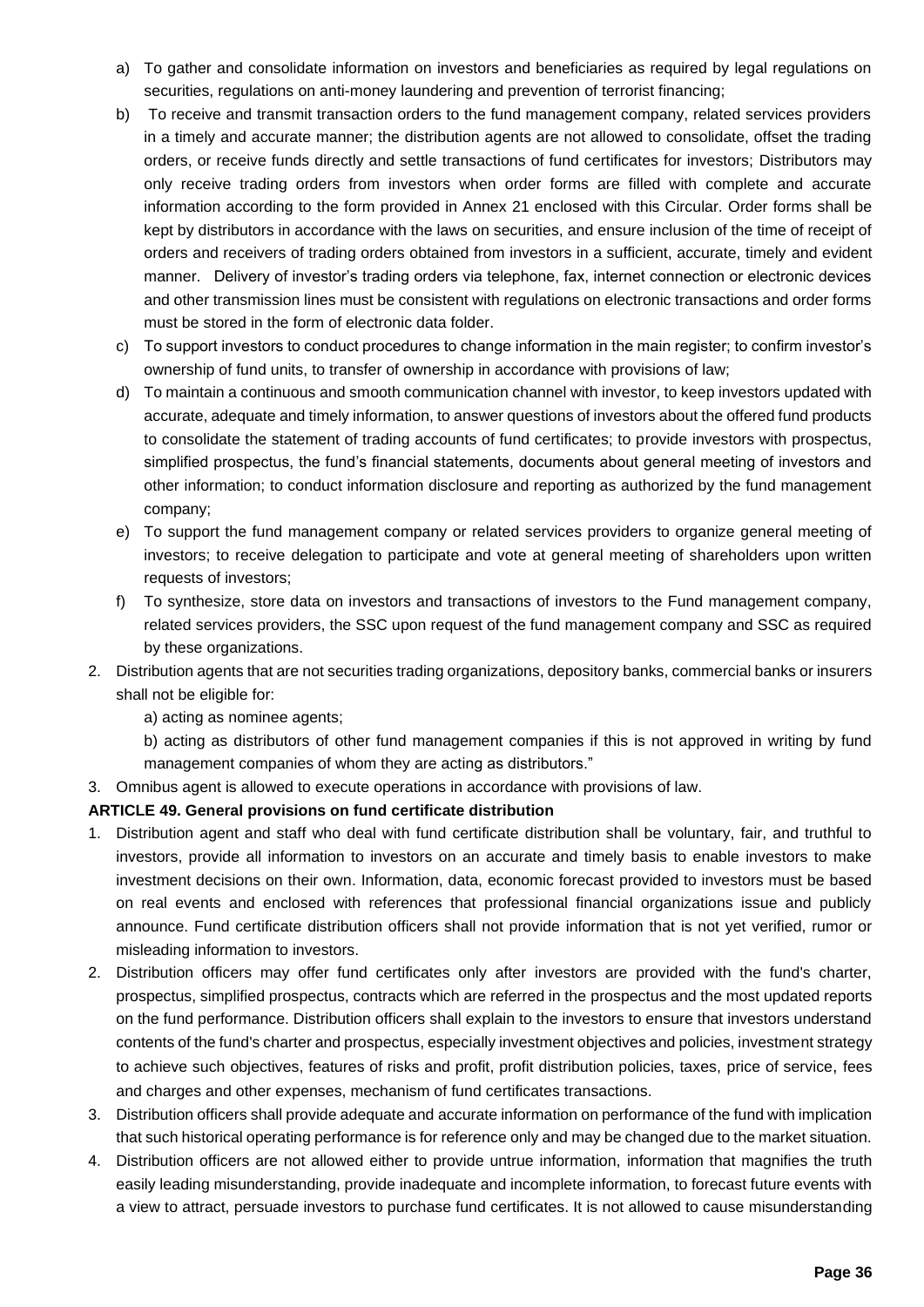a) To gather and consolidate information on investors and beneficiaries as required by legal regulations on securities, regulations on anti-money laundering and prevention of terrorist financing;

b) To receive and transmit transaction orders to the fund management company, related services providers in a timely and accurate manner; the distribution agents are not allowed to consolidate, offset the trading orders, or receive funds directly and settle transactions of fund certificates for investors; Distributors may only receive trading orders from investors when order forms are filled with complete and accurate information according to the form provided in Annex 21 enclosed with this Circular. Order forms shall be kept by distributors in accordance with the laws on securities, and ensure inclusion of the time of receipt of orders and receivers of trading orders obtained from investors in a sufficient, accurate, timely and evident manner. Delivery of investor's trading orders via telephone, fax, internet connection or electronic devices and other transmission lines must be consistent with regulations on electronic transactions and order forms must be stored in the form of electronic data folder.

c) To support investors to conduct procedures to change information in the main register; to confirm investor's ownership of fund units, to transfer of ownership in accordance with provisions of law;

d) To maintain a continuous and smooth communication channel with investor, to keep investors updated with accurate, adequate and timely information, to answer questions of investors about the offered fund products to consolidate the statement of trading accounts of fund certificates; to provide investors with prospectus, simplified prospectus, the fund's financial statements, documents about general meeting of investors and other information; to conduct information disclosure and reporting as authorized by the fund management company;

e) To support the fund management company or related services providers to organize general meeting of investors; to receive delegation to participate and vote at general meeting of shareholders upon written requests of investors;

f) To synthesize, store data on investors and transactions of investors to the Fund management company, related services providers, the SSC upon request of the fund management company and SSC as required by these organizations.

2. Distribution agents that are not securities trading organizations, depository banks, commercial banks or insurers shall not be eligible for:

   a) acting as nominee agents;

   b) acting as distributors of other fund management companies if this is not approved in writing by fund management companies of whom they are acting as distributors."

3. Omnibus agent is allowed to execute operations in accordance with provisions of law.

**ARTICLE 49. General provisions on fund certificate distribution**

1. Distribution agent and staff who deal with fund certificate distribution shall be voluntary, fair, and truthful to investors, provide all information to investors on an accurate and timely basis to enable investors to make investment decisions on their own. Information, data, economic forecast provided to investors must be based on real events and enclosed with references that professional financial organizations issue and publicly announce. Fund certificate distribution officers shall not provide information that is not yet verified, rumor or misleading information to investors.
2. Distribution officers may offer fund certificates only after investors are provided with the fund's charter, prospectus, simplified prospectus, contracts which are referred in the prospectus and the most updated reports on the fund performance. Distribution officers shall explain to the investors to ensure that investors understand contents of the fund's charter and prospectus, especially investment objectives and policies, investment strategy to achieve such objectives, features of risks and profit, profit distribution policies, taxes, price of service, fees and charges and other expenses, mechanism of fund certificates transactions.
3. Distribution officers shall provide adequate and accurate information on performance of the fund with implication that such historical operating performance is for reference only and may be changed due to the market situation.
4. Distribution officers are not allowed either to provide untrue information, information that magnifies the truth easily leading misunderstanding, provide inadequate and incomplete information, to forecast future events with a view to attract, persuade investors to purchase fund certificates. It is not allowed to cause misunderstanding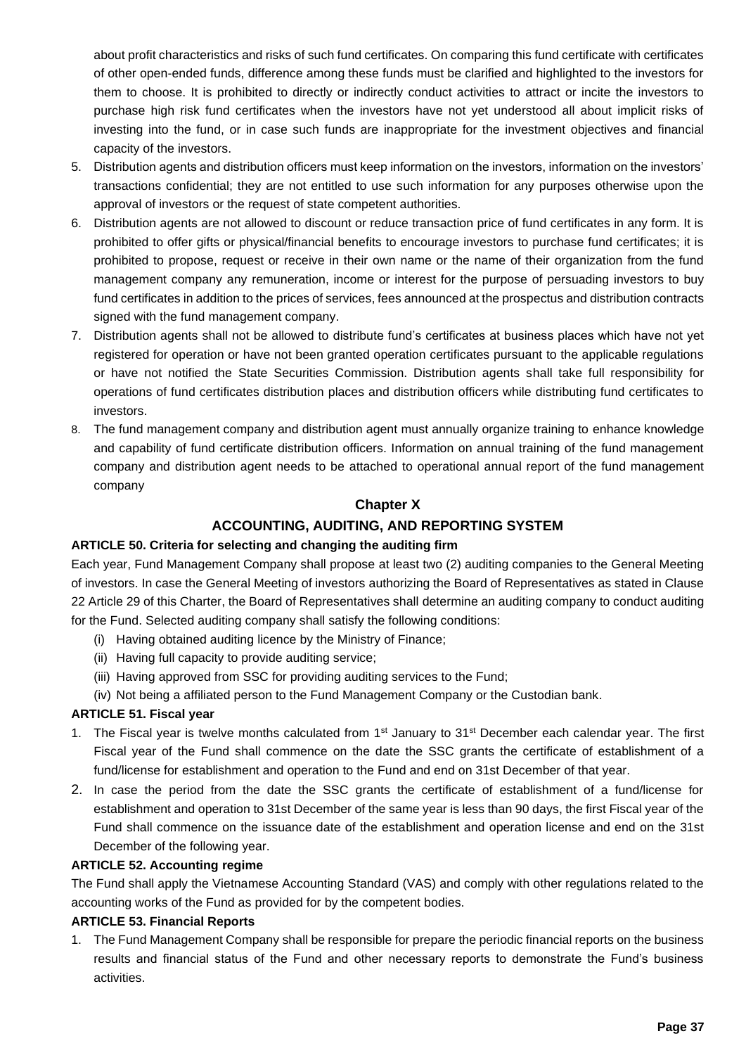about profit characteristics and risks of such fund certificates. On comparing this fund certificate with certificates of other open-ended funds, difference among these funds must be clarified and highlighted to the investors for them to choose. It is prohibited to directly or indirectly conduct activities to attract or incite the investors to purchase high risk fund certificates when the investors have not yet understood all about implicit risks of investing into the fund, or in case such funds are inappropriate for the investment objectives and financial capacity of the investors.

5. Distribution agents and distribution officers must keep information on the investors, information on the investors' transactions confidential; they are not entitled to use such information for any purposes otherwise upon the approval of investors or the request of state competent authorities.
6. Distribution agents are not allowed to discount or reduce transaction price of fund certificates in any form. It is prohibited to offer gifts or physical/financial benefits to encourage investors to purchase fund certificates; it is prohibited to propose, request or receive in their own name or the name of their organization from the fund management company any remuneration, income or interest for the purpose of persuading investors to buy fund certificates in addition to the prices of services, fees announced at the prospectus and distribution contracts signed with the fund management company.
7. Distribution agents shall not be allowed to distribute fund's certificates at business places which have not yet registered for operation or have not been granted operation certificates pursuant to the applicable regulations or have not notified the State Securities Commission. Distribution agents shall take full responsibility for operations of fund certificates distribution places and distribution officers while distributing fund certificates to investors.
8. The fund management company and distribution agent must annually organize training to enhance knowledge and capability of fund certificate distribution officers. Information on annual training of the fund management company and distribution agent needs to be attached to operational annual report of the fund management company

## Chapter X

## ACCOUNTING, AUDITING, AND REPORTING SYSTEM

### ARTICLE 50. Criteria for selecting and changing the auditing firm

Each year, Fund Management Company shall propose at least two (2) auditing companies to the General Meeting of investors. In case the General Meeting of investors authorizing the Board of Representatives as stated in Clause 22 Article 29 of this Charter, the Board of Representatives shall determine an auditing company to conduct auditing for the Fund. Selected auditing company shall satisfy the following conditions:

- (i) Having obtained auditing licence by the Ministry of Finance;
- (ii) Having full capacity to provide auditing service;
- (iii) Having approved from SSC for providing auditing services to the Fund;
- (iv) Not being a affiliated person to the Fund Management Company or the Custodian bank.

### ARTICLE 51. Fiscal year

1. The Fiscal year is twelve months calculated from 1st January to 31st December each calendar year. The first Fiscal year of the Fund shall commence on the date the SSC grants the certificate of establishment of a fund/license for establishment and operation to the Fund and end on 31st December of that year.
2. In case the period from the date the SSC grants the certificate of establishment of a fund/license for establishment and operation to 31st December of the same year is less than 90 days, the first Fiscal year of the Fund shall commence on the issuance date of the establishment and operation license and end on the 31st December of the following year.

### ARTICLE 52. Accounting regime

The Fund shall apply the Vietnamese Accounting Standard (VAS) and comply with other regulations related to the accounting works of the Fund as provided for by the competent bodies.

### ARTICLE 53. Financial Reports

1. The Fund Management Company shall be responsible for prepare the periodic financial reports on the business results and financial status of the Fund and other necessary reports to demonstrate the Fund's business activities.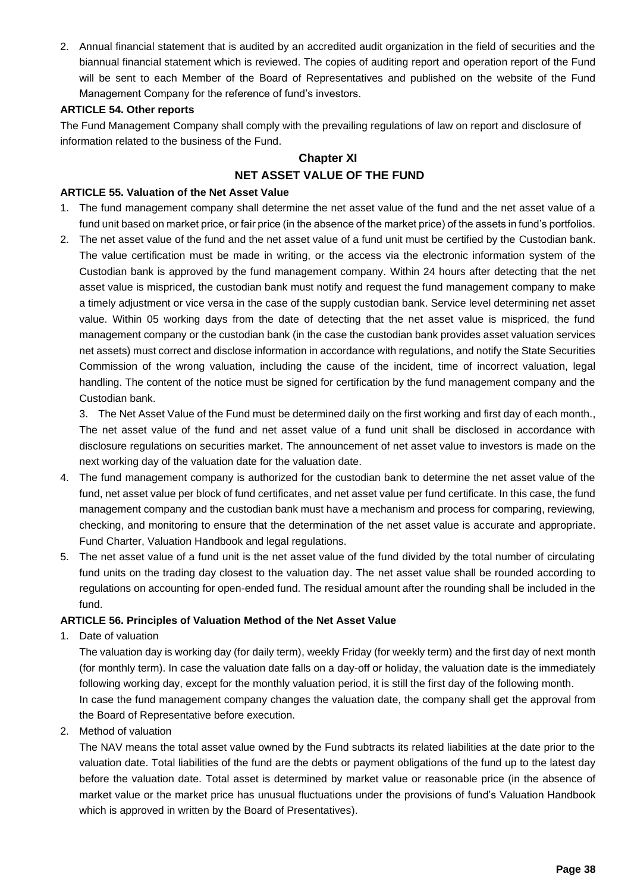2. Annual financial statement that is audited by an accredited audit organization in the field of securities and the biannual financial statement which is reviewed. The copies of auditing report and operation report of the Fund will be sent to each Member of the Board of Representatives and published on the website of the Fund Management Company for the reference of fund's investors.

**ARTICLE 54. Other reports**

The Fund Management Company shall comply with the prevailing regulations of law on report and disclosure of information related to the business of the Fund.

## Chapter XI

## NET ASSET VALUE OF THE FUND

**ARTICLE 55. Valuation of the Net Asset Value**

1. The fund management company shall determine the net asset value of the fund and the net asset value of a fund unit based on market price, or fair price (in the absence of the market price) of the assets in fund's portfolios.
2. The net asset value of the fund and the net asset value of a fund unit must be certified by the Custodian bank. The value certification must be made in writing, or the access via the electronic information system of the Custodian bank is approved by the fund management company. Within 24 hours after detecting that the net asset value is mispriced, the custodian bank must notify and request the fund management company to make a timely adjustment or vice versa in the case of the supply custodian bank. Service level determining net asset value. Within 05 working days from the date of detecting that the net asset value is mispriced, the fund management company or the custodian bank (in the case the custodian bank provides asset valuation services net assets) must correct and disclose information in accordance with regulations, and notify the State Securities Commission of the wrong valuation, including the cause of the incident, time of incorrect valuation, legal handling. The content of the notice must be signed for certification by the fund management company and the Custodian bank.

   3. The Net Asset Value of the Fund must be determined daily on the first working and first day of each month., The net asset value of the fund and net asset value of a fund unit shall be disclosed in accordance with disclosure regulations on securities market. The announcement of net asset value to investors is made on the next working day of the valuation date for the valuation date.
4. The fund management company is authorized for the custodian bank to determine the net asset value of the fund, net asset value per block of fund certificates, and net asset value per fund certificate. In this case, the fund management company and the custodian bank must have a mechanism and process for comparing, reviewing, checking, and monitoring to ensure that the determination of the net asset value is accurate and appropriate. Fund Charter, Valuation Handbook and legal regulations.
5. The net asset value of a fund unit is the net asset value of the fund divided by the total number of circulating fund units on the trading day closest to the valuation day. The net asset value shall be rounded according to regulations on accounting for open-ended fund. The residual amount after the rounding shall be included in the fund.

**ARTICLE 56. Principles of Valuation Method of the Net Asset Value**

1. Date of valuation

   The valuation day is working day (for daily term), weekly Friday (for weekly term) and the first day of next month (for monthly term). In case the valuation date falls on a day-off or holiday, the valuation date is the immediately following working day, except for the monthly valuation period, it is still the first day of the following month.

   In case the fund management company changes the valuation date, the company shall get the approval from the Board of Representative before execution.
2. Method of valuation

   The NAV means the total asset value owned by the Fund subtracts its related liabilities at the date prior to the valuation date. Total liabilities of the fund are the debts or payment obligations of the fund up to the latest day before the valuation date. Total asset is determined by market value or reasonable price (in the absence of market value or the market price has unusual fluctuations under the provisions of fund's Valuation Handbook which is approved in written by the Board of Presentatives).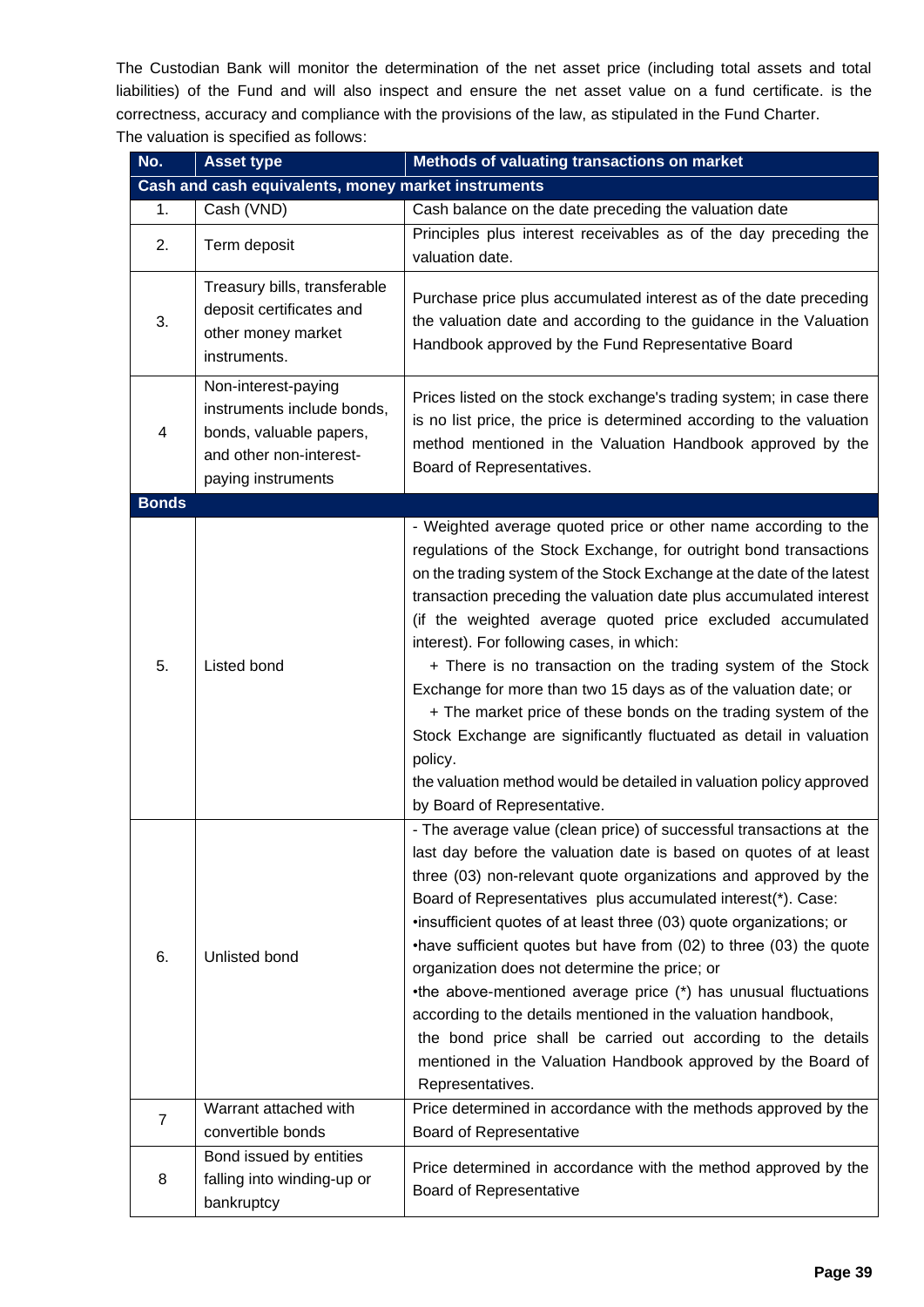The Custodian Bank will monitor the determination of the net asset price (including total assets and total liabilities) of the Fund and will also inspect and ensure the net asset value on a fund certificate. is the correctness, accuracy and compliance with the provisions of the law, as stipulated in the Fund Charter.

The valuation is specified as follows:

| No. | Asset type | Methods of valuating transactions on market |
|---|---|---|
| **Cash and cash equivalents, money market instruments** | | |
| 1. | Cash (VND) | Cash balance on the date preceding the valuation date |
| 2. | Term deposit | Principles plus interest receivables as of the day preceding the valuation date. |
| 3. | Treasury bills, transferable deposit certificates and other money market instruments. | Purchase price plus accumulated interest as of the date preceding the valuation date and according to the guidance in the Valuation Handbook approved by the Fund Representative Board |
| 4 | Non-interest-paying instruments include bonds, bonds, valuable papers, and other non-interest-paying instruments | Prices listed on the stock exchange's trading system; in case there is no list price, the price is determined according to the valuation method mentioned in the Valuation Handbook approved by the Board of Representatives. |
| **Bonds** | | |
| 5. | Listed bond | - Weighted average quoted price or other name according to the regulations of the Stock Exchange, for outright bond transactions on the trading system of the Stock Exchange at the date of the latest transaction preceding the valuation date plus accumulated interest (if the weighted average quoted price excluded accumulated interest). For following cases, in which:<br>+ There is no transaction on the trading system of the Stock Exchange for more than two 15 days as of the valuation date; or<br>+ The market price of these bonds on the trading system of the Stock Exchange are significantly fluctuated as detail in valuation policy.<br>the valuation method would be detailed in valuation policy approved by Board of Representative. |
| 6. | Unlisted bond | - The average value (clean price) of successful transactions at the last day before the valuation date is based on quotes of at least three (03) non-relevant quote organizations and approved by the Board of Representatives plus accumulated interest(*). Case:<br>•insufficient quotes of at least three (03) quote organizations; or<br>•have sufficient quotes but have from (02) to three (03) the quote organization does not determine the price; or<br>•the above-mentioned average price (*) has unusual fluctuations according to the details mentioned in the valuation handbook,<br>the bond price shall be carried out according to the details mentioned in the Valuation Handbook approved by the Board of Representatives. |
| 7 | Warrant attached with convertible bonds | Price determined in accordance with the methods approved by the Board of Representative |
| 8 | Bond issued by entities falling into winding-up or bankruptcy | Price determined in accordance with the method approved by the Board of Representative |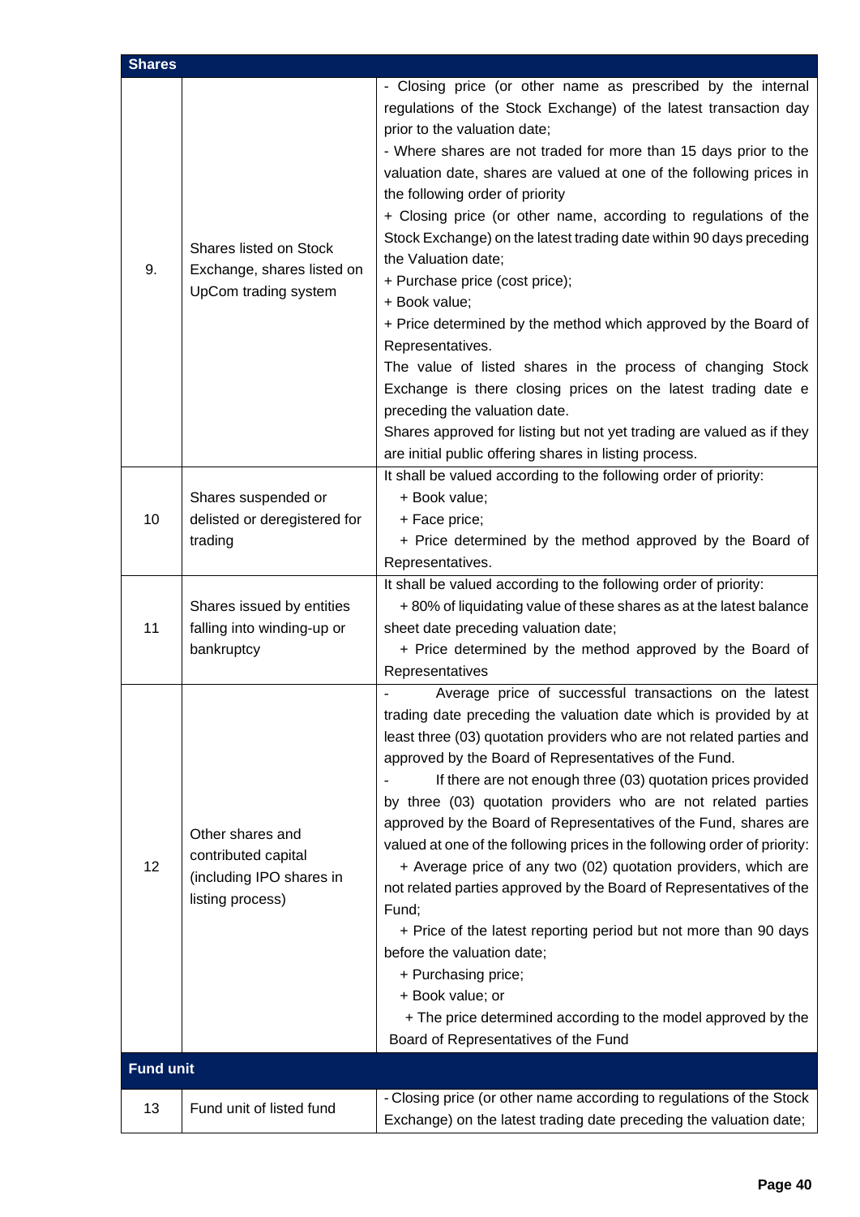| Shares | | |
|---|---|---|
| 9. | Shares listed on Stock Exchange, shares listed on UpCom trading system | - Closing price (or other name as prescribed by the internal regulations of the Stock Exchange) of the latest transaction day prior to the valuation date;<br>- Where shares are not traded for more than 15 days prior to the valuation date, shares are valued at one of the following prices in the following order of priority<br>+ Closing price (or other name, according to regulations of the Stock Exchange) on the latest trading date within 90 days preceding the Valuation date;<br>+ Purchase price (cost price);<br>+ Book value;<br>+ Price determined by the method which approved by the Board of Representatives.<br>The value of listed shares in the process of changing Stock Exchange is there closing prices on the latest trading date e preceding the valuation date.<br>Shares approved for listing but not yet trading are valued as if they are initial public offering shares in listing process. |
| 10 | Shares suspended or delisted or deregistered for trading | It shall be valued according to the following order of priority:<br>+ Book value;<br>+ Face price;<br>+ Price determined by the method approved by the Board of Representatives. |
| 11 | Shares issued by entities falling into winding-up or bankruptcy | It shall be valued according to the following order of priority:<br>+ 80% of liquidating value of these shares as at the latest balance sheet date preceding valuation date;<br>+ Price determined by the method approved by the Board of Representatives |
| 12 | Other shares and contributed capital (including IPO shares in listing process) | - Average price of successful transactions on the latest trading date preceding the valuation date which is provided by at least three (03) quotation providers who are not related parties and approved by the Board of Representatives of the Fund.<br>- If there are not enough three (03) quotation prices provided by three (03) quotation providers who are not related parties approved by the Board of Representatives of the Fund, shares are valued at one of the following prices in the following order of priority:<br>+ Average price of any two (02) quotation providers, which are not related parties approved by the Board of Representatives of the Fund;<br>+ Price of the latest reporting period but not more than 90 days before the valuation date;<br>+ Purchasing price;<br>+ Book value; or<br>+ The price determined according to the model approved by the Board of Representatives of the Fund |
| **Fund unit** | | |
| 13 | Fund unit of listed fund | - Closing price (or other name according to regulations of the Stock Exchange) on the latest trading date preceding the valuation date; |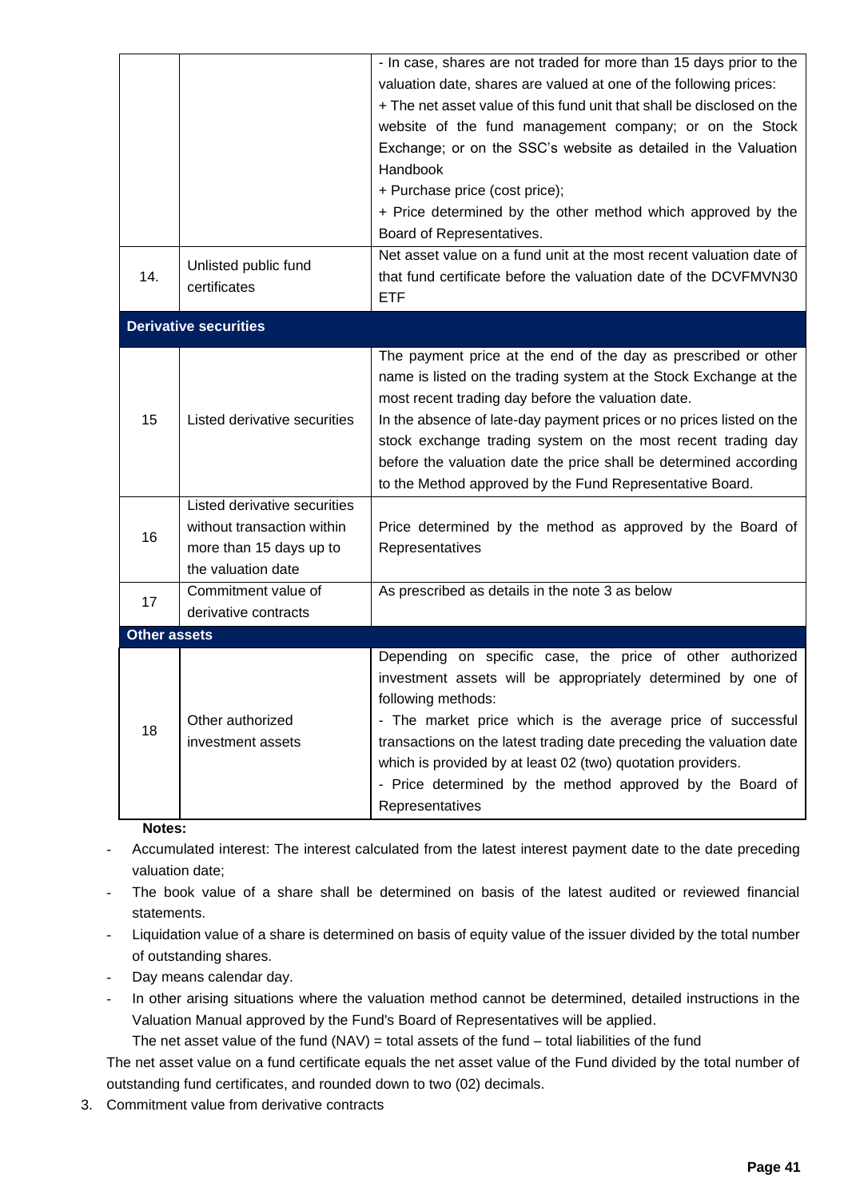| | | |
|---|---|---|
| | | - In case, shares are not traded for more than 15 days prior to the valuation date, shares are valued at one of the following prices:<br>+ The net asset value of this fund unit that shall be disclosed on the website of the fund management company; or on the Stock Exchange; or on the SSC's website as detailed in the Valuation Handbook<br>+ Purchase price (cost price);<br>+ Price determined by the other method which approved by the Board of Representatives. |
| 14. | Unlisted public fund certificates | Net asset value on a fund unit at the most recent valuation date of that fund certificate before the valuation date of the DCVFMVN30 ETF |
| **Derivative securities** | | |
| 15 | Listed derivative securities | The payment price at the end of the day as prescribed or other name is listed on the trading system at the Stock Exchange at the most recent trading day before the valuation date.<br>In the absence of late-day payment prices or no prices listed on the stock exchange trading system on the most recent trading day before the valuation date the price shall be determined according to the Method approved by the Fund Representative Board. |
| 16 | Listed derivative securities without transaction within more than 15 days up to the valuation date | Price determined by the method as approved by the Board of Representatives |
| 17 | Commitment value of derivative contracts | As prescribed as details in the note 3 as below |
| **Other assets** | | |
| 18 | Other authorized investment assets | Depending on specific case, the price of other authorized investment assets will be appropriately determined by one of following methods:<br>- The market price which is the average price of successful transactions on the latest trading date preceding the valuation date which is provided by at least 02 (two) quotation providers.<br>- Price determined by the method approved by the Board of Representatives |

**Notes:**

- Accumulated interest: The interest calculated from the latest interest payment date to the date preceding valuation date;
- The book value of a share shall be determined on basis of the latest audited or reviewed financial statements.
- Liquidation value of a share is determined on basis of equity value of the issuer divided by the total number of outstanding shares.
- Day means calendar day.
- In other arising situations where the valuation method cannot be determined, detailed instructions in the Valuation Manual approved by the Fund's Board of Representatives will be applied.

  The net asset value of the fund (NAV) = total assets of the fund – total liabilities of the fund

The net asset value on a fund certificate equals the net asset value of the Fund divided by the total number of outstanding fund certificates, and rounded down to two (02) decimals.

3. Commitment value from derivative contracts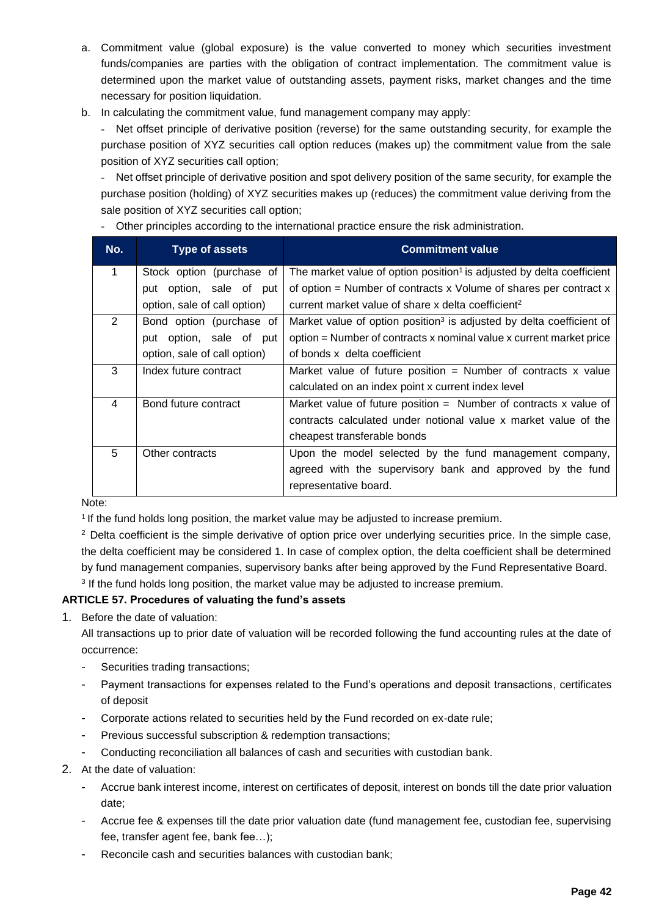a. Commitment value (global exposure) is the value converted to money which securities investment funds/companies are parties with the obligation of contract implementation. The commitment value is determined upon the market value of outstanding assets, payment risks, market changes and the time necessary for position liquidation.

b. In calculating the commitment value, fund management company may apply:

- Net offset principle of derivative position (reverse) for the same outstanding security, for example the purchase position of XYZ securities call option reduces (makes up) the commitment value from the sale position of XYZ securities call option;
- Net offset principle of derivative position and spot delivery position of the same security, for example the purchase position (holding) of XYZ securities makes up (reduces) the commitment value deriving from the sale position of XYZ securities call option;
- Other principles according to the international practice ensure the risk administration.

| No. | Type of assets | Commitment value |
|---|---|---|
| 1 | Stock option (purchase of put option, sale of put option, sale of call option) | The market value of option position[1] is adjusted by delta coefficient of option = Number of contracts x Volume of shares per contract x current market value of share x delta coefficient[2] |
| 2 | Bond option (purchase of put option, sale of put option, sale of call option) | Market value of option position[3] is adjusted by delta coefficient of option = Number of contracts x nominal value x current market price of bonds x delta coefficient |
| 3 | Index future contract | Market value of future position = Number of contracts x value calculated on an index point x current index level |
| 4 | Bond future contract | Market value of future position = Number of contracts x value of contracts calculated under notional value x market value of the cheapest transferable bonds |
| 5 | Other contracts | Upon the model selected by the fund management company, agreed with the supervisory bank and approved by the fund representative board. |

Note:

[1] If the fund holds long position, the market value may be adjusted to increase premium.

[2] Delta coefficient is the simple derivative of option price over underlying securities price. In the simple case, the delta coefficient may be considered 1. In case of complex option, the delta coefficient shall be determined by fund management companies, supervisory banks after being approved by the Fund Representative Board.

[3] If the fund holds long position, the market value may be adjusted to increase premium.

**ARTICLE 57. Procedures of valuating the fund's assets**

1. Before the date of valuation:

   All transactions up to prior date of valuation will be recorded following the fund accounting rules at the date of occurrence:

   - Securities trading transactions;
   - Payment transactions for expenses related to the Fund's operations and deposit transactions, certificates of deposit
   - Corporate actions related to securities held by the Fund recorded on ex-date rule;
   - Previous successful subscription & redemption transactions;
   - Conducting reconciliation all balances of cash and securities with custodian bank.

2. At the date of valuation:

   - Accrue bank interest income, interest on certificates of deposit, interest on bonds till the date prior valuation date;
   - Accrue fee & expenses till the date prior valuation date (fund management fee, custodian fee, supervising fee, transfer agent fee, bank fee…);
   - Reconcile cash and securities balances with custodian bank;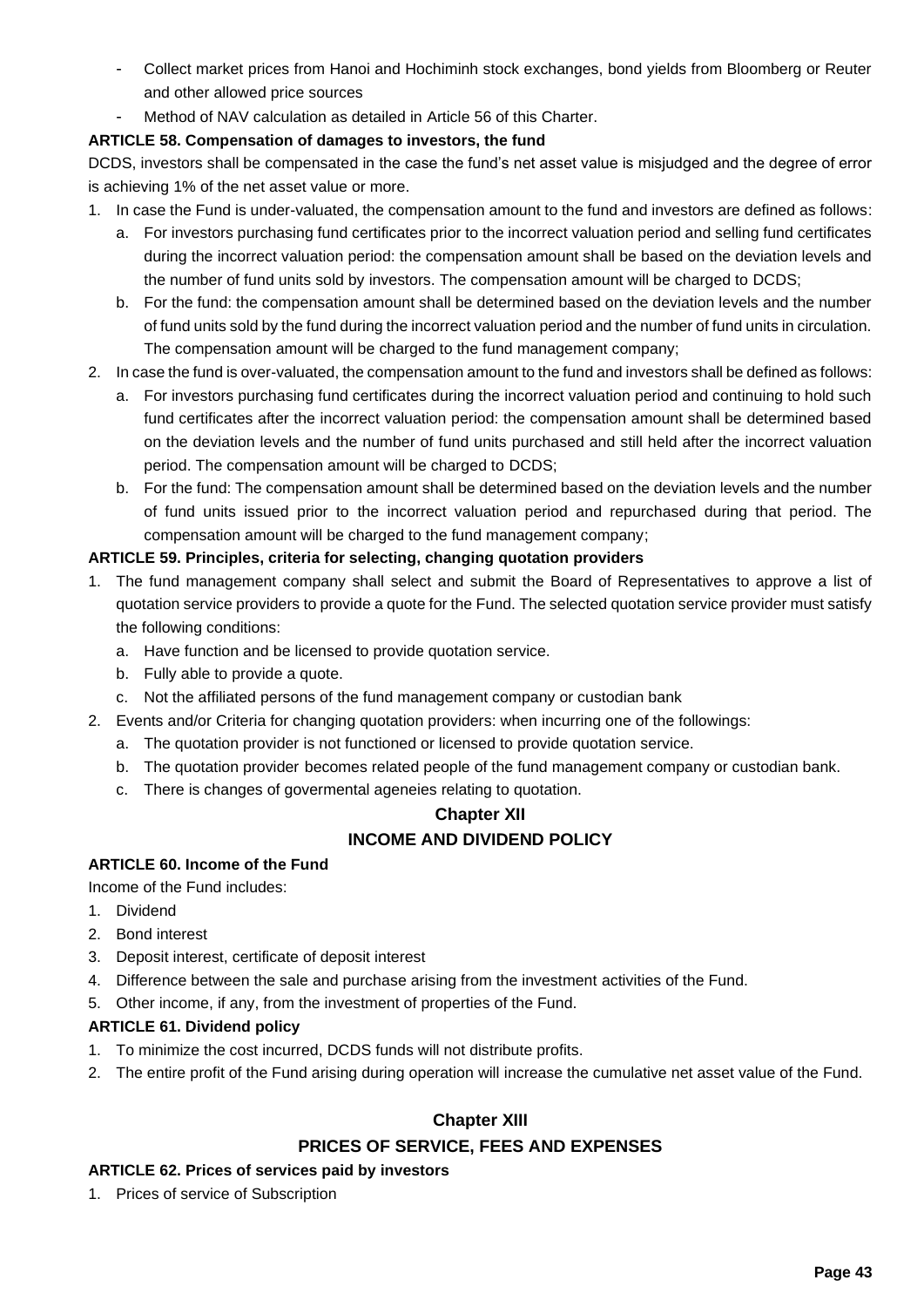- Collect market prices from Hanoi and Hochiminh stock exchanges, bond yields from Bloomberg or Reuter and other allowed price sources
- Method of NAV calculation as detailed in Article 56 of this Charter.

**ARTICLE 58. Compensation of damages to investors, the fund**

DCDS, investors shall be compensated in the case the fund's net asset value is misjudged and the degree of error is achieving 1% of the net asset value or more.

1. In case the Fund is under-valuated, the compensation amount to the fund and investors are defined as follows:
   a. For investors purchasing fund certificates prior to the incorrect valuation period and selling fund certificates during the incorrect valuation period: the compensation amount shall be based on the deviation levels and the number of fund units sold by investors. The compensation amount will be charged to DCDS;
   b. For the fund: the compensation amount shall be determined based on the deviation levels and the number of fund units sold by the fund during the incorrect valuation period and the number of fund units in circulation. The compensation amount will be charged to the fund management company;
2. In case the fund is over-valuated, the compensation amount to the fund and investors shall be defined as follows:
   a. For investors purchasing fund certificates during the incorrect valuation period and continuing to hold such fund certificates after the incorrect valuation period: the compensation amount shall be determined based on the deviation levels and the number of fund units purchased and still held after the incorrect valuation period. The compensation amount will be charged to DCDS;
   b. For the fund: The compensation amount shall be determined based on the deviation levels and the number of fund units issued prior to the incorrect valuation period and repurchased during that period. The compensation amount will be charged to the fund management company;

**ARTICLE 59. Principles, criteria for selecting, changing quotation providers**

1. The fund management company shall select and submit the Board of Representatives to approve a list of quotation service providers to provide a quote for the Fund. The selected quotation service provider must satisfy the following conditions:
   a. Have function and be licensed to provide quotation service.
   b. Fully able to provide a quote.
   c. Not the affiliated persons of the fund management company or custodian bank
2. Events and/or Criteria for changing quotation providers: when incurring one of the followings:
   a. The quotation provider is not functioned or licensed to provide quotation service.
   b. The quotation provider becomes related people of the fund management company or custodian bank.
   c. There is changes of govermental ageneies relating to quotation.

## Chapter XII

## INCOME AND DIVIDEND POLICY

**ARTICLE 60. Income of the Fund**

Income of the Fund includes:

1. Dividend
2. Bond interest
3. Deposit interest, certificate of deposit interest
4. Difference between the sale and purchase arising from the investment activities of the Fund.
5. Other income, if any, from the investment of properties of the Fund.

**ARTICLE 61. Dividend policy**

1. To minimize the cost incurred, DCDS funds will not distribute profits.
2. The entire profit of the Fund arising during operation will increase the cumulative net asset value of the Fund.

## Chapter XIII

## PRICES OF SERVICE, FEES AND EXPENSES

**ARTICLE 62. Prices of services paid by investors**

1. Prices of service of Subscription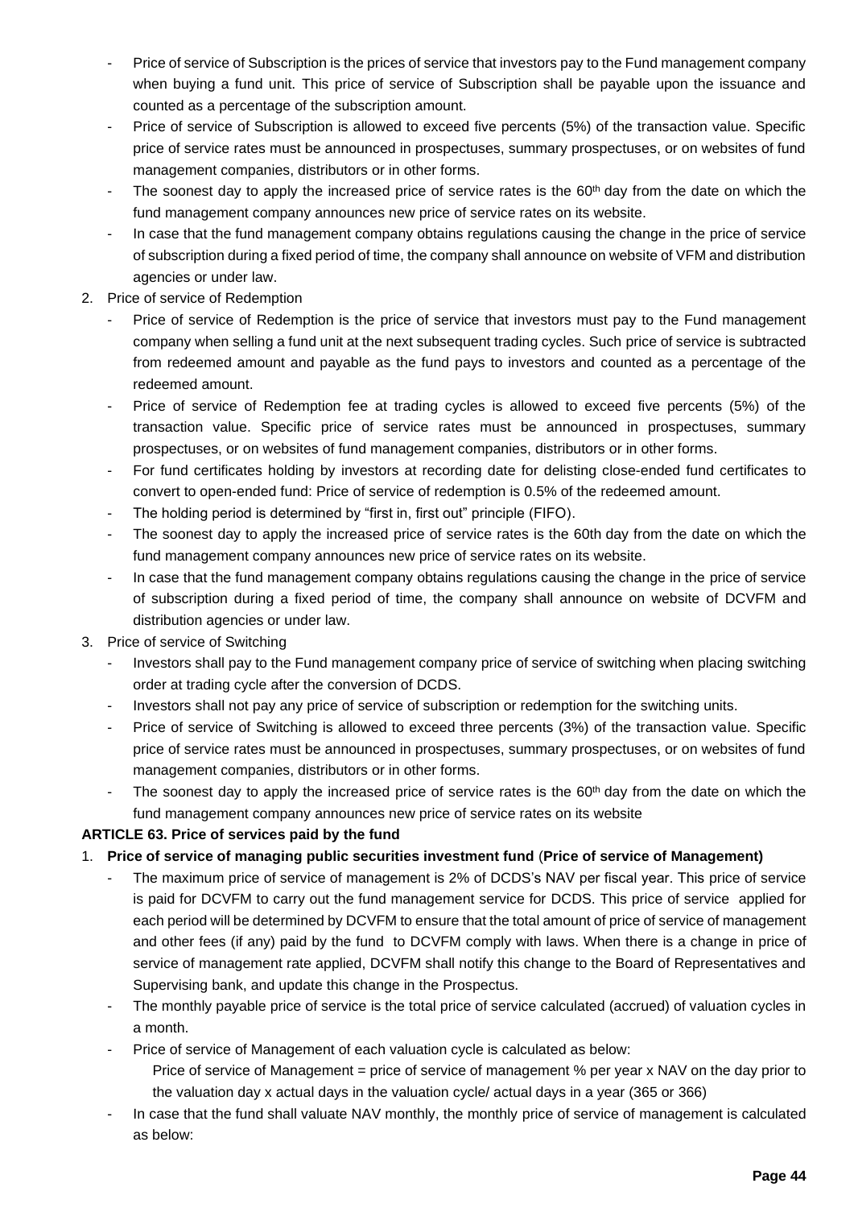- Price of service of Subscription is the prices of service that investors pay to the Fund management company when buying a fund unit. This price of service of Subscription shall be payable upon the issuance and counted as a percentage of the subscription amount.
- Price of service of Subscription is allowed to exceed five percents (5%) of the transaction value. Specific price of service rates must be announced in prospectuses, summary prospectuses, or on websites of fund management companies, distributors or in other forms.
- The soonest day to apply the increased price of service rates is the 60th day from the date on which the fund management company announces new price of service rates on its website.
- In case that the fund management company obtains regulations causing the change in the price of service of subscription during a fixed period of time, the company shall announce on website of VFM and distribution agencies or under law.

2. Price of service of Redemption
   - Price of service of Redemption is the price of service that investors must pay to the Fund management company when selling a fund unit at the next subsequent trading cycles. Such price of service is subtracted from redeemed amount and payable as the fund pays to investors and counted as a percentage of the redeemed amount.
   - Price of service of Redemption fee at trading cycles is allowed to exceed five percents (5%) of the transaction value. Specific price of service rates must be announced in prospectuses, summary prospectuses, or on websites of fund management companies, distributors or in other forms.
   - For fund certificates holding by investors at recording date for delisting close-ended fund certificates to convert to open-ended fund: Price of service of redemption is 0.5% of the redeemed amount.
   - The holding period is determined by "first in, first out" principle (FIFO).
   - The soonest day to apply the increased price of service rates is the 60th day from the date on which the fund management company announces new price of service rates on its website.
   - In case that the fund management company obtains regulations causing the change in the price of service of subscription during a fixed period of time, the company shall announce on website of DCVFM and distribution agencies or under law.

3. Price of service of Switching
   - Investors shall pay to the Fund management company price of service of switching when placing switching order at trading cycle after the conversion of DCDS.
   - Investors shall not pay any price of service of subscription or redemption for the switching units.
   - Price of service of Switching is allowed to exceed three percents (3%) of the transaction value. Specific price of service rates must be announced in prospectuses, summary prospectuses, or on websites of fund management companies, distributors or in other forms.
   - The soonest day to apply the increased price of service rates is the 60th day from the date on which the fund management company announces new price of service rates on its website

**ARTICLE 63. Price of services paid by the fund**

1. **Price of service of managing public securities investment fund** (**Price of service of Management)**
   - The maximum price of service of management is 2% of DCDS's NAV per fiscal year. This price of service is paid for DCVFM to carry out the fund management service for DCDS. This price of service applied for each period will be determined by DCVFM to ensure that the total amount of price of service of management and other fees (if any) paid by the fund to DCVFM comply with laws. When there is a change in price of service of management rate applied, DCVFM shall notify this change to the Board of Representatives and Supervising bank, and update this change in the Prospectus.
   - The monthly payable price of service is the total price of service calculated (accrued) of valuation cycles in a month.
   - Price of service of Management of each valuation cycle is calculated as below:

     Price of service of Management = price of service of management % per year x NAV on the day prior to the valuation day x actual days in the valuation cycle/ actual days in a year (365 or 366)
   - In case that the fund shall valuate NAV monthly, the monthly price of service of management is calculated as below: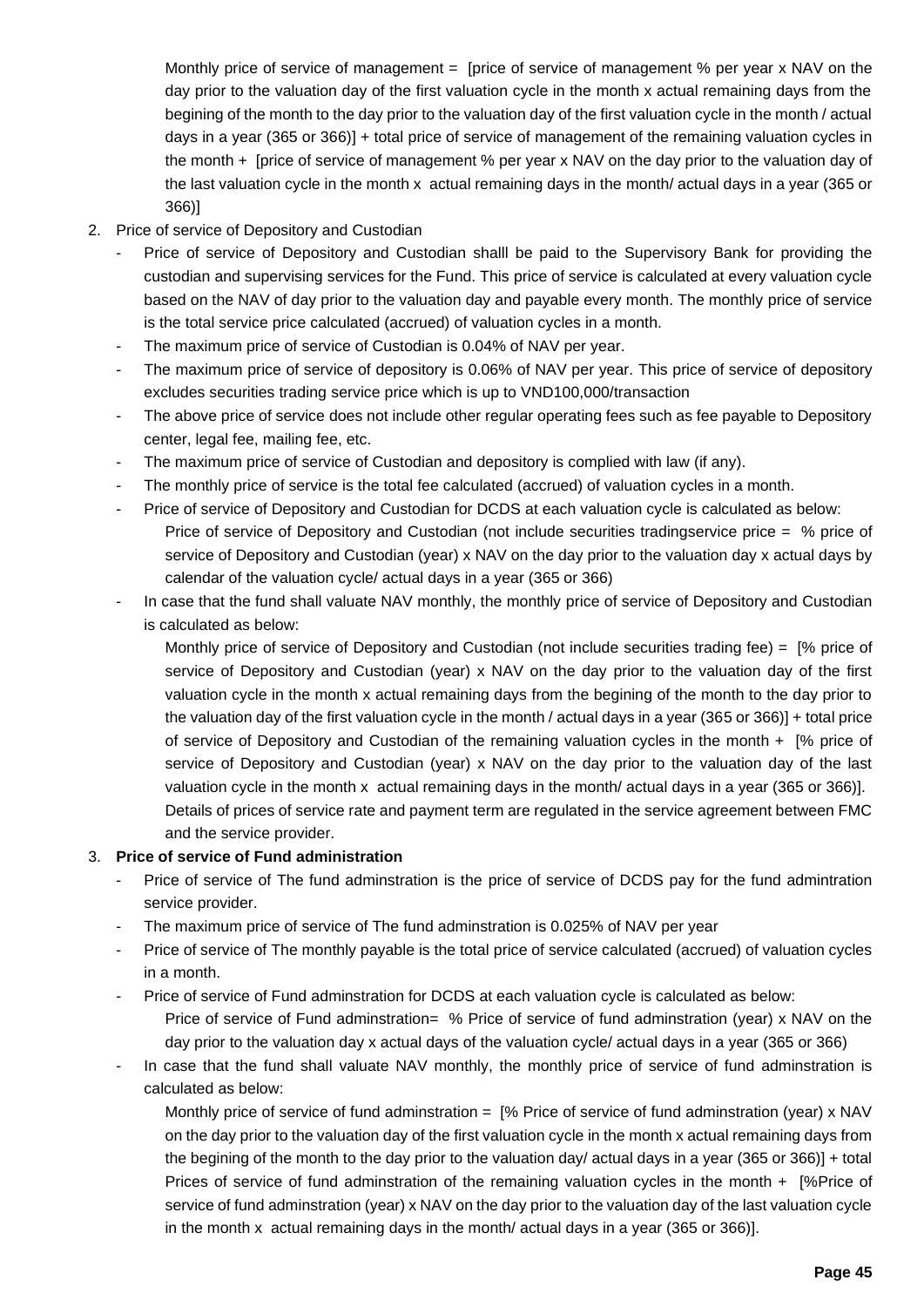Monthly price of service of management = [price of service of management % per year x NAV on the day prior to the valuation day of the first valuation cycle in the month x actual remaining days from the begining of the month to the day prior to the valuation day of the first valuation cycle in the month / actual days in a year (365 or 366)] + total price of service of management of the remaining valuation cycles in the month + [price of service of management % per year x NAV on the day prior to the valuation day of the last valuation cycle in the month x actual remaining days in the month/ actual days in a year (365 or 366)]

2. Price of service of Depository and Custodian
   - Price of service of Depository and Custodian shalll be paid to the Supervisory Bank for providing the custodian and supervising services for the Fund. This price of service is calculated at every valuation cycle based on the NAV of day prior to the valuation day and payable every month. The monthly price of service is the total service price calculated (accrued) of valuation cycles in a month.
   - The maximum price of service of Custodian is 0.04% of NAV per year.
   - The maximum price of service of depository is 0.06% of NAV per year. This price of service of depository excludes securities trading service price which is up to VND100,000/transaction
   - The above price of service does not include other regular operating fees such as fee payable to Depository center, legal fee, mailing fee, etc.
   - The maximum price of service of Custodian and depository is complied with law (if any).
   - The monthly price of service is the total fee calculated (accrued) of valuation cycles in a month.
   - Price of service of Depository and Custodian for DCDS at each valuation cycle is calculated as below:

     Price of service of Depository and Custodian (not include securities tradingservice price = % price of service of Depository and Custodian (year) x NAV on the day prior to the valuation day x actual days by calendar of the valuation cycle/ actual days in a year (365 or 366)
   - In case that the fund shall valuate NAV monthly, the monthly price of service of Depository and Custodian is calculated as below:

     Monthly price of service of Depository and Custodian (not include securities trading fee) = [% price of service of Depository and Custodian (year) x NAV on the day prior to the valuation day of the first valuation cycle in the month x actual remaining days from the begining of the month to the day prior to the valuation day of the first valuation cycle in the month / actual days in a year (365 or 366)] + total price of service of Depository and Custodian of the remaining valuation cycles in the month + [% price of service of Depository and Custodian (year) x NAV on the day prior to the valuation day of the last valuation cycle in the month x actual remaining days in the month/ actual days in a year (365 or 366)].

     Details of prices of service rate and payment term are regulated in the service agreement between FMC and the service provider.

3. **Price of service of Fund administration**
   - Price of service of The fund adminstration is the price of service of DCDS pay for the fund admintration service provider.
   - The maximum price of service of The fund adminstration is 0.025% of NAV per year
   - Price of service of The monthly payable is the total price of service calculated (accrued) of valuation cycles in a month.
   - Price of service of Fund adminstration for DCDS at each valuation cycle is calculated as below:

     Price of service of Fund adminstration= % Price of service of fund adminstration (year) x NAV on the day prior to the valuation day x actual days of the valuation cycle/ actual days in a year (365 or 366)
   - In case that the fund shall valuate NAV monthly, the monthly price of service of fund adminstration is calculated as below:

     Monthly price of service of fund adminstration = [% Price of service of fund adminstration (year) x NAV on the day prior to the valuation day of the first valuation cycle in the month x actual remaining days from the begining of the month to the day prior to the valuation day/ actual days in a year (365 or 366)] + total Prices of service of fund adminstration of the remaining valuation cycles in the month + [%Price of service of fund adminstration (year) x NAV on the day prior to the valuation day of the last valuation cycle in the month x actual remaining days in the month/ actual days in a year (365 or 366)].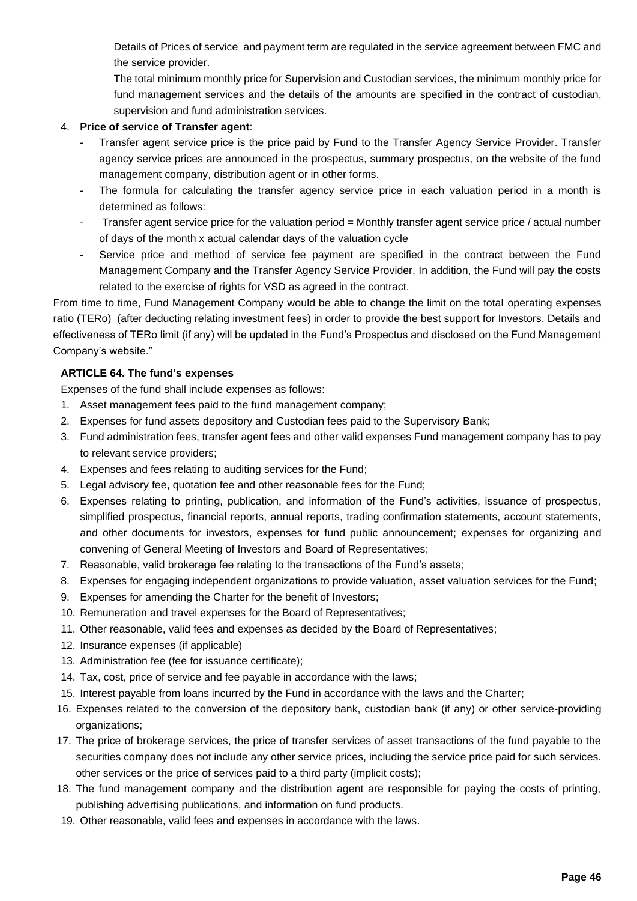Details of Prices of service and payment term are regulated in the service agreement between FMC and the service provider.

The total minimum monthly price for Supervision and Custodian services, the minimum monthly price for fund management services and the details of the amounts are specified in the contract of custodian, supervision and fund administration services.

4. **Price of service of Transfer agent**:
   - Transfer agent service price is the price paid by Fund to the Transfer Agency Service Provider. Transfer agency service prices are announced in the prospectus, summary prospectus, on the website of the fund management company, distribution agent or in other forms.
   - The formula for calculating the transfer agency service price in each valuation period in a month is determined as follows:
   - Transfer agent service price for the valuation period = Monthly transfer agent service price / actual number of days of the month x actual calendar days of the valuation cycle
   - Service price and method of service fee payment are specified in the contract between the Fund Management Company and the Transfer Agency Service Provider. In addition, the Fund will pay the costs related to the exercise of rights for VSD as agreed in the contract.

From time to time, Fund Management Company would be able to change the limit on the total operating expenses ratio (TERo) (after deducting relating investment fees) in order to provide the best support for Investors. Details and effectiveness of TERo limit (if any) will be updated in the Fund's Prospectus and disclosed on the Fund Management Company's website."

**ARTICLE 64. The fund's expenses**

Expenses of the fund shall include expenses as follows:

1. Asset management fees paid to the fund management company;
2. Expenses for fund assets depository and Custodian fees paid to the Supervisory Bank;
3. Fund administration fees, transfer agent fees and other valid expenses Fund management company has to pay to relevant service providers;
4. Expenses and fees relating to auditing services for the Fund;
5. Legal advisory fee, quotation fee and other reasonable fees for the Fund;
6. Expenses relating to printing, publication, and information of the Fund's activities, issuance of prospectus, simplified prospectus, financial reports, annual reports, trading confirmation statements, account statements, and other documents for investors, expenses for fund public announcement; expenses for organizing and convening of General Meeting of Investors and Board of Representatives;
7. Reasonable, valid brokerage fee relating to the transactions of the Fund's assets;
8. Expenses for engaging independent organizations to provide valuation, asset valuation services for the Fund;
9. Expenses for amending the Charter for the benefit of Investors;
10. Remuneration and travel expenses for the Board of Representatives;
11. Other reasonable, valid fees and expenses as decided by the Board of Representatives;
12. Insurance expenses (if applicable)
13. Administration fee (fee for issuance certificate);
14. Tax, cost, price of service and fee payable in accordance with the laws;
15. Interest payable from loans incurred by the Fund in accordance with the laws and the Charter;
16. Expenses related to the conversion of the depository bank, custodian bank (if any) or other service-providing organizations;
17. The price of brokerage services, the price of transfer services of asset transactions of the fund payable to the securities company does not include any other service prices, including the service price paid for such services. other services or the price of services paid to a third party (implicit costs);
18. The fund management company and the distribution agent are responsible for paying the costs of printing, publishing advertising publications, and information on fund products.
19. Other reasonable, valid fees and expenses in accordance with the laws.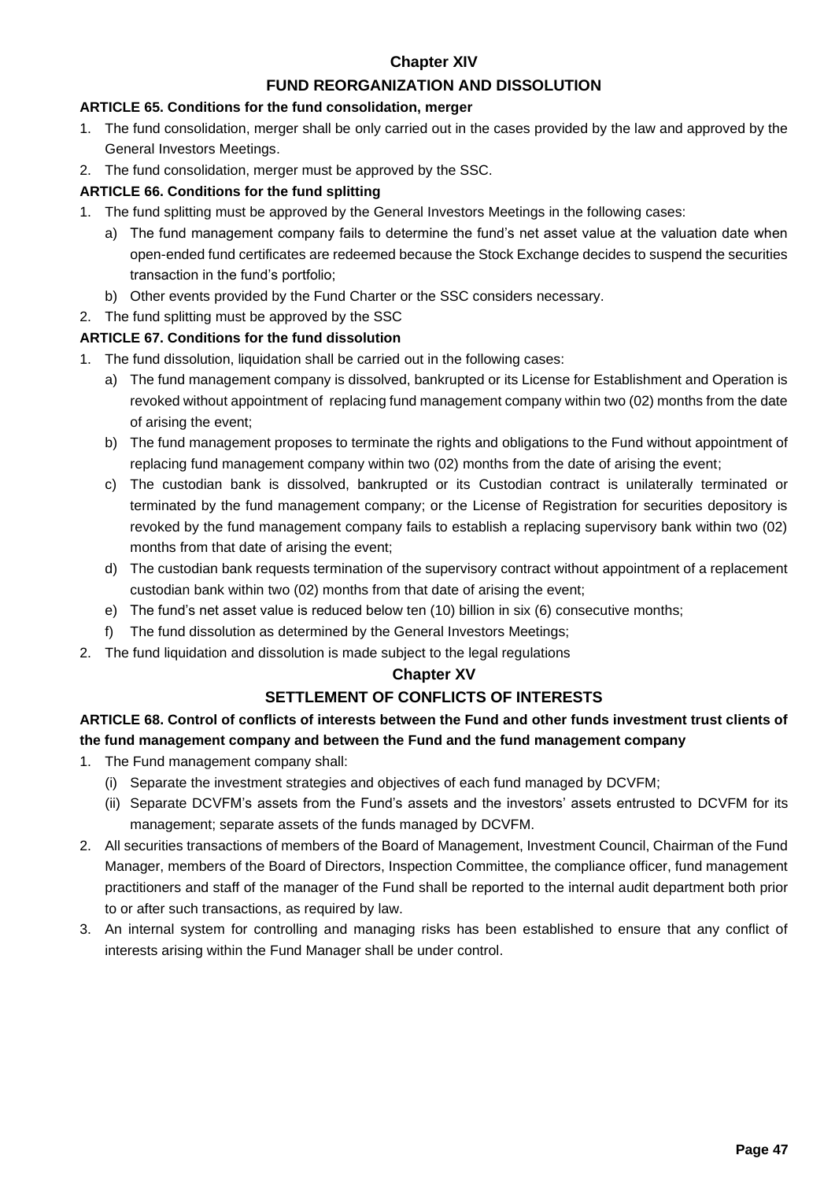## Chapter XIV

## FUND REORGANIZATION AND DISSOLUTION

### ARTICLE 65. Conditions for the fund consolidation, merger

1. The fund consolidation, merger shall be only carried out in the cases provided by the law and approved by the General Investors Meetings.
2. The fund consolidation, merger must be approved by the SSC.

### ARTICLE 66. Conditions for the fund splitting

1. The fund splitting must be approved by the General Investors Meetings in the following cases:
   a) The fund management company fails to determine the fund's net asset value at the valuation date when open-ended fund certificates are redeemed because the Stock Exchange decides to suspend the securities transaction in the fund's portfolio;
   b) Other events provided by the Fund Charter or the SSC considers necessary.
2. The fund splitting must be approved by the SSC

### ARTICLE 67. Conditions for the fund dissolution

1. The fund dissolution, liquidation shall be carried out in the following cases:
   a) The fund management company is dissolved, bankrupted or its License for Establishment and Operation is revoked without appointment of replacing fund management company within two (02) months from the date of arising the event;
   b) The fund management proposes to terminate the rights and obligations to the Fund without appointment of replacing fund management company within two (02) months from the date of arising the event;
   c) The custodian bank is dissolved, bankrupted or its Custodian contract is unilaterally terminated or terminated by the fund management company; or the License of Registration for securities depository is revoked by the fund management company fails to establish a replacing supervisory bank within two (02) months from that date of arising the event;
   d) The custodian bank requests termination of the supervisory contract without appointment of a replacement custodian bank within two (02) months from that date of arising the event;
   e) The fund's net asset value is reduced below ten (10) billion in six (6) consecutive months;
   f) The fund dissolution as determined by the General Investors Meetings;
2. The fund liquidation and dissolution is made subject to the legal regulations

## Chapter XV

## SETTLEMENT OF CONFLICTS OF INTERESTS

### ARTICLE 68. Control of conflicts of interests between the Fund and other funds investment trust clients of the fund management company and between the Fund and the fund management company

1. The Fund management company shall:
   (i) Separate the investment strategies and objectives of each fund managed by DCVFM;
   (ii) Separate DCVFM's assets from the Fund's assets and the investors' assets entrusted to DCVFM for its management; separate assets of the funds managed by DCVFM.
2. All securities transactions of members of the Board of Management, Investment Council, Chairman of the Fund Manager, members of the Board of Directors, Inspection Committee, the compliance officer, fund management practitioners and staff of the manager of the Fund shall be reported to the internal audit department both prior to or after such transactions, as required by law.
3. An internal system for controlling and managing risks has been established to ensure that any conflict of interests arising within the Fund Manager shall be under control.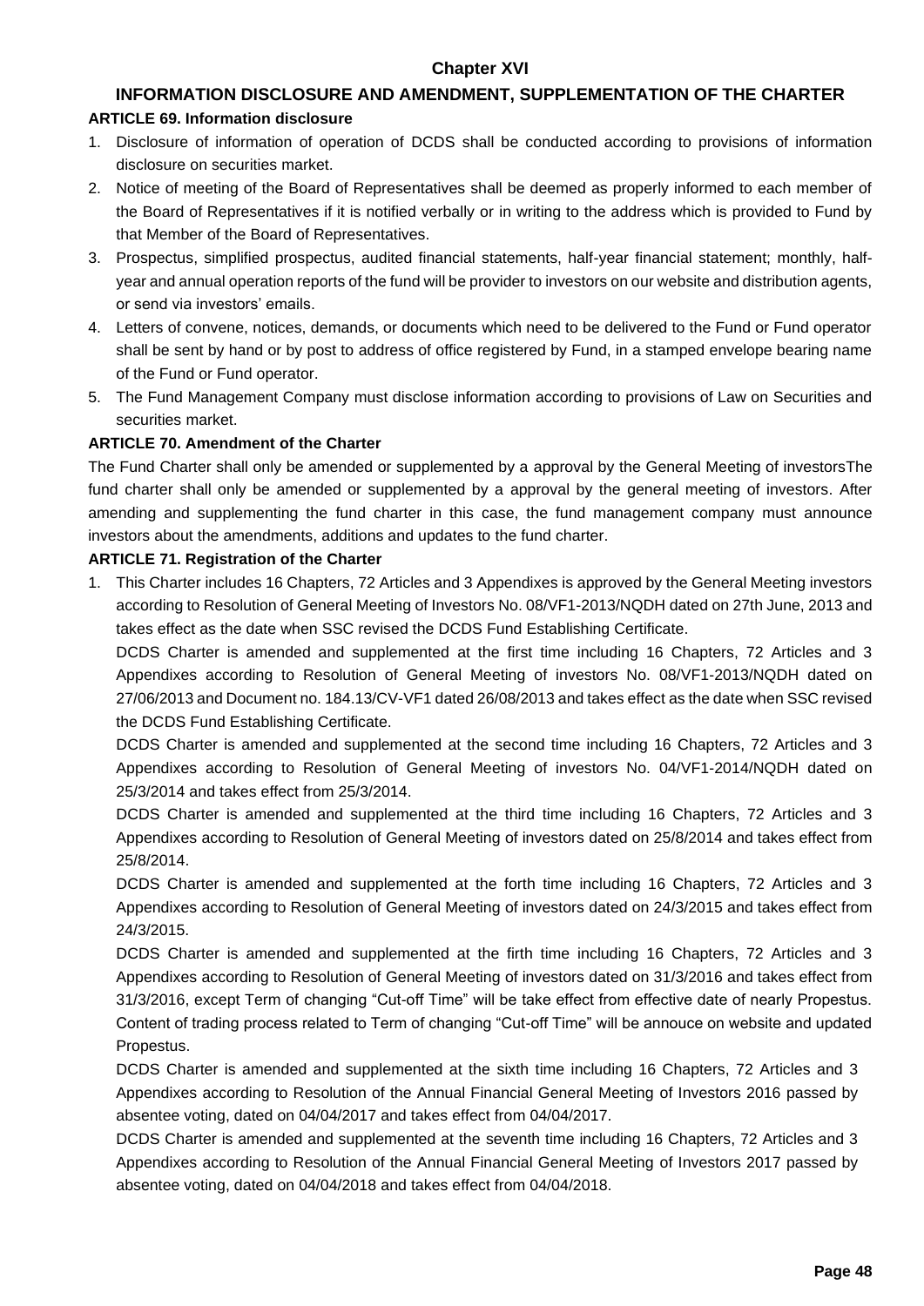## Chapter XVI

## INFORMATION DISCLOSURE AND AMENDMENT, SUPPLEMENTATION OF THE CHARTER

### ARTICLE 69. Information disclosure

1. Disclosure of information of operation of DCDS shall be conducted according to provisions of information disclosure on securities market.
2. Notice of meeting of the Board of Representatives shall be deemed as properly informed to each member of the Board of Representatives if it is notified verbally or in writing to the address which is provided to Fund by that Member of the Board of Representatives.
3. Prospectus, simplified prospectus, audited financial statements, half-year financial statement; monthly, half-year and annual operation reports of the fund will be provider to investors on our website and distribution agents, or send via investors' emails.
4. Letters of convene, notices, demands, or documents which need to be delivered to the Fund or Fund operator shall be sent by hand or by post to address of office registered by Fund, in a stamped envelope bearing name of the Fund or Fund operator.
5. The Fund Management Company must disclose information according to provisions of Law on Securities and securities market.

### ARTICLE 70. Amendment of the Charter

The Fund Charter shall only be amended or supplemented by a approval by the General Meeting of investorsThe fund charter shall only be amended or supplemented by a approval by the general meeting of investors. After amending and supplementing the fund charter in this case, the fund management company must announce investors about the amendments, additions and updates to the fund charter.

### ARTICLE 71. Registration of the Charter

1. This Charter includes 16 Chapters, 72 Articles and 3 Appendixes is approved by the General Meeting investors according to Resolution of General Meeting of Investors No. 08/VF1-2013/NQDH dated on 27th June, 2013 and takes effect as the date when SSC revised the DCDS Fund Establishing Certificate.

   DCDS Charter is amended and supplemented at the first time including 16 Chapters, 72 Articles and 3 Appendixes according to Resolution of General Meeting of investors No. 08/VF1-2013/NQDH dated on 27/06/2013 and Document no. 184.13/CV-VF1 dated 26/08/2013 and takes effect as the date when SSC revised the DCDS Fund Establishing Certificate.

   DCDS Charter is amended and supplemented at the second time including 16 Chapters, 72 Articles and 3 Appendixes according to Resolution of General Meeting of investors No. 04/VF1-2014/NQDH dated on 25/3/2014 and takes effect from 25/3/2014.

   DCDS Charter is amended and supplemented at the third time including 16 Chapters, 72 Articles and 3 Appendixes according to Resolution of General Meeting of investors dated on 25/8/2014 and takes effect from 25/8/2014.

   DCDS Charter is amended and supplemented at the forth time including 16 Chapters, 72 Articles and 3 Appendixes according to Resolution of General Meeting of investors dated on 24/3/2015 and takes effect from 24/3/2015.

   DCDS Charter is amended and supplemented at the firth time including 16 Chapters, 72 Articles and 3 Appendixes according to Resolution of General Meeting of investors dated on 31/3/2016 and takes effect from 31/3/2016, except Term of changing "Cut-off Time" will be take effect from effective date of nearly Propestus. Content of trading process related to Term of changing "Cut-off Time" will be annouce on website and updated Propestus.

   DCDS Charter is amended and supplemented at the sixth time including 16 Chapters, 72 Articles and 3 Appendixes according to Resolution of the Annual Financial General Meeting of Investors 2016 passed by absentee voting, dated on 04/04/2017 and takes effect from 04/04/2017.

   DCDS Charter is amended and supplemented at the seventh time including 16 Chapters, 72 Articles and 3 Appendixes according to Resolution of the Annual Financial General Meeting of Investors 2017 passed by absentee voting, dated on 04/04/2018 and takes effect from 04/04/2018.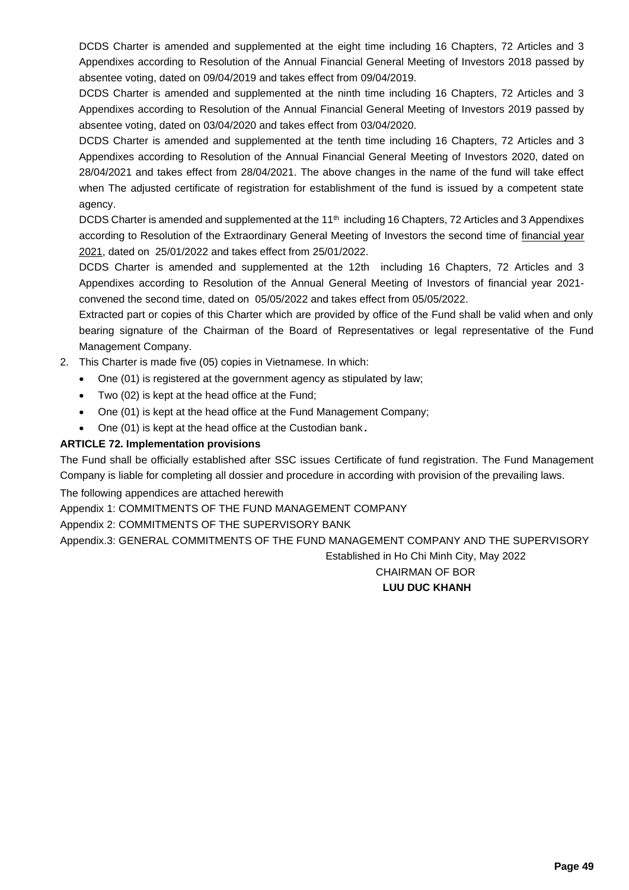DCDS Charter is amended and supplemented at the eight time including 16 Chapters, 72 Articles and 3 Appendixes according to Resolution of the Annual Financial General Meeting of Investors 2018 passed by absentee voting, dated on 09/04/2019 and takes effect from 09/04/2019.

DCDS Charter is amended and supplemented at the ninth time including 16 Chapters, 72 Articles and 3 Appendixes according to Resolution of the Annual Financial General Meeting of Investors 2019 passed by absentee voting, dated on 03/04/2020 and takes effect from 03/04/2020.

DCDS Charter is amended and supplemented at the tenth time including 16 Chapters, 72 Articles and 3 Appendixes according to Resolution of the Annual Financial General Meeting of Investors 2020, dated on 28/04/2021 and takes effect from 28/04/2021. The above changes in the name of the fund will take effect when The adjusted certificate of registration for establishment of the fund is issued by a competent state agency.

DCDS Charter is amended and supplemented at the 11th including 16 Chapters, 72 Articles and 3 Appendixes according to Resolution of the Extraordinary General Meeting of Investors the second time of financial year 2021, dated on 25/01/2022 and takes effect from 25/01/2022.

DCDS Charter is amended and supplemented at the 12th including 16 Chapters, 72 Articles and 3 Appendixes according to Resolution of the Annual General Meeting of Investors of financial year 2021- convened the second time, dated on 05/05/2022 and takes effect from 05/05/2022.

Extracted part or copies of this Charter which are provided by office of the Fund shall be valid when and only bearing signature of the Chairman of the Board of Representatives or legal representative of the Fund Management Company.

2. This Charter is made five (05) copies in Vietnamese. In which:
   - One (01) is registered at the government agency as stipulated by law;
   - Two (02) is kept at the head office at the Fund;
   - One (01) is kept at the head office at the Fund Management Company;
   - One (01) is kept at the head office at the Custodian bank.

**ARTICLE 72. Implementation provisions**

The Fund shall be officially established after SSC issues Certificate of fund registration. The Fund Management Company is liable for completing all dossier and procedure in according with provision of the prevailing laws.

The following appendices are attached herewith

Appendix 1: COMMITMENTS OF THE FUND MANAGEMENT COMPANY

Appendix 2: COMMITMENTS OF THE SUPERVISORY BANK

Appendix.3: GENERAL COMMITMENTS OF THE FUND MANAGEMENT COMPANY AND THE SUPERVISORY

Established in Ho Chi Minh City, May 2022

CHAIRMAN OF BOR

**LUU DUC KHANH**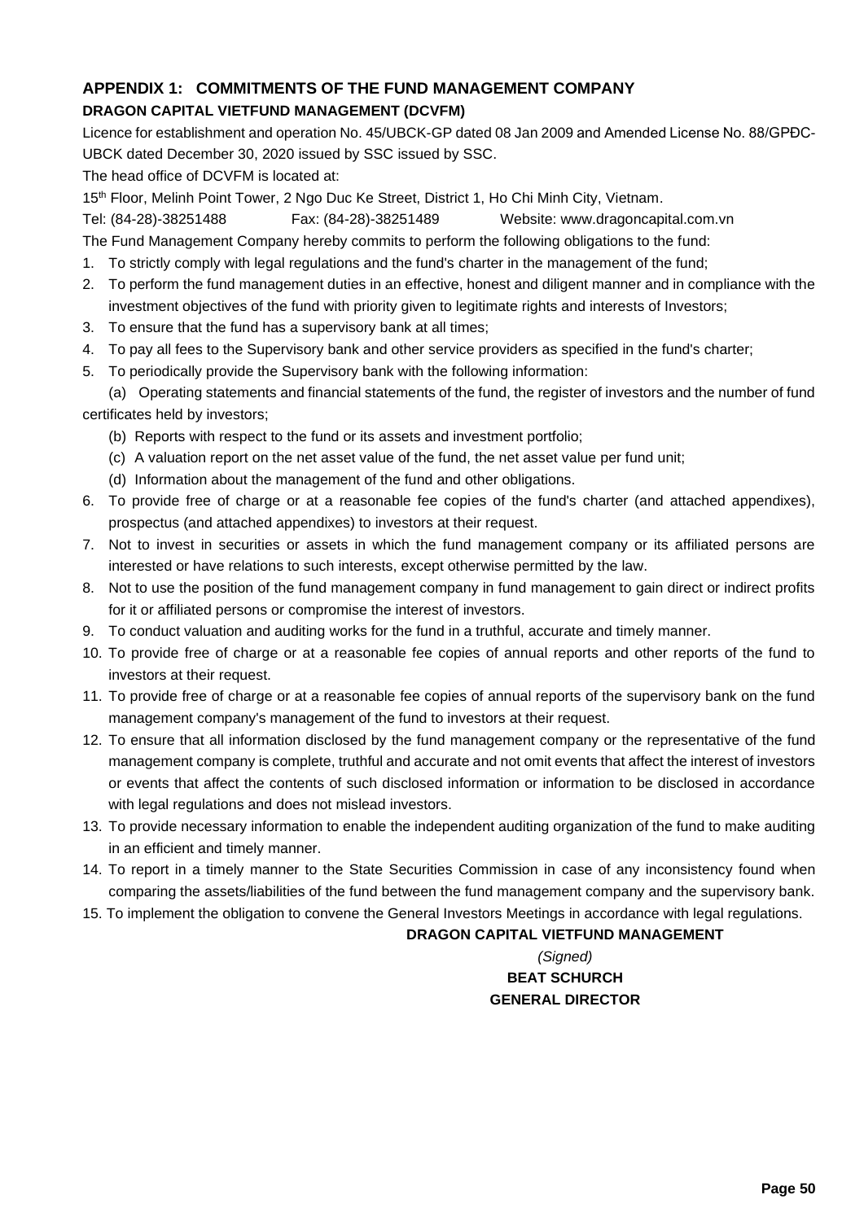## APPENDIX 1: COMMITMENTS OF THE FUND MANAGEMENT COMPANY

**DRAGON CAPITAL VIETFUND MANAGEMENT (DCVFM)**

Licence for establishment and operation No. 45/UBCK-GP dated 08 Jan 2009 and Amended License No. 88/GPĐC-UBCK dated December 30, 2020 issued by SSC issued by SSC.

The head office of DCVFM is located at:

15th Floor, Melinh Point Tower, 2 Ngo Duc Ke Street, District 1, Ho Chi Minh City, Vietnam.

Tel: (84-28)-38251488 Fax: (84-28)-38251489 Website: www.dragoncapital.com.vn

The Fund Management Company hereby commits to perform the following obligations to the fund:

1. To strictly comply with legal regulations and the fund's charter in the management of the fund;
2. To perform the fund management duties in an effective, honest and diligent manner and in compliance with the investment objectives of the fund with priority given to legitimate rights and interests of Investors;
3. To ensure that the fund has a supervisory bank at all times;
4. To pay all fees to the Supervisory bank and other service providers as specified in the fund's charter;
5. To periodically provide the Supervisory bank with the following information:
   (a) Operating statements and financial statements of the fund, the register of investors and the number of fund certificates held by investors;
   (b) Reports with respect to the fund or its assets and investment portfolio;
   (c) A valuation report on the net asset value of the fund, the net asset value per fund unit;
   (d) Information about the management of the fund and other obligations.
6. To provide free of charge or at a reasonable fee copies of the fund's charter (and attached appendixes), prospectus (and attached appendixes) to investors at their request.
7. Not to invest in securities or assets in which the fund management company or its affiliated persons are interested or have relations to such interests, except otherwise permitted by the law.
8. Not to use the position of the fund management company in fund management to gain direct or indirect profits for it or affiliated persons or compromise the interest of investors.
9. To conduct valuation and auditing works for the fund in a truthful, accurate and timely manner.
10. To provide free of charge or at a reasonable fee copies of annual reports and other reports of the fund to investors at their request.
11. To provide free of charge or at a reasonable fee copies of annual reports of the supervisory bank on the fund management company's management of the fund to investors at their request.
12. To ensure that all information disclosed by the fund management company or the representative of the fund management company is complete, truthful and accurate and not omit events that affect the interest of investors or events that affect the contents of such disclosed information or information to be disclosed in accordance with legal regulations and does not mislead investors.
13. To provide necessary information to enable the independent auditing organization of the fund to make auditing in an efficient and timely manner.
14. To report in a timely manner to the State Securities Commission in case of any inconsistency found when comparing the assets/liabilities of the fund between the fund management company and the supervisory bank.
15. To implement the obligation to convene the General Investors Meetings in accordance with legal regulations.

**DRAGON CAPITAL VIETFUND MANAGEMENT**

*(Signed)*

**BEAT SCHURCH**

**GENERAL DIRECTOR**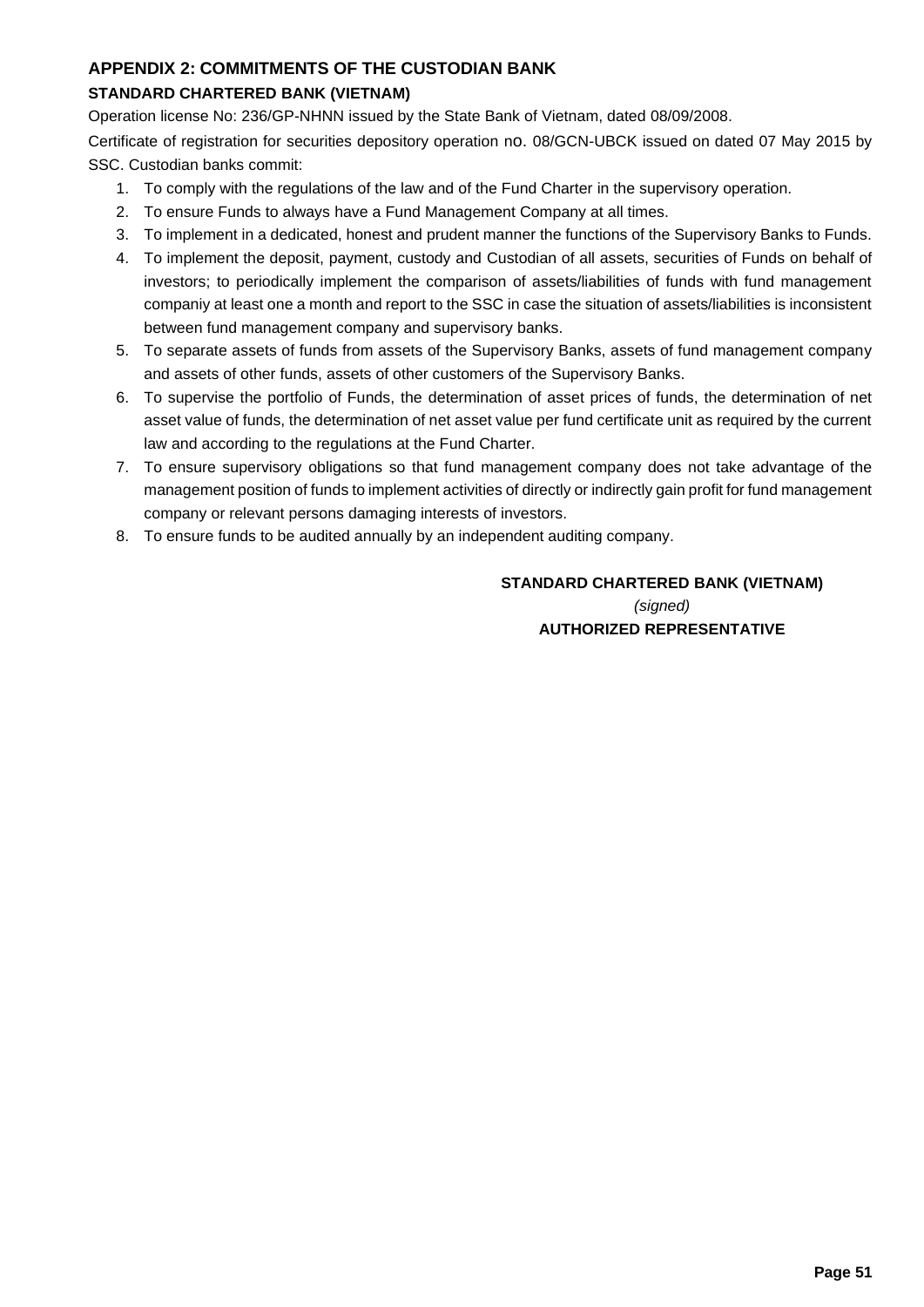## APPENDIX 2: COMMITMENTS OF THE CUSTODIAN BANK

### STANDARD CHARTERED BANK (VIETNAM)

Operation license No: 236/GP-NHNN issued by the State Bank of Vietnam, dated 08/09/2008.

Certificate of registration for securities depository operation no. 08/GCN-UBCK issued on dated 07 May 2015 by SSC. Custodian banks commit:

1. To comply with the regulations of the law and of the Fund Charter in the supervisory operation.
2. To ensure Funds to always have a Fund Management Company at all times.
3. To implement in a dedicated, honest and prudent manner the functions of the Supervisory Banks to Funds.
4. To implement the deposit, payment, custody and Custodian of all assets, securities of Funds on behalf of investors; to periodically implement the comparison of assets/liabilities of funds with fund management companiy at least one a month and report to the SSC in case the situation of assets/liabilities is inconsistent between fund management company and supervisory banks.
5. To separate assets of funds from assets of the Supervisory Banks, assets of fund management company and assets of other funds, assets of other customers of the Supervisory Banks.
6. To supervise the portfolio of Funds, the determination of asset prices of funds, the determination of net asset value of funds, the determination of net asset value per fund certificate unit as required by the current law and according to the regulations at the Fund Charter.
7. To ensure supervisory obligations so that fund management company does not take advantage of the management position of funds to implement activities of directly or indirectly gain profit for fund management company or relevant persons damaging interests of investors.
8. To ensure funds to be audited annually by an independent auditing company.

**STANDARD CHARTERED BANK (VIETNAM)**

*(signed)*

**AUTHORIZED REPRESENTATIVE**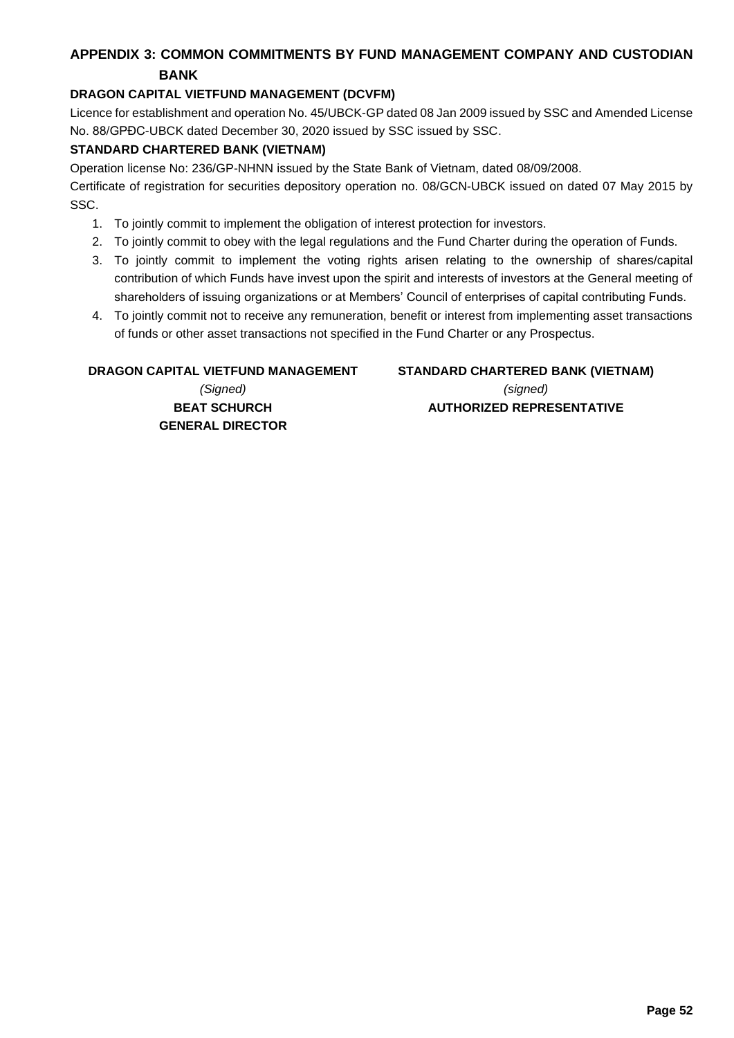## APPENDIX 3: COMMON COMMITMENTS BY FUND MANAGEMENT COMPANY AND CUSTODIAN BANK

**DRAGON CAPITAL VIETFUND MANAGEMENT (DCVFM)**

Licence for establishment and operation No. 45/UBCK-GP dated 08 Jan 2009 issued by SSC and Amended License No. 88/GPĐC-UBCK dated December 30, 2020 issued by SSC issued by SSC.

**STANDARD CHARTERED BANK (VIETNAM)**

Operation license No: 236/GP-NHNN issued by the State Bank of Vietnam, dated 08/09/2008.

Certificate of registration for securities depository operation no. 08/GCN-UBCK issued on dated 07 May 2015 by SSC.

1. To jointly commit to implement the obligation of interest protection for investors.
2. To jointly commit to obey with the legal regulations and the Fund Charter during the operation of Funds.
3. To jointly commit to implement the voting rights arisen relating to the ownership of shares/capital contribution of which Funds have invest upon the spirit and interests of investors at the General meeting of shareholders of issuing organizations or at Members' Council of enterprises of capital contributing Funds.
4. To jointly commit not to receive any remuneration, benefit or interest from implementing asset transactions of funds or other asset transactions not specified in the Fund Charter or any Prospectus.

**DRAGON CAPITAL VIETFUND MANAGEMENT**

*(Signed)*

**BEAT SCHURCH**

**GENERAL DIRECTOR**

**STANDARD CHARTERED BANK (VIETNAM)**

*(signed)*

**AUTHORIZED REPRESENTATIVE**